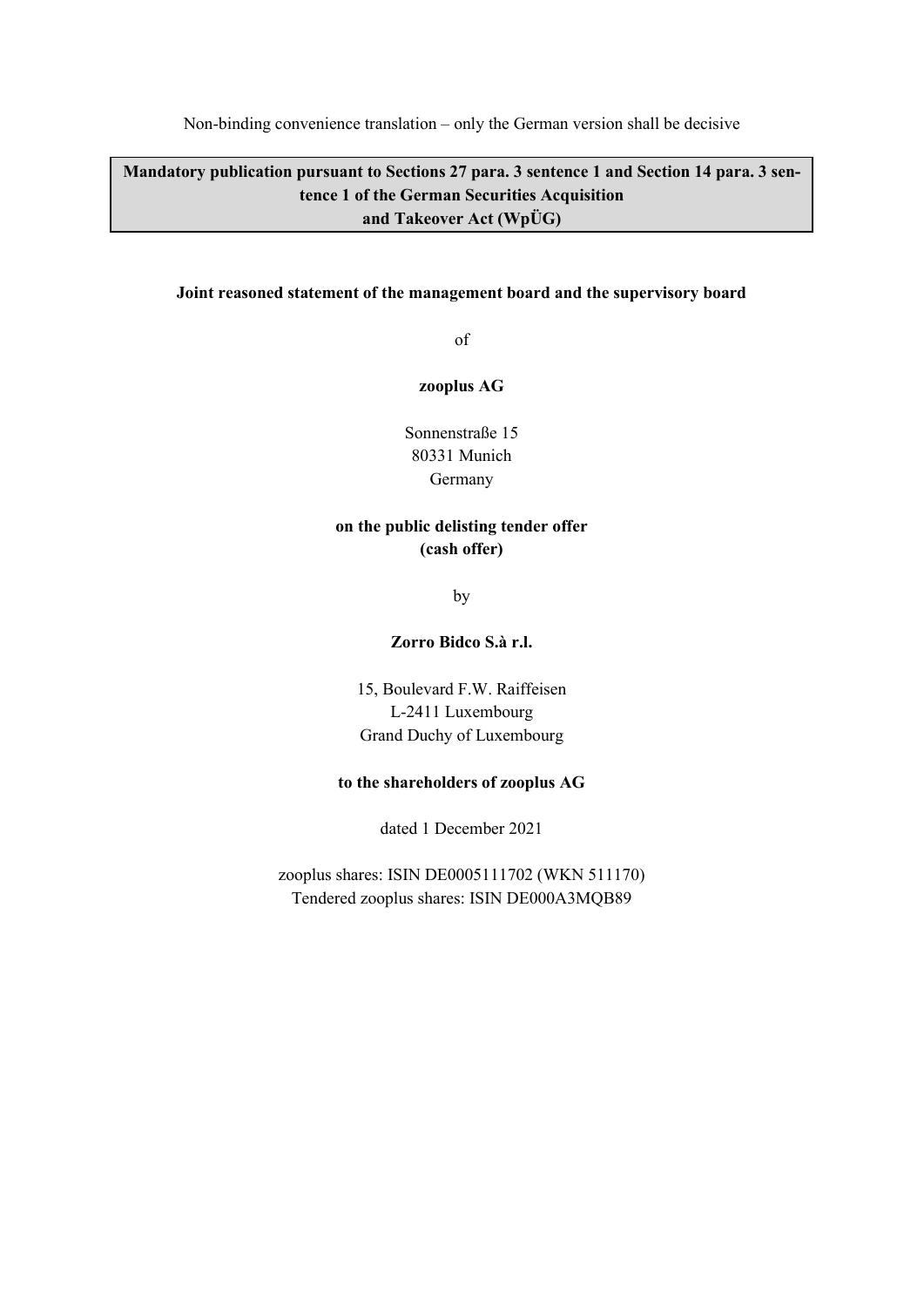Non-binding convenience translation – only the German version shall be decisive

**Mandatory publication pursuant to Sections 27 para. 3 sentence 1 and Section 14 para. 3 sentence 1 of the German Securities Acquisition and Takeover Act (WpÜG)**

**Joint reasoned statement of the management board and the supervisory board**

of

**zooplus AG**

Sonnenstraße 15
80331 Munich
Germany

**on the public delisting tender offer (cash offer)**

by

**Zorro Bidco S.à r.l.**

15, Boulevard F.W. Raiffeisen
L-2411 Luxembourg
Grand Duchy of Luxembourg

**to the shareholders of zooplus AG**

dated 1 December 2021

zooplus shares: ISIN DE0005111702 (WKN 511170)
Tendered zooplus shares: ISIN DE000A3MQB89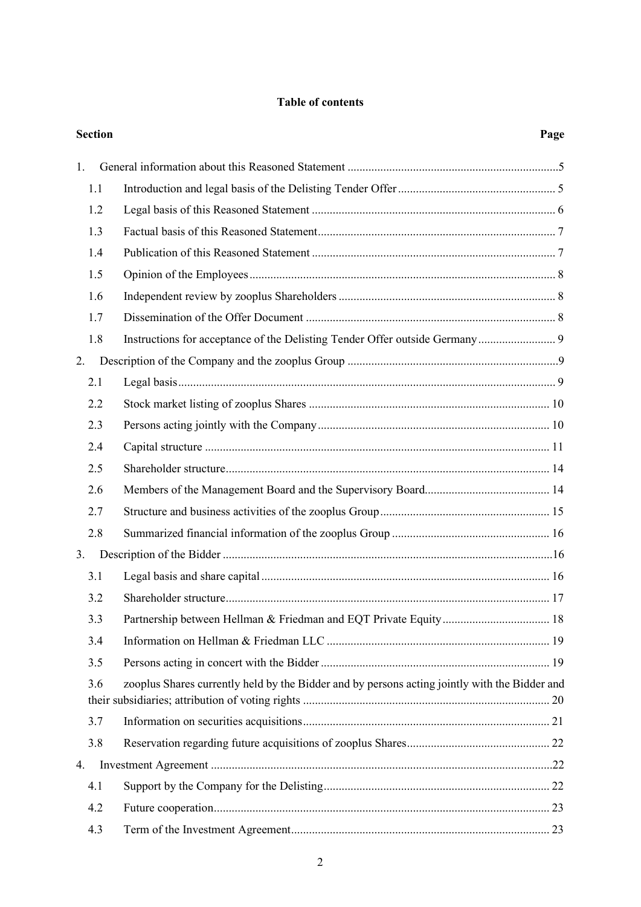**Table of contents**

| Section | | Page |
|---|---|---|
| 1. | General information about this Reasoned Statement | 5 |
| 1.1 | Introduction and legal basis of the Delisting Tender Offer | 5 |
| 1.2 | Legal basis of this Reasoned Statement | 6 |
| 1.3 | Factual basis of this Reasoned Statement | 7 |
| 1.4 | Publication of this Reasoned Statement | 7 |
| 1.5 | Opinion of the Employees | 8 |
| 1.6 | Independent review by zooplus Shareholders | 8 |
| 1.7 | Dissemination of the Offer Document | 8 |
| 1.8 | Instructions for acceptance of the Delisting Tender Offer outside Germany | 9 |
| 2. | Description of the Company and the zooplus Group | 9 |
| 2.1 | Legal basis | 9 |
| 2.2 | Stock market listing of zooplus Shares | 10 |
| 2.3 | Persons acting jointly with the Company | 10 |
| 2.4 | Capital structure | 11 |
| 2.5 | Shareholder structure | 14 |
| 2.6 | Members of the Management Board and the Supervisory Board | 14 |
| 2.7 | Structure and business activities of the zooplus Group | 15 |
| 2.8 | Summarized financial information of the zooplus Group | 16 |
| 3. | Description of the Bidder | 16 |
| 3.1 | Legal basis and share capital | 16 |
| 3.2 | Shareholder structure | 17 |
| 3.3 | Partnership between Hellman & Friedman and EQT Private Equity | 18 |
| 3.4 | Information on Hellman & Friedman LLC | 19 |
| 3.5 | Persons acting in concert with the Bidder | 19 |
| 3.6 | zooplus Shares currently held by the Bidder and by persons acting jointly with the Bidder and their subsidiaries; attribution of voting rights | 20 |
| 3.7 | Information on securities acquisitions | 21 |
| 3.8 | Reservation regarding future acquisitions of zooplus Shares | 22 |
| 4. | Investment Agreement | 22 |
| 4.1 | Support by the Company for the Delisting | 22 |
| 4.2 | Future cooperation | 23 |
| 4.3 | Term of the Investment Agreement | 23 |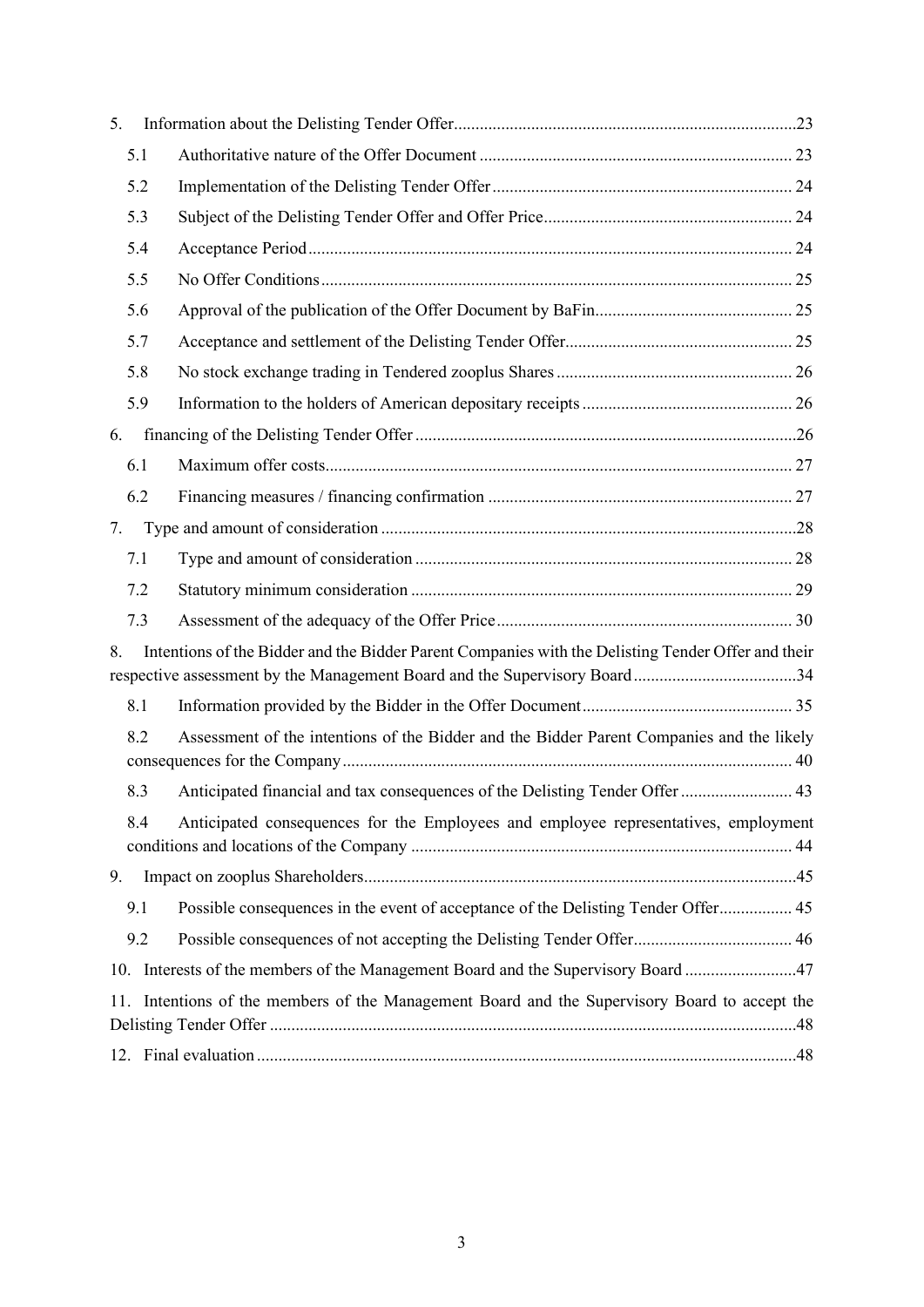5. Information about the Delisting Tender Offer....23

5.1 Authoritative nature of the Offer Document.... 23

5.2 Implementation of the Delisting Tender Offer.... 24

5.3 Subject of the Delisting Tender Offer and Offer Price.... 24

5.4 Acceptance Period.... 24

5.5 No Offer Conditions.... 25

5.6 Approval of the publication of the Offer Document by BaFin.... 25

5.7 Acceptance and settlement of the Delisting Tender Offer.... 25

5.8 No stock exchange trading in Tendered zooplus Shares.... 26

5.9 Information to the holders of American depositary receipts.... 26

6. financing of the Delisting Tender Offer....26

6.1 Maximum offer costs.... 27

6.2 Financing measures / financing confirmation.... 27

7. Type and amount of consideration....28

7.1 Type and amount of consideration.... 28

7.2 Statutory minimum consideration.... 29

7.3 Assessment of the adequacy of the Offer Price.... 30

8. Intentions of the Bidder and the Bidder Parent Companies with the Delisting Tender Offer and their respective assessment by the Management Board and the Supervisory Board....34

8.1 Information provided by the Bidder in the Offer Document.... 35

8.2 Assessment of the intentions of the Bidder and the Bidder Parent Companies and the likely consequences for the Company.... 40

8.3 Anticipated financial and tax consequences of the Delisting Tender Offer.... 43

8.4 Anticipated consequences for the Employees and employee representatives, employment conditions and locations of the Company.... 44

9. Impact on zooplus Shareholders....45

9.1 Possible consequences in the event of acceptance of the Delisting Tender Offer.... 45

9.2 Possible consequences of not accepting the Delisting Tender Offer.... 46

10. Interests of the members of the Management Board and the Supervisory Board....47

11. Intentions of the members of the Management Board and the Supervisory Board to accept the Delisting Tender Offer....48

12. Final evaluation....48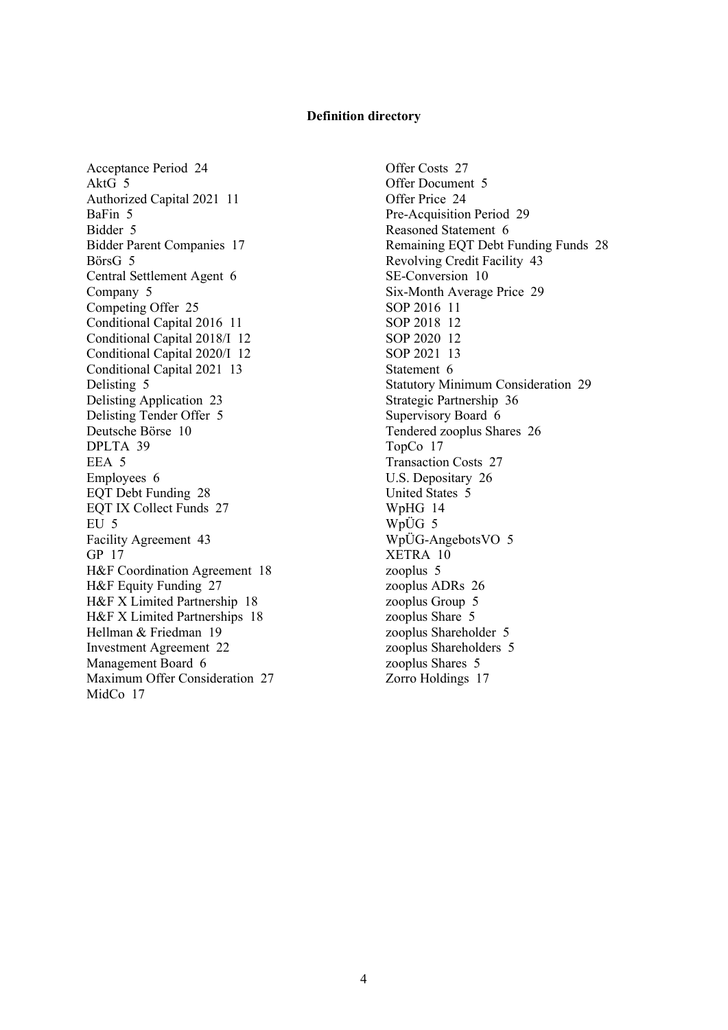**Definition directory**

Acceptance Period 24
AktG 5
Authorized Capital 2021 11
BaFin 5
Bidder 5
Bidder Parent Companies 17
BörsG 5
Central Settlement Agent 6
Company 5
Competing Offer 25
Conditional Capital 2016 11
Conditional Capital 2018/I 12
Conditional Capital 2020/I 12
Conditional Capital 2021 13
Delisting 5
Delisting Application 23
Delisting Tender Offer 5
Deutsche Börse 10
DPLTA 39
EEA 5
Employees 6
EQT Debt Funding 28
EQT IX Collect Funds 27
EU 5
Facility Agreement 43
GP 17
H&F Coordination Agreement 18
H&F Equity Funding 27
H&F X Limited Partnership 18
H&F X Limited Partnerships 18
Hellman & Friedman 19
Investment Agreement 22
Management Board 6
Maximum Offer Consideration 27
MidCo 17
Offer Costs 27
Offer Document 5
Offer Price 24
Pre-Acquisition Period 29
Reasoned Statement 6
Remaining EQT Debt Funding Funds 28
Revolving Credit Facility 43
SE-Conversion 10
Six-Month Average Price 29
SOP 2016 11
SOP 2018 12
SOP 2020 12
SOP 2021 13
Statement 6
Statutory Minimum Consideration 29
Strategic Partnership 36
Supervisory Board 6
Tendered zooplus Shares 26
TopCo 17
Transaction Costs 27
U.S. Depositary 26
United States 5
WpHG 14
WpÜG 5
WpÜG-AngebotsVO 5
XETRA 10
zooplus 5
zooplus ADRs 26
zooplus Group 5
zooplus Share 5
zooplus Shareholder 5
zooplus Shareholders 5
zooplus Shares 5
Zorro Holdings 17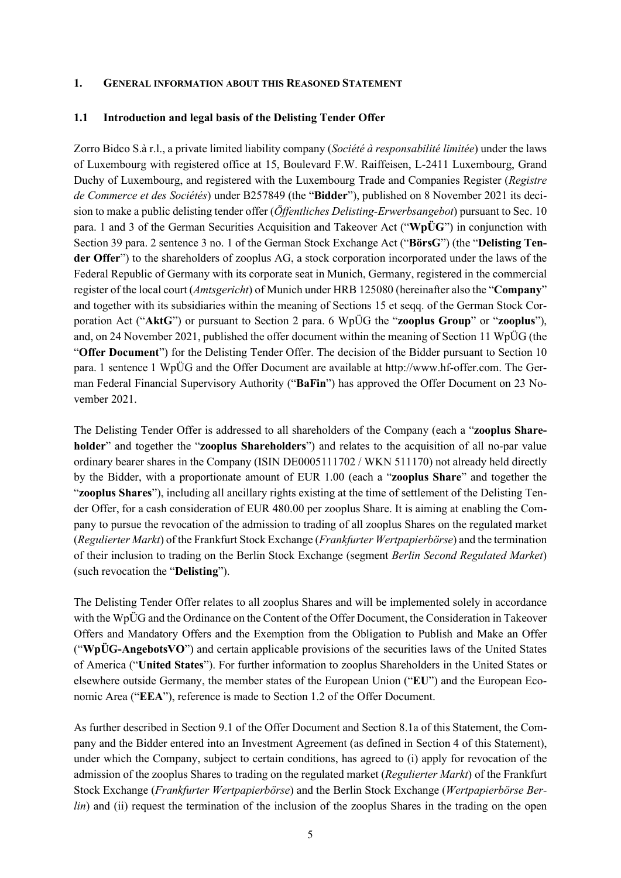## 1. GENERAL INFORMATION ABOUT THIS REASONED STATEMENT

### 1.1 Introduction and legal basis of the Delisting Tender Offer

Zorro Bidco S.à r.l., a private limited liability company (*Société à responsabilité limitée*) under the laws of Luxembourg with registered office at 15, Boulevard F.W. Raiffeisen, L-2411 Luxembourg, Grand Duchy of Luxembourg, and registered with the Luxembourg Trade and Companies Register (*Registre de Commerce et des Sociétés*) under B257849 (the "**Bidder**"), published on 8 November 2021 its decision to make a public delisting tender offer (*Öffentliches Delisting-Erwerbsangebot*) pursuant to Sec. 10 para. 1 and 3 of the German Securities Acquisition and Takeover Act ("**WpÜG**") in conjunction with Section 39 para. 2 sentence 3 no. 1 of the German Stock Exchange Act ("**BörsG**") (the "**Delisting Tender Offer**") to the shareholders of zooplus AG, a stock corporation incorporated under the laws of the Federal Republic of Germany with its corporate seat in Munich, Germany, registered in the commercial register of the local court (*Amtsgericht*) of Munich under HRB 125080 (hereinafter also the "**Company**" and together with its subsidiaries within the meaning of Sections 15 et seqq. of the German Stock Corporation Act ("**AktG**") or pursuant to Section 2 para. 6 WpÜG the "**zooplus Group**" or "**zooplus**"), and, on 24 November 2021, published the offer document within the meaning of Section 11 WpÜG (the "**Offer Document**") for the Delisting Tender Offer. The decision of the Bidder pursuant to Section 10 para. 1 sentence 1 WpÜG and the Offer Document are available at http://www.hf-offer.com. The German Federal Financial Supervisory Authority ("**BaFin**") has approved the Offer Document on 23 November 2021.

The Delisting Tender Offer is addressed to all shareholders of the Company (each a "**zooplus Shareholder**" and together the "**zooplus Shareholders**") and relates to the acquisition of all no-par value ordinary bearer shares in the Company (ISIN DE0005111702 / WKN 511170) not already held directly by the Bidder, with a proportionate amount of EUR 1.00 (each a "**zooplus Share**" and together the "**zooplus Shares**"), including all ancillary rights existing at the time of settlement of the Delisting Tender Offer, for a cash consideration of EUR 480.00 per zooplus Share. It is aiming at enabling the Company to pursue the revocation of the admission to trading of all zooplus Shares on the regulated market (*Regulierter Markt*) of the Frankfurt Stock Exchange (*Frankfurter Wertpapierbörse*) and the termination of their inclusion to trading on the Berlin Stock Exchange (segment *Berlin Second Regulated Market*) (such revocation the "**Delisting**").

The Delisting Tender Offer relates to all zooplus Shares and will be implemented solely in accordance with the WpÜG and the Ordinance on the Content of the Offer Document, the Consideration in Takeover Offers and Mandatory Offers and the Exemption from the Obligation to Publish and Make an Offer ("**WpÜG-AngebotsVO**") and certain applicable provisions of the securities laws of the United States of America ("**United States**"). For further information to zooplus Shareholders in the United States or elsewhere outside Germany, the member states of the European Union ("**EU**") and the European Economic Area ("**EEA**"), reference is made to Section 1.2 of the Offer Document.

As further described in Section 9.1 of the Offer Document and Section 8.1a of this Statement, the Company and the Bidder entered into an Investment Agreement (as defined in Section 4 of this Statement), under which the Company, subject to certain conditions, has agreed to (i) apply for revocation of the admission of the zooplus Shares to trading on the regulated market (*Regulierter Markt*) of the Frankfurt Stock Exchange (*Frankfurter Wertpapierbörse*) and the Berlin Stock Exchange (*Wertpapierbörse Berlin*) and (ii) request the termination of the inclusion of the zooplus Shares in the trading on the open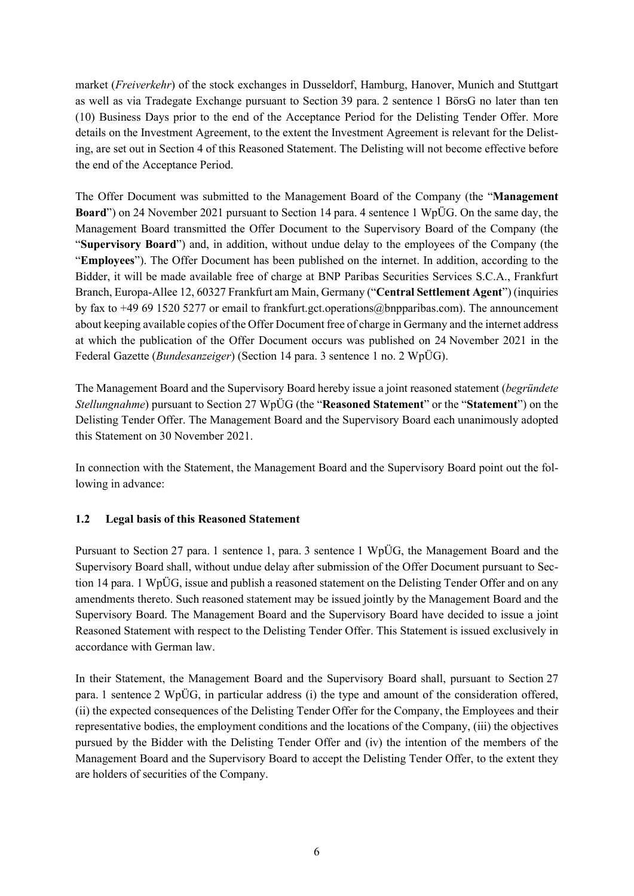market (*Freiverkehr*) of the stock exchanges in Dusseldorf, Hamburg, Hanover, Munich and Stuttgart as well as via Tradegate Exchange pursuant to Section 39 para. 2 sentence 1 BörsG no later than ten (10) Business Days prior to the end of the Acceptance Period for the Delisting Tender Offer. More details on the Investment Agreement, to the extent the Investment Agreement is relevant for the Delisting, are set out in Section 4 of this Reasoned Statement. The Delisting will not become effective before the end of the Acceptance Period.

The Offer Document was submitted to the Management Board of the Company (the "**Management Board**") on 24 November 2021 pursuant to Section 14 para. 4 sentence 1 WpÜG. On the same day, the Management Board transmitted the Offer Document to the Supervisory Board of the Company (the "**Supervisory Board**") and, in addition, without undue delay to the employees of the Company (the "**Employees**"). The Offer Document has been published on the internet. In addition, according to the Bidder, it will be made available free of charge at BNP Paribas Securities Services S.C.A., Frankfurt Branch, Europa-Allee 12, 60327 Frankfurt am Main, Germany ("**Central Settlement Agent**") (inquiries by fax to +49 69 1520 5277 or email to frankfurt.gct.operations@bnpparibas.com). The announcement about keeping available copies of the Offer Document free of charge in Germany and the internet address at which the publication of the Offer Document occurs was published on 24 November 2021 in the Federal Gazette (*Bundesanzeiger*) (Section 14 para. 3 sentence 1 no. 2 WpÜG).

The Management Board and the Supervisory Board hereby issue a joint reasoned statement (*begründete Stellungnahme*) pursuant to Section 27 WpÜG (the "**Reasoned Statement**" or the "**Statement**") on the Delisting Tender Offer. The Management Board and the Supervisory Board each unanimously adopted this Statement on 30 November 2021.

In connection with the Statement, the Management Board and the Supervisory Board point out the following in advance:

### 1.2 Legal basis of this Reasoned Statement

Pursuant to Section 27 para. 1 sentence 1, para. 3 sentence 1 WpÜG, the Management Board and the Supervisory Board shall, without undue delay after submission of the Offer Document pursuant to Section 14 para. 1 WpÜG, issue and publish a reasoned statement on the Delisting Tender Offer and on any amendments thereto. Such reasoned statement may be issued jointly by the Management Board and the Supervisory Board. The Management Board and the Supervisory Board have decided to issue a joint Reasoned Statement with respect to the Delisting Tender Offer. This Statement is issued exclusively in accordance with German law.

In their Statement, the Management Board and the Supervisory Board shall, pursuant to Section 27 para. 1 sentence 2 WpÜG, in particular address (i) the type and amount of the consideration offered, (ii) the expected consequences of the Delisting Tender Offer for the Company, the Employees and their representative bodies, the employment conditions and the locations of the Company, (iii) the objectives pursued by the Bidder with the Delisting Tender Offer and (iv) the intention of the members of the Management Board and the Supervisory Board to accept the Delisting Tender Offer, to the extent they are holders of securities of the Company.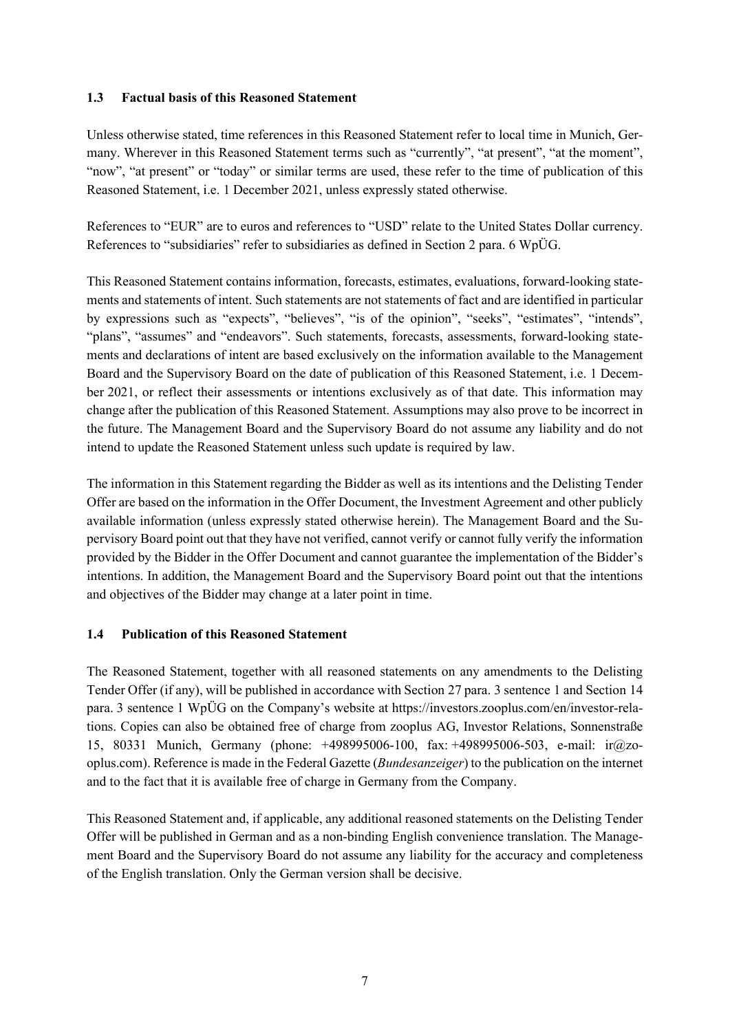### 1.3 Factual basis of this Reasoned Statement

Unless otherwise stated, time references in this Reasoned Statement refer to local time in Munich, Germany. Wherever in this Reasoned Statement terms such as "currently", "at present", "at the moment", "now", "at present" or "today" or similar terms are used, these refer to the time of publication of this Reasoned Statement, i.e. 1 December 2021, unless expressly stated otherwise.

References to "EUR" are to euros and references to "USD" relate to the United States Dollar currency. References to "subsidiaries" refer to subsidiaries as defined in Section 2 para. 6 WpÜG.

This Reasoned Statement contains information, forecasts, estimates, evaluations, forward-looking statements and statements of intent. Such statements are not statements of fact and are identified in particular by expressions such as "expects", "believes", "is of the opinion", "seeks", "estimates", "intends", "plans", "assumes" and "endeavors". Such statements, forecasts, assessments, forward-looking statements and declarations of intent are based exclusively on the information available to the Management Board and the Supervisory Board on the date of publication of this Reasoned Statement, i.e. 1 December 2021, or reflect their assessments or intentions exclusively as of that date. This information may change after the publication of this Reasoned Statement. Assumptions may also prove to be incorrect in the future. The Management Board and the Supervisory Board do not assume any liability and do not intend to update the Reasoned Statement unless such update is required by law.

The information in this Statement regarding the Bidder as well as its intentions and the Delisting Tender Offer are based on the information in the Offer Document, the Investment Agreement and other publicly available information (unless expressly stated otherwise herein). The Management Board and the Supervisory Board point out that they have not verified, cannot verify or cannot fully verify the information provided by the Bidder in the Offer Document and cannot guarantee the implementation of the Bidder's intentions. In addition, the Management Board and the Supervisory Board point out that the intentions and objectives of the Bidder may change at a later point in time.

### 1.4 Publication of this Reasoned Statement

The Reasoned Statement, together with all reasoned statements on any amendments to the Delisting Tender Offer (if any), will be published in accordance with Section 27 para. 3 sentence 1 and Section 14 para. 3 sentence 1 WpÜG on the Company's website at https://investors.zooplus.com/en/investor-relations. Copies can also be obtained free of charge from zooplus AG, Investor Relations, Sonnenstraße 15, 80331 Munich, Germany (phone: +498995006-100, fax: +498995006-503, e-mail: ir@zooplus.com). Reference is made in the Federal Gazette (*Bundesanzeiger*) to the publication on the internet and to the fact that it is available free of charge in Germany from the Company.

This Reasoned Statement and, if applicable, any additional reasoned statements on the Delisting Tender Offer will be published in German and as a non-binding English convenience translation. The Management Board and the Supervisory Board do not assume any liability for the accuracy and completeness of the English translation. Only the German version shall be decisive.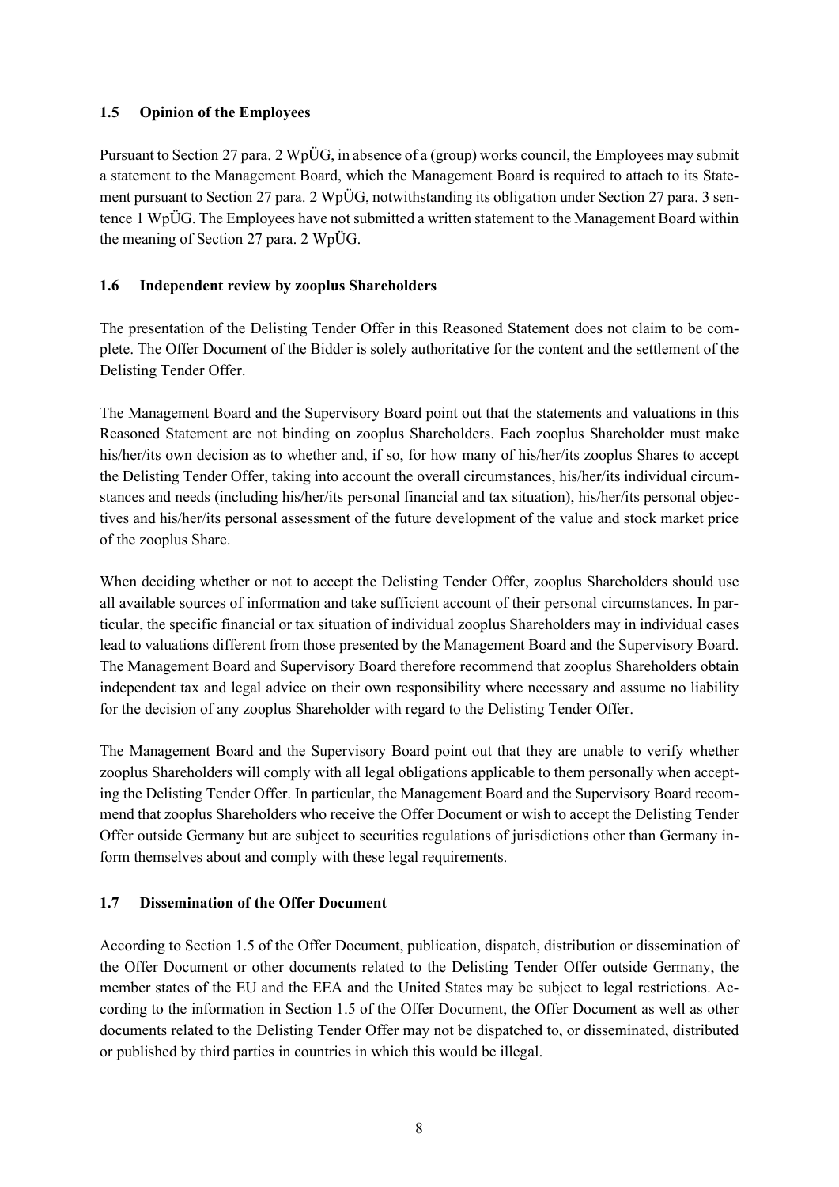### 1.5 Opinion of the Employees

Pursuant to Section 27 para. 2 WpÜG, in absence of a (group) works council, the Employees may submit a statement to the Management Board, which the Management Board is required to attach to its Statement pursuant to Section 27 para. 2 WpÜG, notwithstanding its obligation under Section 27 para. 3 sentence 1 WpÜG. The Employees have not submitted a written statement to the Management Board within the meaning of Section 27 para. 2 WpÜG.

### 1.6 Independent review by zooplus Shareholders

The presentation of the Delisting Tender Offer in this Reasoned Statement does not claim to be complete. The Offer Document of the Bidder is solely authoritative for the content and the settlement of the Delisting Tender Offer.

The Management Board and the Supervisory Board point out that the statements and valuations in this Reasoned Statement are not binding on zooplus Shareholders. Each zooplus Shareholder must make his/her/its own decision as to whether and, if so, for how many of his/her/its zooplus Shares to accept the Delisting Tender Offer, taking into account the overall circumstances, his/her/its individual circumstances and needs (including his/her/its personal financial and tax situation), his/her/its personal objectives and his/her/its personal assessment of the future development of the value and stock market price of the zooplus Share.

When deciding whether or not to accept the Delisting Tender Offer, zooplus Shareholders should use all available sources of information and take sufficient account of their personal circumstances. In particular, the specific financial or tax situation of individual zooplus Shareholders may in individual cases lead to valuations different from those presented by the Management Board and the Supervisory Board. The Management Board and Supervisory Board therefore recommend that zooplus Shareholders obtain independent tax and legal advice on their own responsibility where necessary and assume no liability for the decision of any zooplus Shareholder with regard to the Delisting Tender Offer.

The Management Board and the Supervisory Board point out that they are unable to verify whether zooplus Shareholders will comply with all legal obligations applicable to them personally when accepting the Delisting Tender Offer. In particular, the Management Board and the Supervisory Board recommend that zooplus Shareholders who receive the Offer Document or wish to accept the Delisting Tender Offer outside Germany but are subject to securities regulations of jurisdictions other than Germany inform themselves about and comply with these legal requirements.

### 1.7 Dissemination of the Offer Document

According to Section 1.5 of the Offer Document, publication, dispatch, distribution or dissemination of the Offer Document or other documents related to the Delisting Tender Offer outside Germany, the member states of the EU and the EEA and the United States may be subject to legal restrictions. According to the information in Section 1.5 of the Offer Document, the Offer Document as well as other documents related to the Delisting Tender Offer may not be dispatched to, or disseminated, distributed or published by third parties in countries in which this would be illegal.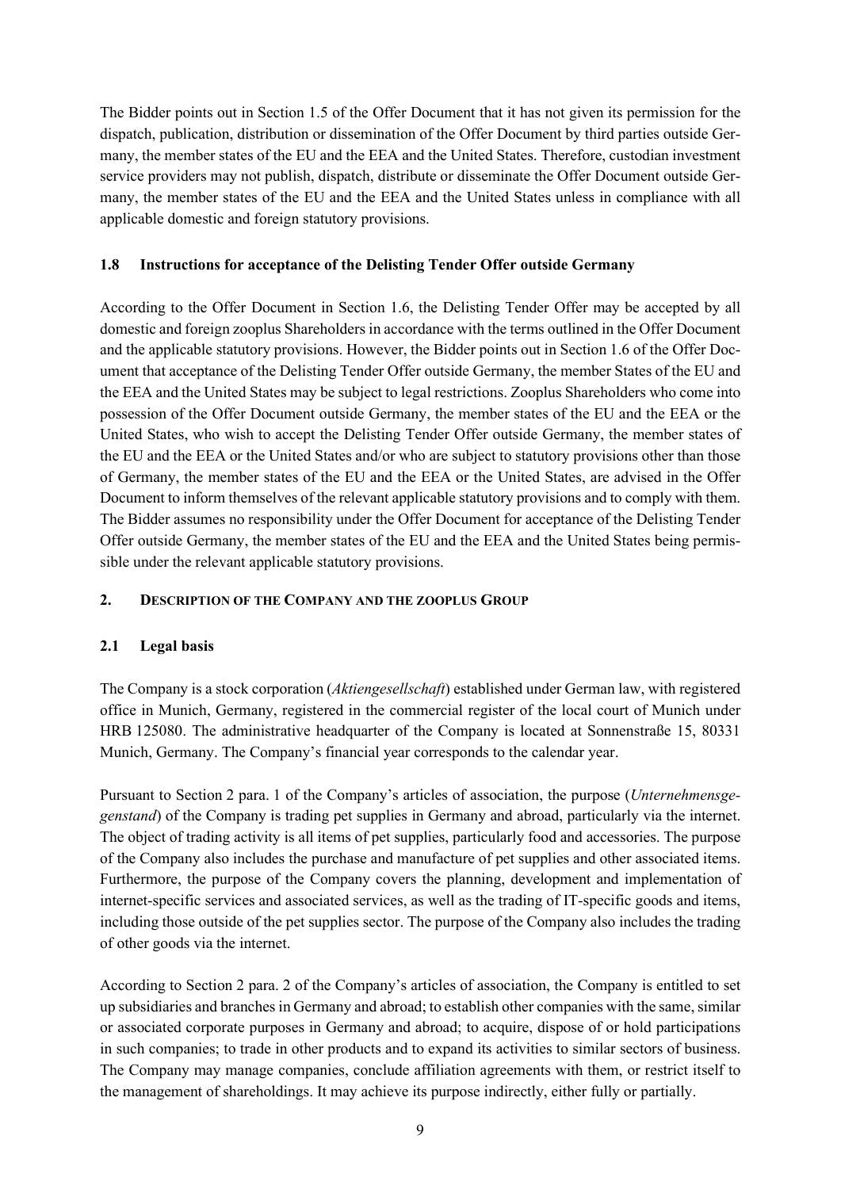The Bidder points out in Section 1.5 of the Offer Document that it has not given its permission for the dispatch, publication, distribution or dissemination of the Offer Document by third parties outside Germany, the member states of the EU and the EEA and the United States. Therefore, custodian investment service providers may not publish, dispatch, distribute or disseminate the Offer Document outside Germany, the member states of the EU and the EEA and the United States unless in compliance with all applicable domestic and foreign statutory provisions.

### 1.8 Instructions for acceptance of the Delisting Tender Offer outside Germany

According to the Offer Document in Section 1.6, the Delisting Tender Offer may be accepted by all domestic and foreign zooplus Shareholders in accordance with the terms outlined in the Offer Document and the applicable statutory provisions. However, the Bidder points out in Section 1.6 of the Offer Document that acceptance of the Delisting Tender Offer outside Germany, the member States of the EU and the EEA and the United States may be subject to legal restrictions. Zooplus Shareholders who come into possession of the Offer Document outside Germany, the member states of the EU and the EEA or the United States, who wish to accept the Delisting Tender Offer outside Germany, the member states of the EU and the EEA or the United States and/or who are subject to statutory provisions other than those of Germany, the member states of the EU and the EEA or the United States, are advised in the Offer Document to inform themselves of the relevant applicable statutory provisions and to comply with them. The Bidder assumes no responsibility under the Offer Document for acceptance of the Delisting Tender Offer outside Germany, the member states of the EU and the EEA and the United States being permissible under the relevant applicable statutory provisions.

## 2. DESCRIPTION OF THE COMPANY AND THE ZOOPLUS GROUP

### 2.1 Legal basis

The Company is a stock corporation (*Aktiengesellschaft*) established under German law, with registered office in Munich, Germany, registered in the commercial register of the local court of Munich under HRB 125080. The administrative headquarter of the Company is located at Sonnenstraße 15, 80331 Munich, Germany. The Company's financial year corresponds to the calendar year.

Pursuant to Section 2 para. 1 of the Company's articles of association, the purpose (*Unternehmensgegenstand*) of the Company is trading pet supplies in Germany and abroad, particularly via the internet. The object of trading activity is all items of pet supplies, particularly food and accessories. The purpose of the Company also includes the purchase and manufacture of pet supplies and other associated items. Furthermore, the purpose of the Company covers the planning, development and implementation of internet-specific services and associated services, as well as the trading of IT-specific goods and items, including those outside of the pet supplies sector. The purpose of the Company also includes the trading of other goods via the internet.

According to Section 2 para. 2 of the Company's articles of association, the Company is entitled to set up subsidiaries and branches in Germany and abroad; to establish other companies with the same, similar or associated corporate purposes in Germany and abroad; to acquire, dispose of or hold participations in such companies; to trade in other products and to expand its activities to similar sectors of business. The Company may manage companies, conclude affiliation agreements with them, or restrict itself to the management of shareholdings. It may achieve its purpose indirectly, either fully or partially.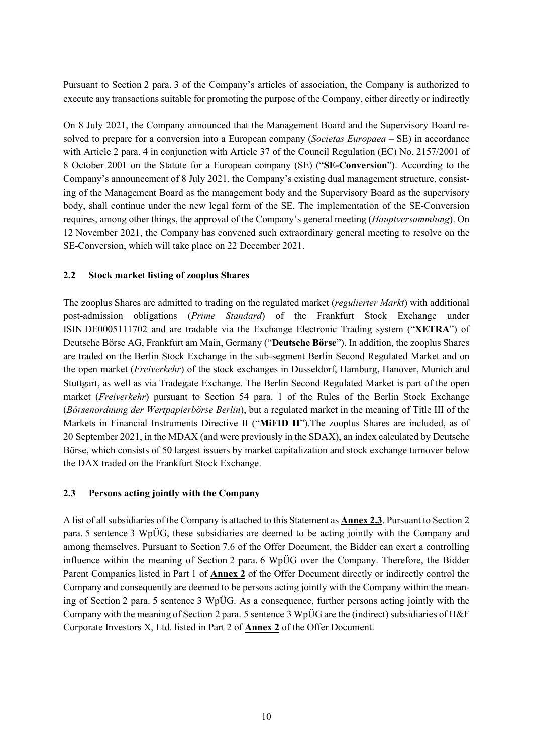Pursuant to Section 2 para. 3 of the Company's articles of association, the Company is authorized to execute any transactions suitable for promoting the purpose of the Company, either directly or indirectly

On 8 July 2021, the Company announced that the Management Board and the Supervisory Board resolved to prepare for a conversion into a European company (*Societas Europaea* – SE) in accordance with Article 2 para. 4 in conjunction with Article 37 of the Council Regulation (EC) No. 2157/2001 of 8 October 2001 on the Statute for a European company (SE) ("**SE-Conversion**"). According to the Company's announcement of 8 July 2021, the Company's existing dual management structure, consisting of the Management Board as the management body and the Supervisory Board as the supervisory body, shall continue under the new legal form of the SE. The implementation of the SE-Conversion requires, among other things, the approval of the Company's general meeting (*Hauptversammlung*). On 12 November 2021, the Company has convened such extraordinary general meeting to resolve on the SE-Conversion, which will take place on 22 December 2021.

## 2.2 Stock market listing of zooplus Shares

The zooplus Shares are admitted to trading on the regulated market (*regulierter Markt*) with additional post-admission obligations (*Prime Standard*) of the Frankfurt Stock Exchange under ISIN DE0005111702 and are tradable via the Exchange Electronic Trading system ("**XETRA**") of Deutsche Börse AG, Frankfurt am Main, Germany ("**Deutsche Börse**"). In addition, the zooplus Shares are traded on the Berlin Stock Exchange in the sub-segment Berlin Second Regulated Market and on the open market (*Freiverkehr*) of the stock exchanges in Dusseldorf, Hamburg, Hanover, Munich and Stuttgart, as well as via Tradegate Exchange. The Berlin Second Regulated Market is part of the open market (*Freiverkehr*) pursuant to Section 54 para. 1 of the Rules of the Berlin Stock Exchange (*Börsenordnung der Wertpapierbörse Berlin*), but a regulated market in the meaning of Title III of the Markets in Financial Instruments Directive II ("**MiFID II**").The zooplus Shares are included, as of 20 September 2021, in the MDAX (and were previously in the SDAX), an index calculated by Deutsche Börse, which consists of 50 largest issuers by market capitalization and stock exchange turnover below the DAX traded on the Frankfurt Stock Exchange.

## 2.3 Persons acting jointly with the Company

A list of all subsidiaries of the Company is attached to this Statement as **Annex 2.3**. Pursuant to Section 2 para. 5 sentence 3 WpÜG, these subsidiaries are deemed to be acting jointly with the Company and among themselves. Pursuant to Section 7.6 of the Offer Document, the Bidder can exert a controlling influence within the meaning of Section 2 para. 6 WpÜG over the Company. Therefore, the Bidder Parent Companies listed in Part 1 of **Annex 2** of the Offer Document directly or indirectly control the Company and consequently are deemed to be persons acting jointly with the Company within the meaning of Section 2 para. 5 sentence 3 WpÜG. As a consequence, further persons acting jointly with the Company with the meaning of Section 2 para. 5 sentence 3 WpÜG are the (indirect) subsidiaries of H&F Corporate Investors X, Ltd. listed in Part 2 of **Annex 2** of the Offer Document.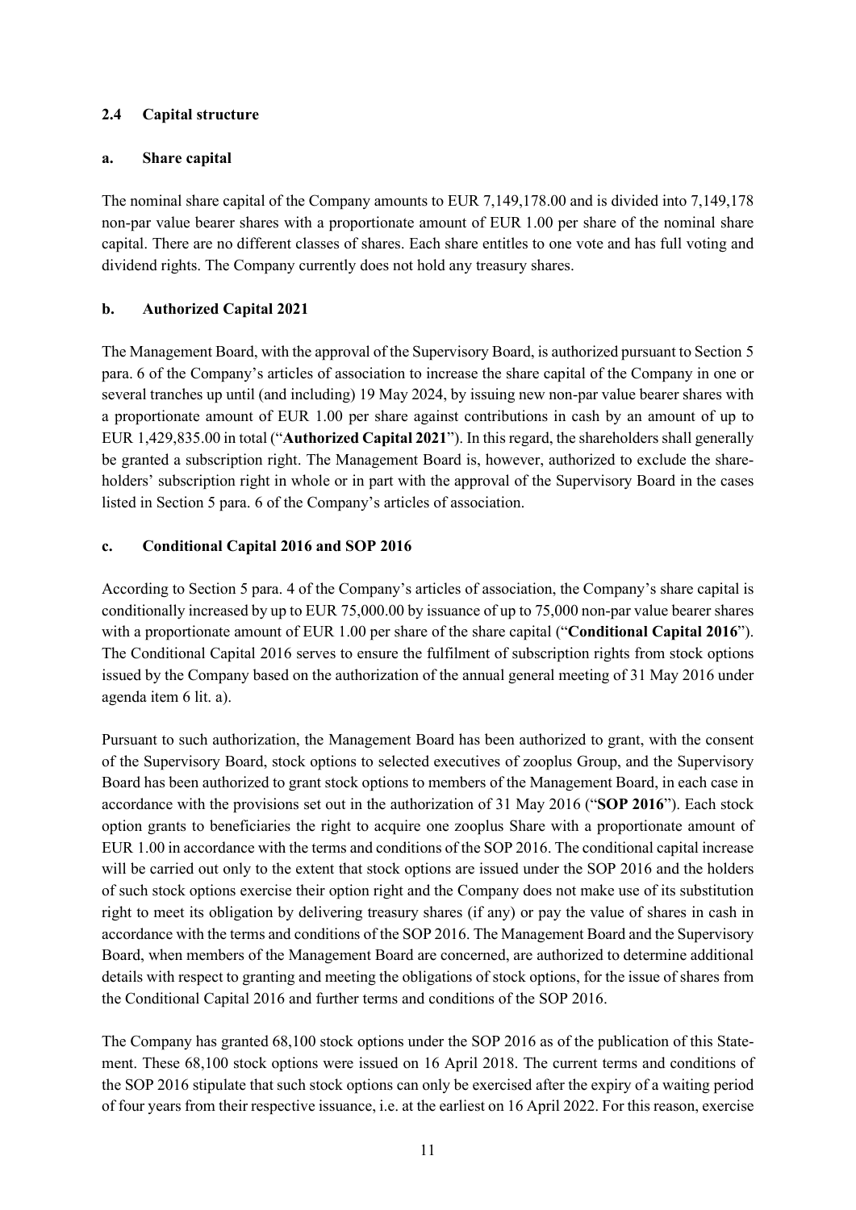### 2.4 Capital structure

#### a. Share capital

The nominal share capital of the Company amounts to EUR 7,149,178.00 and is divided into 7,149,178 non-par value bearer shares with a proportionate amount of EUR 1.00 per share of the nominal share capital. There are no different classes of shares. Each share entitles to one vote and has full voting and dividend rights. The Company currently does not hold any treasury shares.

#### b. Authorized Capital 2021

The Management Board, with the approval of the Supervisory Board, is authorized pursuant to Section 5 para. 6 of the Company's articles of association to increase the share capital of the Company in one or several tranches up until (and including) 19 May 2024, by issuing new non-par value bearer shares with a proportionate amount of EUR 1.00 per share against contributions in cash by an amount of up to EUR 1,429,835.00 in total ("**Authorized Capital 2021**"). In this regard, the shareholders shall generally be granted a subscription right. The Management Board is, however, authorized to exclude the shareholders' subscription right in whole or in part with the approval of the Supervisory Board in the cases listed in Section 5 para. 6 of the Company's articles of association.

#### c. Conditional Capital 2016 and SOP 2016

According to Section 5 para. 4 of the Company's articles of association, the Company's share capital is conditionally increased by up to EUR 75,000.00 by issuance of up to 75,000 non-par value bearer shares with a proportionate amount of EUR 1.00 per share of the share capital ("**Conditional Capital 2016**"). The Conditional Capital 2016 serves to ensure the fulfilment of subscription rights from stock options issued by the Company based on the authorization of the annual general meeting of 31 May 2016 under agenda item 6 lit. a).

Pursuant to such authorization, the Management Board has been authorized to grant, with the consent of the Supervisory Board, stock options to selected executives of zooplus Group, and the Supervisory Board has been authorized to grant stock options to members of the Management Board, in each case in accordance with the provisions set out in the authorization of 31 May 2016 ("**SOP 2016**"). Each stock option grants to beneficiaries the right to acquire one zooplus Share with a proportionate amount of EUR 1.00 in accordance with the terms and conditions of the SOP 2016. The conditional capital increase will be carried out only to the extent that stock options are issued under the SOP 2016 and the holders of such stock options exercise their option right and the Company does not make use of its substitution right to meet its obligation by delivering treasury shares (if any) or pay the value of shares in cash in accordance with the terms and conditions of the SOP 2016. The Management Board and the Supervisory Board, when members of the Management Board are concerned, are authorized to determine additional details with respect to granting and meeting the obligations of stock options, for the issue of shares from the Conditional Capital 2016 and further terms and conditions of the SOP 2016.

The Company has granted 68,100 stock options under the SOP 2016 as of the publication of this Statement. These 68,100 stock options were issued on 16 April 2018. The current terms and conditions of the SOP 2016 stipulate that such stock options can only be exercised after the expiry of a waiting period of four years from their respective issuance, i.e. at the earliest on 16 April 2022. For this reason, exercise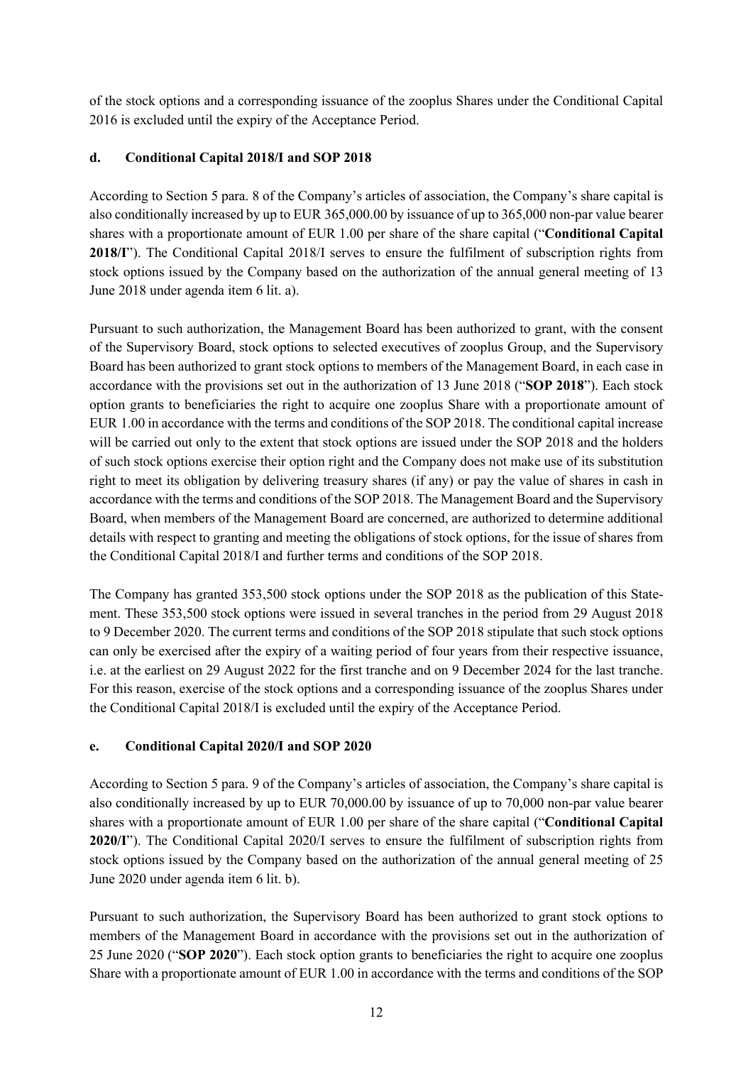of the stock options and a corresponding issuance of the zooplus Shares under the Conditional Capital 2016 is excluded until the expiry of the Acceptance Period.

### d. Conditional Capital 2018/I and SOP 2018

According to Section 5 para. 8 of the Company's articles of association, the Company's share capital is also conditionally increased by up to EUR 365,000.00 by issuance of up to 365,000 non-par value bearer shares with a proportionate amount of EUR 1.00 per share of the share capital ("**Conditional Capital 2018/I**"). The Conditional Capital 2018/I serves to ensure the fulfilment of subscription rights from stock options issued by the Company based on the authorization of the annual general meeting of 13 June 2018 under agenda item 6 lit. a).

Pursuant to such authorization, the Management Board has been authorized to grant, with the consent of the Supervisory Board, stock options to selected executives of zooplus Group, and the Supervisory Board has been authorized to grant stock options to members of the Management Board, in each case in accordance with the provisions set out in the authorization of 13 June 2018 ("**SOP 2018**"). Each stock option grants to beneficiaries the right to acquire one zooplus Share with a proportionate amount of EUR 1.00 in accordance with the terms and conditions of the SOP 2018. The conditional capital increase will be carried out only to the extent that stock options are issued under the SOP 2018 and the holders of such stock options exercise their option right and the Company does not make use of its substitution right to meet its obligation by delivering treasury shares (if any) or pay the value of shares in cash in accordance with the terms and conditions of the SOP 2018. The Management Board and the Supervisory Board, when members of the Management Board are concerned, are authorized to determine additional details with respect to granting and meeting the obligations of stock options, for the issue of shares from the Conditional Capital 2018/I and further terms and conditions of the SOP 2018.

The Company has granted 353,500 stock options under the SOP 2018 as the publication of this Statement. These 353,500 stock options were issued in several tranches in the period from 29 August 2018 to 9 December 2020. The current terms and conditions of the SOP 2018 stipulate that such stock options can only be exercised after the expiry of a waiting period of four years from their respective issuance, i.e. at the earliest on 29 August 2022 for the first tranche and on 9 December 2024 for the last tranche. For this reason, exercise of the stock options and a corresponding issuance of the zooplus Shares under the Conditional Capital 2018/I is excluded until the expiry of the Acceptance Period.

### e. Conditional Capital 2020/I and SOP 2020

According to Section 5 para. 9 of the Company's articles of association, the Company's share capital is also conditionally increased by up to EUR 70,000.00 by issuance of up to 70,000 non-par value bearer shares with a proportionate amount of EUR 1.00 per share of the share capital ("**Conditional Capital 2020/I**"). The Conditional Capital 2020/I serves to ensure the fulfilment of subscription rights from stock options issued by the Company based on the authorization of the annual general meeting of 25 June 2020 under agenda item 6 lit. b).

Pursuant to such authorization, the Supervisory Board has been authorized to grant stock options to members of the Management Board in accordance with the provisions set out in the authorization of 25 June 2020 ("**SOP 2020**"). Each stock option grants to beneficiaries the right to acquire one zooplus Share with a proportionate amount of EUR 1.00 in accordance with the terms and conditions of the SOP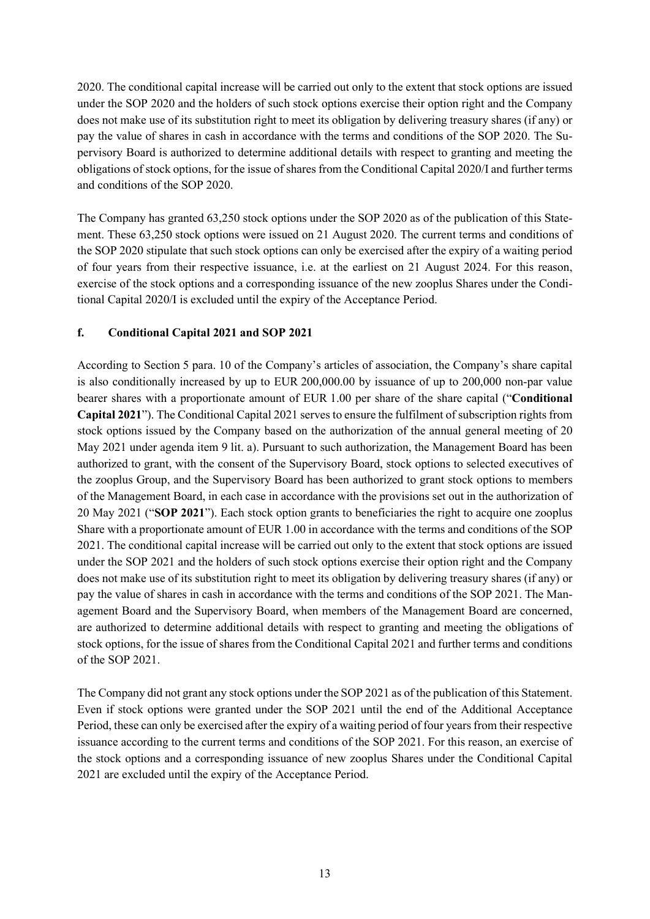2020. The conditional capital increase will be carried out only to the extent that stock options are issued under the SOP 2020 and the holders of such stock options exercise their option right and the Company does not make use of its substitution right to meet its obligation by delivering treasury shares (if any) or pay the value of shares in cash in accordance with the terms and conditions of the SOP 2020. The Supervisory Board is authorized to determine additional details with respect to granting and meeting the obligations of stock options, for the issue of shares from the Conditional Capital 2020/I and further terms and conditions of the SOP 2020.

The Company has granted 63,250 stock options under the SOP 2020 as of the publication of this Statement. These 63,250 stock options were issued on 21 August 2020. The current terms and conditions of the SOP 2020 stipulate that such stock options can only be exercised after the expiry of a waiting period of four years from their respective issuance, i.e. at the earliest on 21 August 2024. For this reason, exercise of the stock options and a corresponding issuance of the new zooplus Shares under the Conditional Capital 2020/I is excluded until the expiry of the Acceptance Period.

### f. Conditional Capital 2021 and SOP 2021

According to Section 5 para. 10 of the Company's articles of association, the Company's share capital is also conditionally increased by up to EUR 200,000.00 by issuance of up to 200,000 non-par value bearer shares with a proportionate amount of EUR 1.00 per share of the share capital ("**Conditional Capital 2021**"). The Conditional Capital 2021 serves to ensure the fulfilment of subscription rights from stock options issued by the Company based on the authorization of the annual general meeting of 20 May 2021 under agenda item 9 lit. a). Pursuant to such authorization, the Management Board has been authorized to grant, with the consent of the Supervisory Board, stock options to selected executives of the zooplus Group, and the Supervisory Board has been authorized to grant stock options to members of the Management Board, in each case in accordance with the provisions set out in the authorization of 20 May 2021 ("**SOP 2021**"). Each stock option grants to beneficiaries the right to acquire one zooplus Share with a proportionate amount of EUR 1.00 in accordance with the terms and conditions of the SOP 2021. The conditional capital increase will be carried out only to the extent that stock options are issued under the SOP 2021 and the holders of such stock options exercise their option right and the Company does not make use of its substitution right to meet its obligation by delivering treasury shares (if any) or pay the value of shares in cash in accordance with the terms and conditions of the SOP 2021. The Management Board and the Supervisory Board, when members of the Management Board are concerned, are authorized to determine additional details with respect to granting and meeting the obligations of stock options, for the issue of shares from the Conditional Capital 2021 and further terms and conditions of the SOP 2021.

The Company did not grant any stock options under the SOP 2021 as of the publication of this Statement. Even if stock options were granted under the SOP 2021 until the end of the Additional Acceptance Period, these can only be exercised after the expiry of a waiting period of four years from their respective issuance according to the current terms and conditions of the SOP 2021. For this reason, an exercise of the stock options and a corresponding issuance of new zooplus Shares under the Conditional Capital 2021 are excluded until the expiry of the Acceptance Period.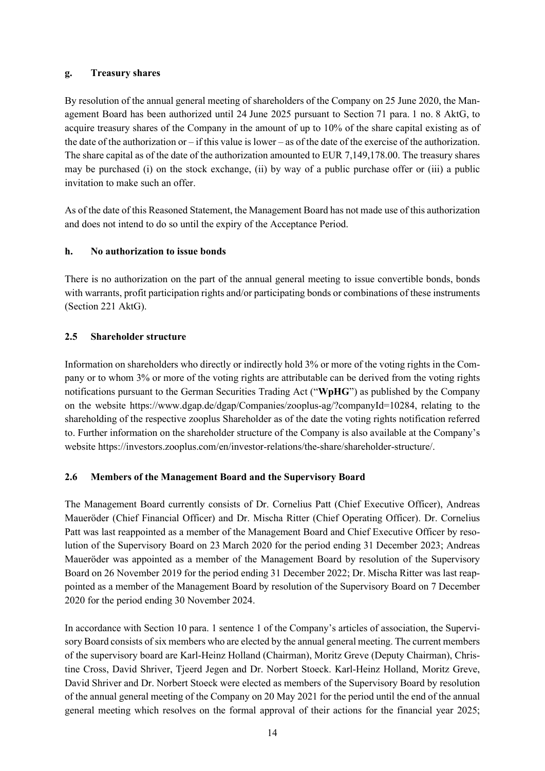#### g. Treasury shares

By resolution of the annual general meeting of shareholders of the Company on 25 June 2020, the Management Board has been authorized until 24 June 2025 pursuant to Section 71 para. 1 no. 8 AktG, to acquire treasury shares of the Company in the amount of up to 10% of the share capital existing as of the date of the authorization or – if this value is lower – as of the date of the exercise of the authorization. The share capital as of the date of the authorization amounted to EUR 7,149,178.00. The treasury shares may be purchased (i) on the stock exchange, (ii) by way of a public purchase offer or (iii) a public invitation to make such an offer.

As of the date of this Reasoned Statement, the Management Board has not made use of this authorization and does not intend to do so until the expiry of the Acceptance Period.

#### h. No authorization to issue bonds

There is no authorization on the part of the annual general meeting to issue convertible bonds, bonds with warrants, profit participation rights and/or participating bonds or combinations of these instruments (Section 221 AktG).

### 2.5 Shareholder structure

Information on shareholders who directly or indirectly hold 3% or more of the voting rights in the Company or to whom 3% or more of the voting rights are attributable can be derived from the voting rights notifications pursuant to the German Securities Trading Act ("**WpHG**") as published by the Company on the website https://www.dgap.de/dgap/Companies/zooplus-ag/?companyId=10284, relating to the shareholding of the respective zooplus Shareholder as of the date the voting rights notification referred to. Further information on the shareholder structure of the Company is also available at the Company's website https://investors.zooplus.com/en/investor-relations/the-share/shareholder-structure/.

### 2.6 Members of the Management Board and the Supervisory Board

The Management Board currently consists of Dr. Cornelius Patt (Chief Executive Officer), Andreas Maueröder (Chief Financial Officer) and Dr. Mischa Ritter (Chief Operating Officer). Dr. Cornelius Patt was last reappointed as a member of the Management Board and Chief Executive Officer by resolution of the Supervisory Board on 23 March 2020 for the period ending 31 December 2023; Andreas Maueröder was appointed as a member of the Management Board by resolution of the Supervisory Board on 26 November 2019 for the period ending 31 December 2022; Dr. Mischa Ritter was last reappointed as a member of the Management Board by resolution of the Supervisory Board on 7 December 2020 for the period ending 30 November 2024.

In accordance with Section 10 para. 1 sentence 1 of the Company's articles of association, the Supervisory Board consists of six members who are elected by the annual general meeting. The current members of the supervisory board are Karl-Heinz Holland (Chairman), Moritz Greve (Deputy Chairman), Christine Cross, David Shriver, Tjeerd Jegen and Dr. Norbert Stoeck. Karl-Heinz Holland, Moritz Greve, David Shriver and Dr. Norbert Stoeck were elected as members of the Supervisory Board by resolution of the annual general meeting of the Company on 20 May 2021 for the period until the end of the annual general meeting which resolves on the formal approval of their actions for the financial year 2025;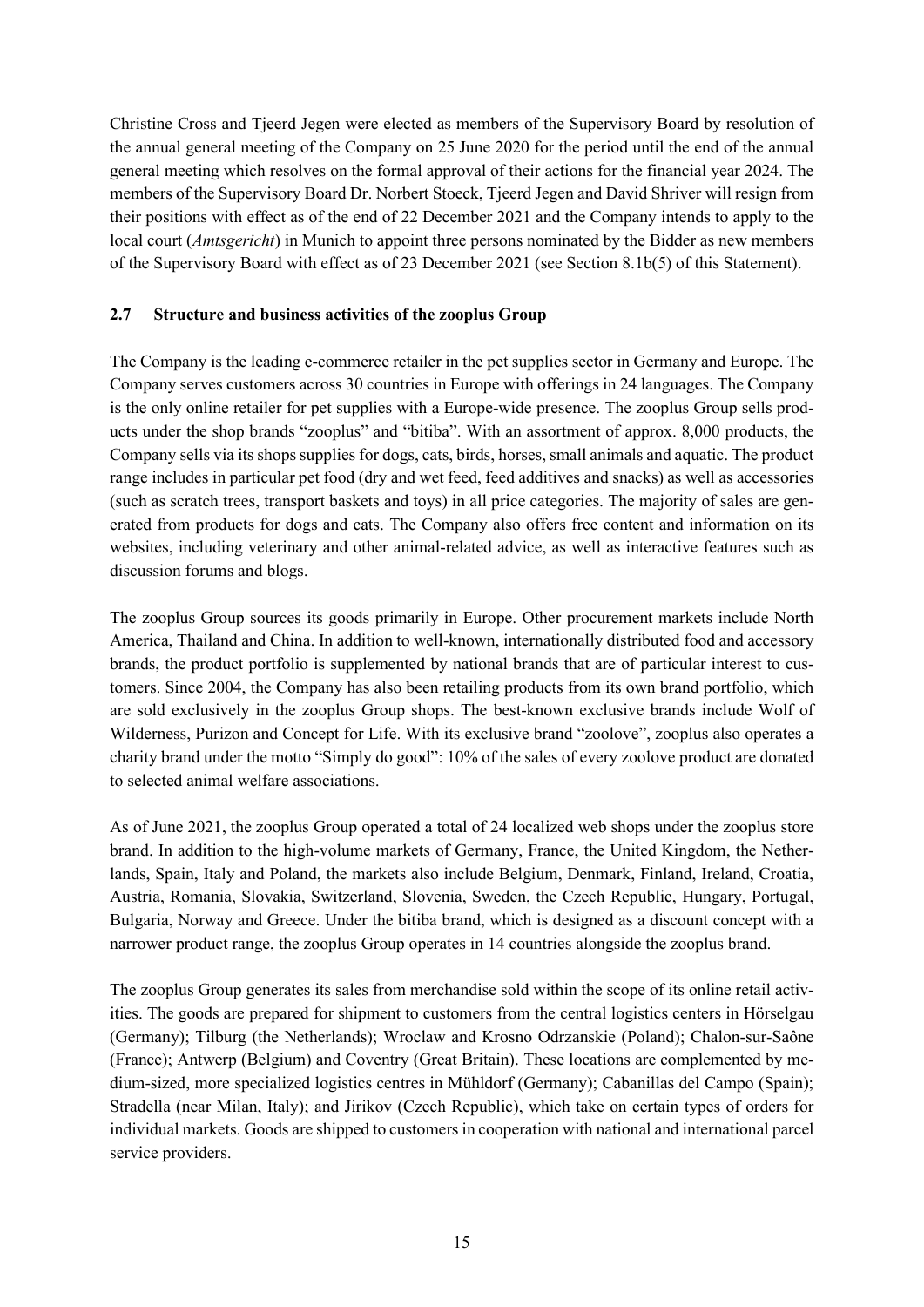Christine Cross and Tjeerd Jegen were elected as members of the Supervisory Board by resolution of the annual general meeting of the Company on 25 June 2020 for the period until the end of the annual general meeting which resolves on the formal approval of their actions for the financial year 2024. The members of the Supervisory Board Dr. Norbert Stoeck, Tjeerd Jegen and David Shriver will resign from their positions with effect as of the end of 22 December 2021 and the Company intends to apply to the local court (*Amtsgericht*) in Munich to appoint three persons nominated by the Bidder as new members of the Supervisory Board with effect as of 23 December 2021 (see Section 8.1b(5) of this Statement).

## 2.7 Structure and business activities of the zooplus Group

The Company is the leading e-commerce retailer in the pet supplies sector in Germany and Europe. The Company serves customers across 30 countries in Europe with offerings in 24 languages. The Company is the only online retailer for pet supplies with a Europe-wide presence. The zooplus Group sells products under the shop brands "zooplus" and "bitiba". With an assortment of approx. 8,000 products, the Company sells via its shops supplies for dogs, cats, birds, horses, small animals and aquatic. The product range includes in particular pet food (dry and wet feed, feed additives and snacks) as well as accessories (such as scratch trees, transport baskets and toys) in all price categories. The majority of sales are generated from products for dogs and cats. The Company also offers free content and information on its websites, including veterinary and other animal-related advice, as well as interactive features such as discussion forums and blogs.

The zooplus Group sources its goods primarily in Europe. Other procurement markets include North America, Thailand and China. In addition to well-known, internationally distributed food and accessory brands, the product portfolio is supplemented by national brands that are of particular interest to customers. Since 2004, the Company has also been retailing products from its own brand portfolio, which are sold exclusively in the zooplus Group shops. The best-known exclusive brands include Wolf of Wilderness, Purizon and Concept for Life. With its exclusive brand "zoolove", zooplus also operates a charity brand under the motto "Simply do good": 10% of the sales of every zoolove product are donated to selected animal welfare associations.

As of June 2021, the zooplus Group operated a total of 24 localized web shops under the zooplus store brand. In addition to the high-volume markets of Germany, France, the United Kingdom, the Netherlands, Spain, Italy and Poland, the markets also include Belgium, Denmark, Finland, Ireland, Croatia, Austria, Romania, Slovakia, Switzerland, Slovenia, Sweden, the Czech Republic, Hungary, Portugal, Bulgaria, Norway and Greece. Under the bitiba brand, which is designed as a discount concept with a narrower product range, the zooplus Group operates in 14 countries alongside the zooplus brand.

The zooplus Group generates its sales from merchandise sold within the scope of its online retail activities. The goods are prepared for shipment to customers from the central logistics centers in Hörselgau (Germany); Tilburg (the Netherlands); Wroclaw and Krosno Odrzanskie (Poland); Chalon-sur-Saône (France); Antwerp (Belgium) and Coventry (Great Britain). These locations are complemented by medium-sized, more specialized logistics centres in Mühldorf (Germany); Cabanillas del Campo (Spain); Stradella (near Milan, Italy); and Jirikov (Czech Republic), which take on certain types of orders for individual markets. Goods are shipped to customers in cooperation with national and international parcel service providers.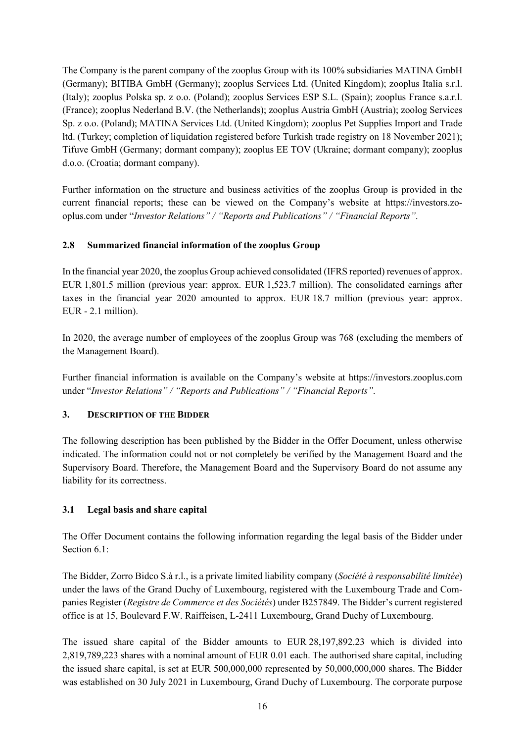The Company is the parent company of the zooplus Group with its 100% subsidiaries MATINA GmbH (Germany); BITIBA GmbH (Germany); zooplus Services Ltd. (United Kingdom); zooplus Italia s.r.l. (Italy); zooplus Polska sp. z o.o. (Poland); zooplus Services ESP S.L. (Spain); zooplus France s.a.r.l. (France); zooplus Nederland B.V. (the Netherlands); zooplus Austria GmbH (Austria); zoolog Services Sp. z o.o. (Poland); MATINA Services Ltd. (United Kingdom); zooplus Pet Supplies Import and Trade ltd. (Turkey; completion of liquidation registered before Turkish trade registry on 18 November 2021); Tifuve GmbH (Germany; dormant company); zooplus EE TOV (Ukraine; dormant company); zooplus d.o.o. (Croatia; dormant company).

Further information on the structure and business activities of the zooplus Group is provided in the current financial reports; these can be viewed on the Company's website at https://investors.zooplus.com under "*Investor Relations" / "Reports and Publications" / "Financial Reports"*.

### 2.8 Summarized financial information of the zooplus Group

In the financial year 2020, the zooplus Group achieved consolidated (IFRS reported) revenues of approx. EUR 1,801.5 million (previous year: approx. EUR 1,523.7 million). The consolidated earnings after taxes in the financial year 2020 amounted to approx. EUR 18.7 million (previous year: approx. EUR - 2.1 million).

In 2020, the average number of employees of the zooplus Group was 768 (excluding the members of the Management Board).

Further financial information is available on the Company's website at https://investors.zooplus.com under "*Investor Relations" / "Reports and Publications" / "Financial Reports"*.

## 3. DESCRIPTION OF THE BIDDER

The following description has been published by the Bidder in the Offer Document, unless otherwise indicated. The information could not or not completely be verified by the Management Board and the Supervisory Board. Therefore, the Management Board and the Supervisory Board do not assume any liability for its correctness.

### 3.1 Legal basis and share capital

The Offer Document contains the following information regarding the legal basis of the Bidder under Section 6.1:

The Bidder, Zorro Bidco S.à r.l., is a private limited liability company (*Société à responsabilité limitée*) under the laws of the Grand Duchy of Luxembourg, registered with the Luxembourg Trade and Companies Register (*Registre de Commerce et des Sociétés*) under B257849. The Bidder's current registered office is at 15, Boulevard F.W. Raiffeisen, L-2411 Luxembourg, Grand Duchy of Luxembourg.

The issued share capital of the Bidder amounts to EUR 28,197,892.23 which is divided into 2,819,789,223 shares with a nominal amount of EUR 0.01 each. The authorised share capital, including the issued share capital, is set at EUR 500,000,000 represented by 50,000,000,000 shares. The Bidder was established on 30 July 2021 in Luxembourg, Grand Duchy of Luxembourg. The corporate purpose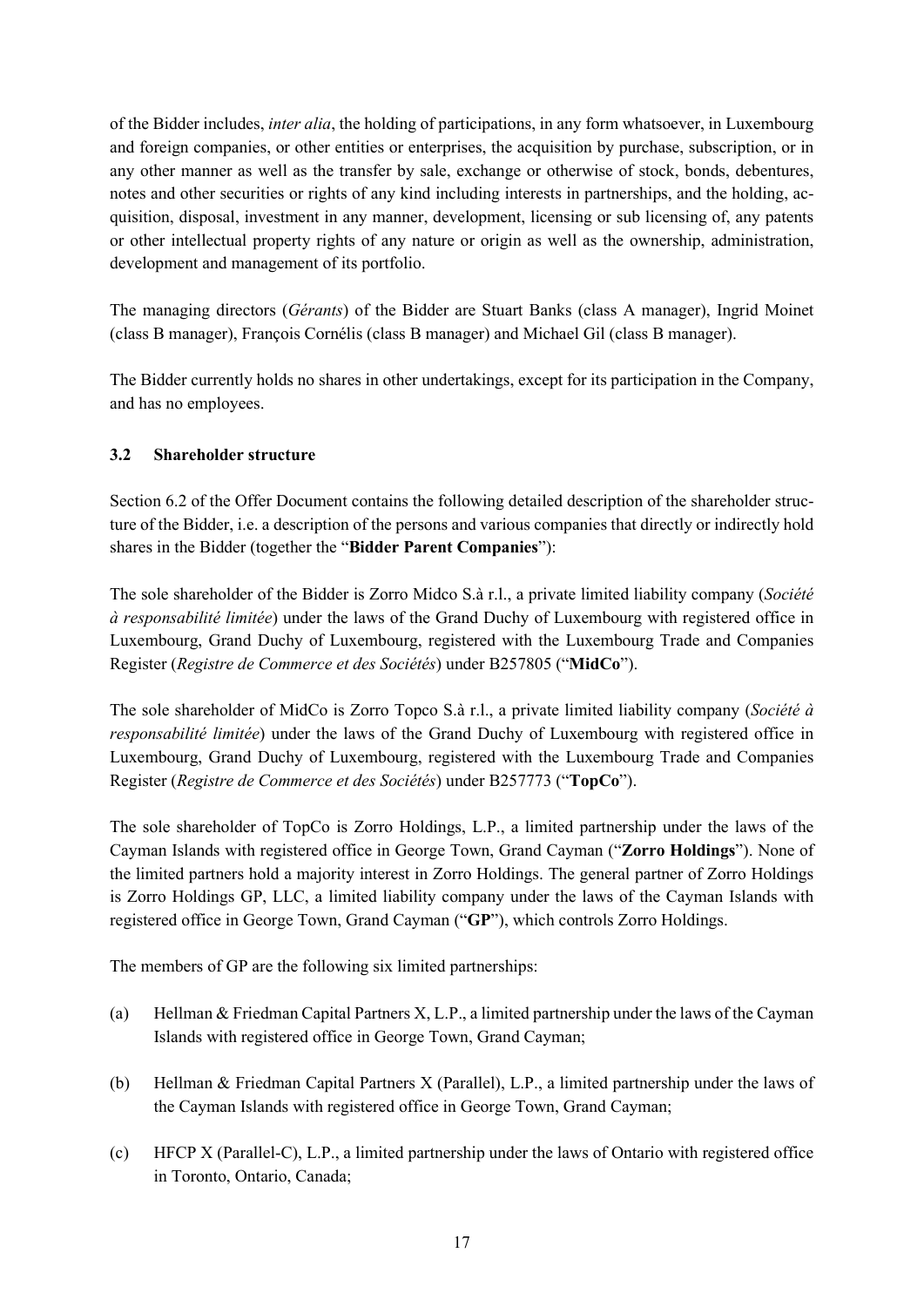of the Bidder includes, *inter alia*, the holding of participations, in any form whatsoever, in Luxembourg and foreign companies, or other entities or enterprises, the acquisition by purchase, subscription, or in any other manner as well as the transfer by sale, exchange or otherwise of stock, bonds, debentures, notes and other securities or rights of any kind including interests in partnerships, and the holding, acquisition, disposal, investment in any manner, development, licensing or sub licensing of, any patents or other intellectual property rights of any nature or origin as well as the ownership, administration, development and management of its portfolio.

The managing directors (*Gérants*) of the Bidder are Stuart Banks (class A manager), Ingrid Moinet (class B manager), François Cornélis (class B manager) and Michael Gil (class B manager).

The Bidder currently holds no shares in other undertakings, except for its participation in the Company, and has no employees.

### 3.2 Shareholder structure

Section 6.2 of the Offer Document contains the following detailed description of the shareholder structure of the Bidder, i.e. a description of the persons and various companies that directly or indirectly hold shares in the Bidder (together the "**Bidder Parent Companies**"):

The sole shareholder of the Bidder is Zorro Midco S.à r.l., a private limited liability company (*Société à responsabilité limitée*) under the laws of the Grand Duchy of Luxembourg with registered office in Luxembourg, Grand Duchy of Luxembourg, registered with the Luxembourg Trade and Companies Register (*Registre de Commerce et des Sociétés*) under B257805 ("**MidCo**").

The sole shareholder of MidCo is Zorro Topco S.à r.l., a private limited liability company (*Société à responsabilité limitée*) under the laws of the Grand Duchy of Luxembourg with registered office in Luxembourg, Grand Duchy of Luxembourg, registered with the Luxembourg Trade and Companies Register (*Registre de Commerce et des Sociétés*) under B257773 ("**TopCo**").

The sole shareholder of TopCo is Zorro Holdings, L.P., a limited partnership under the laws of the Cayman Islands with registered office in George Town, Grand Cayman ("**Zorro Holdings**"). None of the limited partners hold a majority interest in Zorro Holdings. The general partner of Zorro Holdings is Zorro Holdings GP, LLC, a limited liability company under the laws of the Cayman Islands with registered office in George Town, Grand Cayman ("**GP**"), which controls Zorro Holdings.

The members of GP are the following six limited partnerships:

(a) Hellman & Friedman Capital Partners X, L.P., a limited partnership under the laws of the Cayman Islands with registered office in George Town, Grand Cayman;

(b) Hellman & Friedman Capital Partners X (Parallel), L.P., a limited partnership under the laws of the Cayman Islands with registered office in George Town, Grand Cayman;

(c) HFCP X (Parallel-C), L.P., a limited partnership under the laws of Ontario with registered office in Toronto, Ontario, Canada;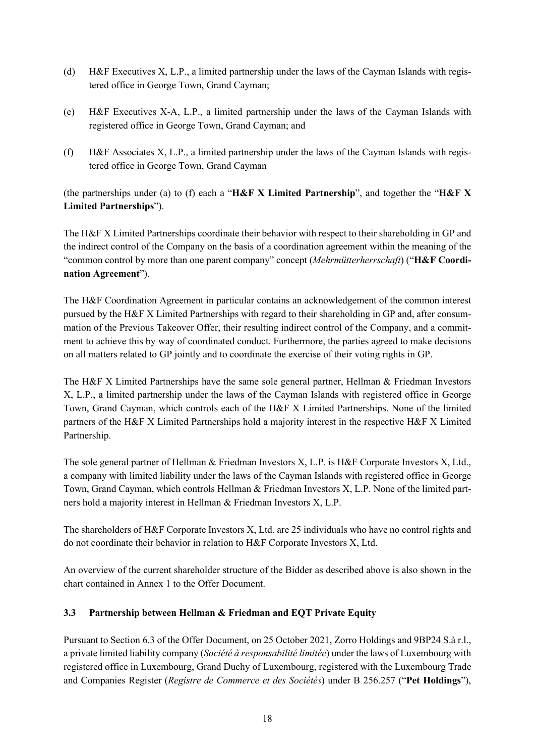(d) H&F Executives X, L.P., a limited partnership under the laws of the Cayman Islands with registered office in George Town, Grand Cayman;

(e) H&F Executives X-A, L.P., a limited partnership under the laws of the Cayman Islands with registered office in George Town, Grand Cayman; and

(f) H&F Associates X, L.P., a limited partnership under the laws of the Cayman Islands with registered office in George Town, Grand Cayman

(the partnerships under (a) to (f) each a "**H&F X Limited Partnership**", and together the "**H&F X Limited Partnerships**").

The H&F X Limited Partnerships coordinate their behavior with respect to their shareholding in GP and the indirect control of the Company on the basis of a coordination agreement within the meaning of the "common control by more than one parent company" concept (*Mehrmütterherrschaft*) ("**H&F Coordination Agreement**").

The H&F Coordination Agreement in particular contains an acknowledgement of the common interest pursued by the H&F X Limited Partnerships with regard to their shareholding in GP and, after consummation of the Previous Takeover Offer, their resulting indirect control of the Company, and a commitment to achieve this by way of coordinated conduct. Furthermore, the parties agreed to make decisions on all matters related to GP jointly and to coordinate the exercise of their voting rights in GP.

The H&F X Limited Partnerships have the same sole general partner, Hellman & Friedman Investors X, L.P., a limited partnership under the laws of the Cayman Islands with registered office in George Town, Grand Cayman, which controls each of the H&F X Limited Partnerships. None of the limited partners of the H&F X Limited Partnerships hold a majority interest in the respective H&F X Limited Partnership.

The sole general partner of Hellman & Friedman Investors X, L.P. is H&F Corporate Investors X, Ltd., a company with limited liability under the laws of the Cayman Islands with registered office in George Town, Grand Cayman, which controls Hellman & Friedman Investors X, L.P. None of the limited partners hold a majority interest in Hellman & Friedman Investors X, L.P.

The shareholders of H&F Corporate Investors X, Ltd. are 25 individuals who have no control rights and do not coordinate their behavior in relation to H&F Corporate Investors X, Ltd.

An overview of the current shareholder structure of the Bidder as described above is also shown in the chart contained in Annex 1 to the Offer Document.

### 3.3 Partnership between Hellman & Friedman and EQT Private Equity

Pursuant to Section 6.3 of the Offer Document, on 25 October 2021, Zorro Holdings and 9BP24 S.à r.l., a private limited liability company (*Société à responsabilité limitée*) under the laws of Luxembourg with registered office in Luxembourg, Grand Duchy of Luxembourg, registered with the Luxembourg Trade and Companies Register (*Registre de Commerce et des Sociétés*) under B 256.257 ("**Pet Holdings**"),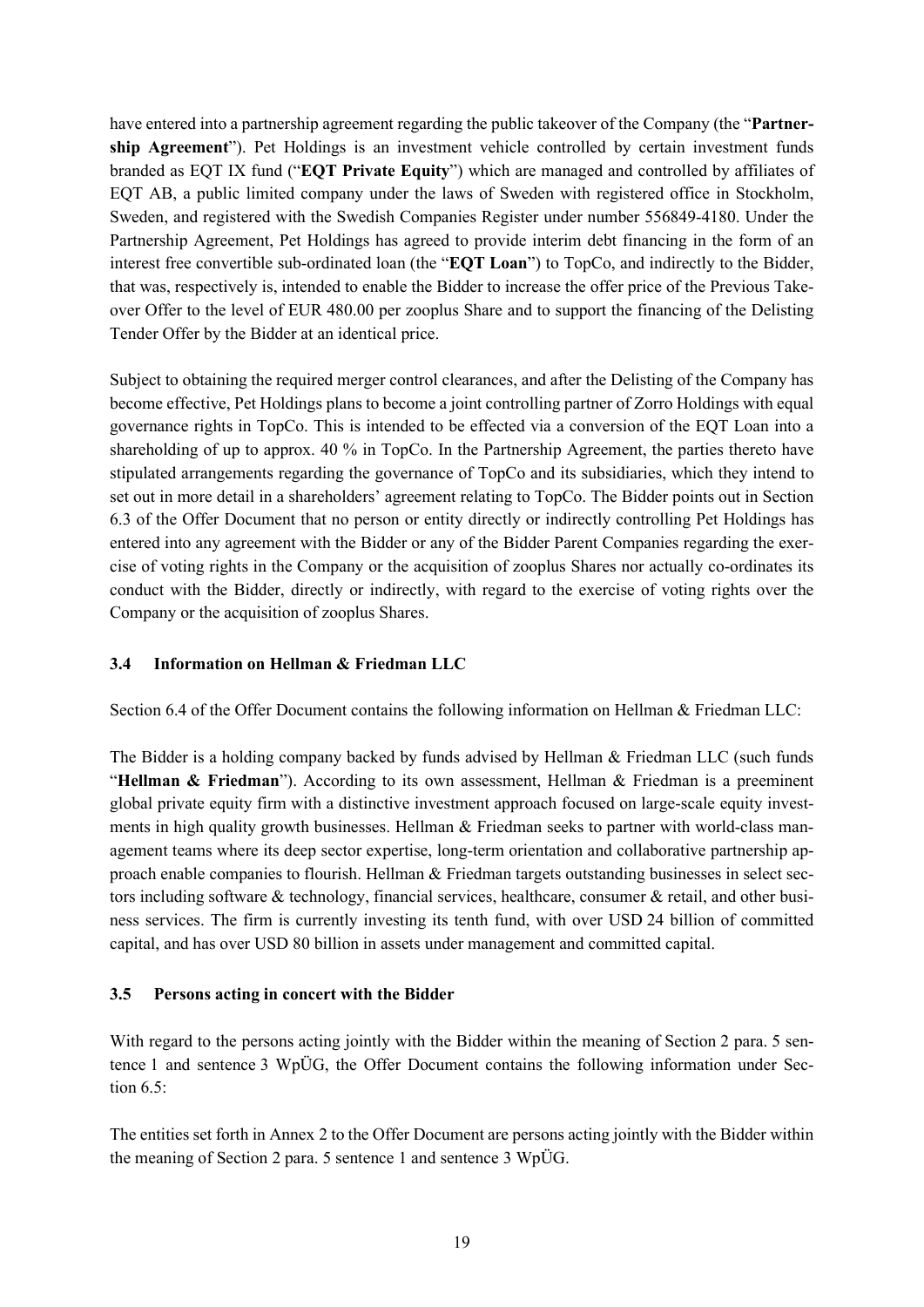have entered into a partnership agreement regarding the public takeover of the Company (the "**Partnership Agreement**"). Pet Holdings is an investment vehicle controlled by certain investment funds branded as EQT IX fund ("**EQT Private Equity**") which are managed and controlled by affiliates of EQT AB, a public limited company under the laws of Sweden with registered office in Stockholm, Sweden, and registered with the Swedish Companies Register under number 556849-4180. Under the Partnership Agreement, Pet Holdings has agreed to provide interim debt financing in the form of an interest free convertible sub-ordinated loan (the "**EQT Loan**") to TopCo, and indirectly to the Bidder, that was, respectively is, intended to enable the Bidder to increase the offer price of the Previous Takeover Offer to the level of EUR 480.00 per zooplus Share and to support the financing of the Delisting Tender Offer by the Bidder at an identical price.

Subject to obtaining the required merger control clearances, and after the Delisting of the Company has become effective, Pet Holdings plans to become a joint controlling partner of Zorro Holdings with equal governance rights in TopCo. This is intended to be effected via a conversion of the EQT Loan into a shareholding of up to approx. 40 % in TopCo. In the Partnership Agreement, the parties thereto have stipulated arrangements regarding the governance of TopCo and its subsidiaries, which they intend to set out in more detail in a shareholders' agreement relating to TopCo. The Bidder points out in Section 6.3 of the Offer Document that no person or entity directly or indirectly controlling Pet Holdings has entered into any agreement with the Bidder or any of the Bidder Parent Companies regarding the exercise of voting rights in the Company or the acquisition of zooplus Shares nor actually co-ordinates its conduct with the Bidder, directly or indirectly, with regard to the exercise of voting rights over the Company or the acquisition of zooplus Shares.

### 3.4 Information on Hellman & Friedman LLC

Section 6.4 of the Offer Document contains the following information on Hellman & Friedman LLC:

The Bidder is a holding company backed by funds advised by Hellman & Friedman LLC (such funds "**Hellman & Friedman**"). According to its own assessment, Hellman & Friedman is a preeminent global private equity firm with a distinctive investment approach focused on large-scale equity investments in high quality growth businesses. Hellman & Friedman seeks to partner with world-class management teams where its deep sector expertise, long-term orientation and collaborative partnership approach enable companies to flourish. Hellman & Friedman targets outstanding businesses in select sectors including software & technology, financial services, healthcare, consumer & retail, and other business services. The firm is currently investing its tenth fund, with over USD 24 billion of committed capital, and has over USD 80 billion in assets under management and committed capital.

### 3.5 Persons acting in concert with the Bidder

With regard to the persons acting jointly with the Bidder within the meaning of Section 2 para. 5 sentence 1 and sentence 3 WpÜG, the Offer Document contains the following information under Section 6.5:

The entities set forth in Annex 2 to the Offer Document are persons acting jointly with the Bidder within the meaning of Section 2 para. 5 sentence 1 and sentence 3 WpÜG.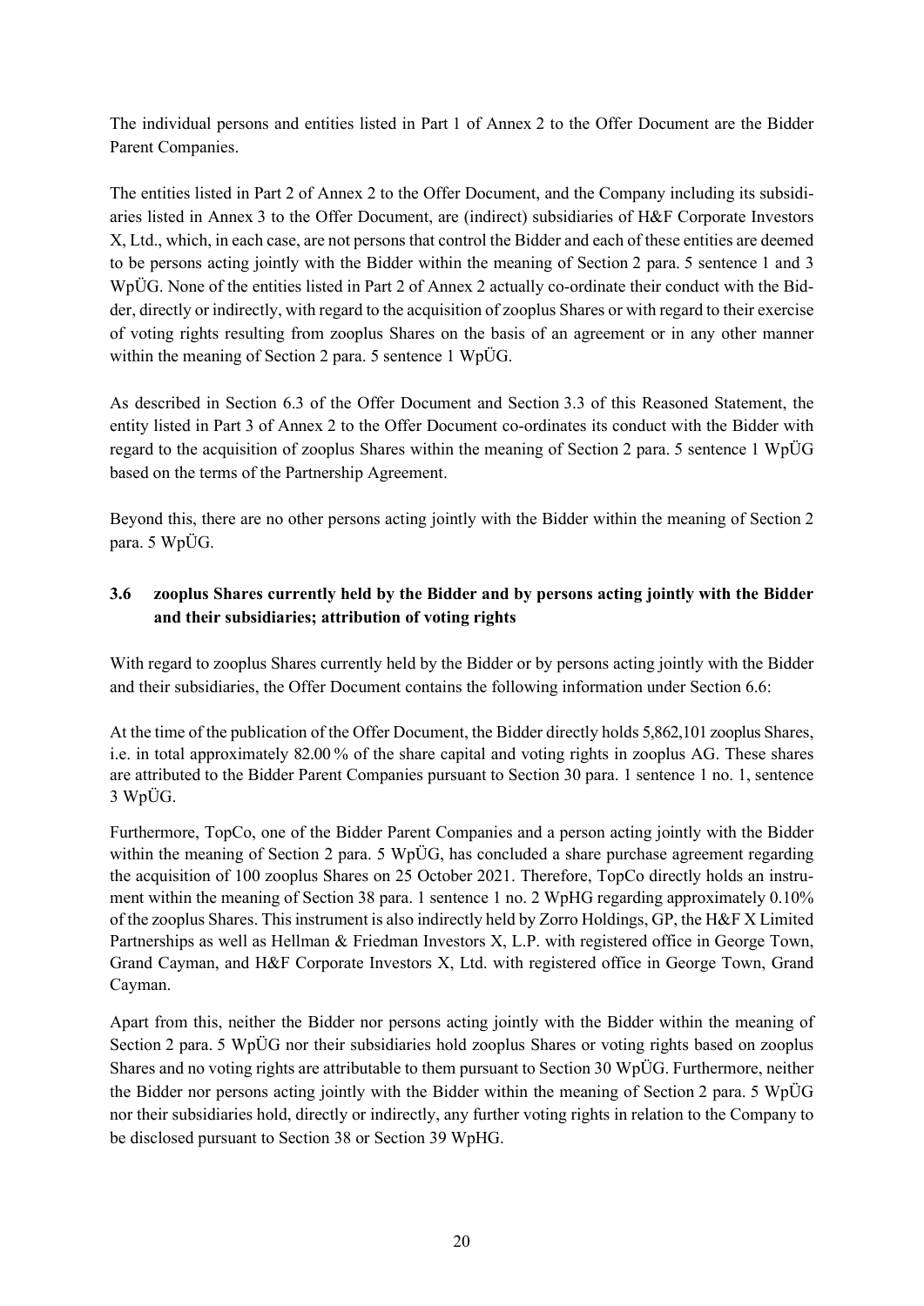The individual persons and entities listed in Part 1 of Annex 2 to the Offer Document are the Bidder Parent Companies.

The entities listed in Part 2 of Annex 2 to the Offer Document, and the Company including its subsidiaries listed in Annex 3 to the Offer Document, are (indirect) subsidiaries of H&F Corporate Investors X, Ltd., which, in each case, are not persons that control the Bidder and each of these entities are deemed to be persons acting jointly with the Bidder within the meaning of Section 2 para. 5 sentence 1 and 3 WpÜG. None of the entities listed in Part 2 of Annex 2 actually co-ordinate their conduct with the Bidder, directly or indirectly, with regard to the acquisition of zooplus Shares or with regard to their exercise of voting rights resulting from zooplus Shares on the basis of an agreement or in any other manner within the meaning of Section 2 para. 5 sentence 1 WpÜG.

As described in Section 6.3 of the Offer Document and Section 3.3 of this Reasoned Statement, the entity listed in Part 3 of Annex 2 to the Offer Document co-ordinates its conduct with the Bidder with regard to the acquisition of zooplus Shares within the meaning of Section 2 para. 5 sentence 1 WpÜG based on the terms of the Partnership Agreement.

Beyond this, there are no other persons acting jointly with the Bidder within the meaning of Section 2 para. 5 WpÜG.

### 3.6 zooplus Shares currently held by the Bidder and by persons acting jointly with the Bidder and their subsidiaries; attribution of voting rights

With regard to zooplus Shares currently held by the Bidder or by persons acting jointly with the Bidder and their subsidiaries, the Offer Document contains the following information under Section 6.6:

At the time of the publication of the Offer Document, the Bidder directly holds 5,862,101 zooplus Shares, i.e. in total approximately 82.00 % of the share capital and voting rights in zooplus AG. These shares are attributed to the Bidder Parent Companies pursuant to Section 30 para. 1 sentence 1 no. 1, sentence 3 WpÜG.

Furthermore, TopCo, one of the Bidder Parent Companies and a person acting jointly with the Bidder within the meaning of Section 2 para. 5 WpÜG, has concluded a share purchase agreement regarding the acquisition of 100 zooplus Shares on 25 October 2021. Therefore, TopCo directly holds an instrument within the meaning of Section 38 para. 1 sentence 1 no. 2 WpHG regarding approximately 0.10% of the zooplus Shares. This instrument is also indirectly held by Zorro Holdings, GP, the H&F X Limited Partnerships as well as Hellman & Friedman Investors X, L.P. with registered office in George Town, Grand Cayman, and H&F Corporate Investors X, Ltd. with registered office in George Town, Grand Cayman.

Apart from this, neither the Bidder nor persons acting jointly with the Bidder within the meaning of Section 2 para. 5 WpÜG nor their subsidiaries hold zooplus Shares or voting rights based on zooplus Shares and no voting rights are attributable to them pursuant to Section 30 WpÜG. Furthermore, neither the Bidder nor persons acting jointly with the Bidder within the meaning of Section 2 para. 5 WpÜG nor their subsidiaries hold, directly or indirectly, any further voting rights in relation to the Company to be disclosed pursuant to Section 38 or Section 39 WpHG.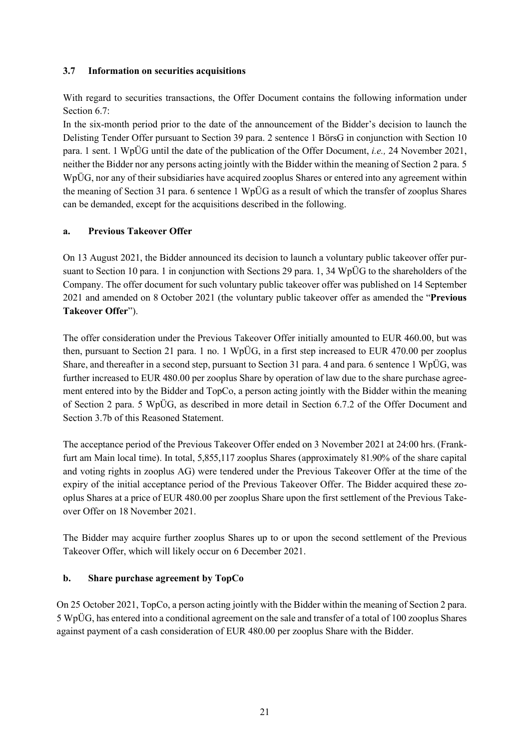### 3.7 Information on securities acquisitions

With regard to securities transactions, the Offer Document contains the following information under Section 6.7:

In the six-month period prior to the date of the announcement of the Bidder's decision to launch the Delisting Tender Offer pursuant to Section 39 para. 2 sentence 1 BörsG in conjunction with Section 10 para. 1 sent. 1 WpÜG until the date of the publication of the Offer Document, *i.e.,* 24 November 2021, neither the Bidder nor any persons acting jointly with the Bidder within the meaning of Section 2 para. 5 WpÜG, nor any of their subsidiaries have acquired zooplus Shares or entered into any agreement within the meaning of Section 31 para. 6 sentence 1 WpÜG as a result of which the transfer of zooplus Shares can be demanded, except for the acquisitions described in the following.

#### a. Previous Takeover Offer

On 13 August 2021, the Bidder announced its decision to launch a voluntary public takeover offer pursuant to Section 10 para. 1 in conjunction with Sections 29 para. 1, 34 WpÜG to the shareholders of the Company. The offer document for such voluntary public takeover offer was published on 14 September 2021 and amended on 8 October 2021 (the voluntary public takeover offer as amended the "**Previous Takeover Offer**").

The offer consideration under the Previous Takeover Offer initially amounted to EUR 460.00, but was then, pursuant to Section 21 para. 1 no. 1 WpÜG, in a first step increased to EUR 470.00 per zooplus Share, and thereafter in a second step, pursuant to Section 31 para. 4 and para. 6 sentence 1 WpÜG, was further increased to EUR 480.00 per zooplus Share by operation of law due to the share purchase agreement entered into by the Bidder and TopCo, a person acting jointly with the Bidder within the meaning of Section 2 para. 5 WpÜG, as described in more detail in Section 6.7.2 of the Offer Document and Section 3.7b of this Reasoned Statement.

The acceptance period of the Previous Takeover Offer ended on 3 November 2021 at 24:00 hrs. (Frankfurt am Main local time). In total, 5,855,117 zooplus Shares (approximately 81.90% of the share capital and voting rights in zooplus AG) were tendered under the Previous Takeover Offer at the time of the expiry of the initial acceptance period of the Previous Takeover Offer. The Bidder acquired these zooplus Shares at a price of EUR 480.00 per zooplus Share upon the first settlement of the Previous Takeover Offer on 18 November 2021.

The Bidder may acquire further zooplus Shares up to or upon the second settlement of the Previous Takeover Offer, which will likely occur on 6 December 2021.

#### b. Share purchase agreement by TopCo

On 25 October 2021, TopCo, a person acting jointly with the Bidder within the meaning of Section 2 para. 5 WpÜG, has entered into a conditional agreement on the sale and transfer of a total of 100 zooplus Shares against payment of a cash consideration of EUR 480.00 per zooplus Share with the Bidder.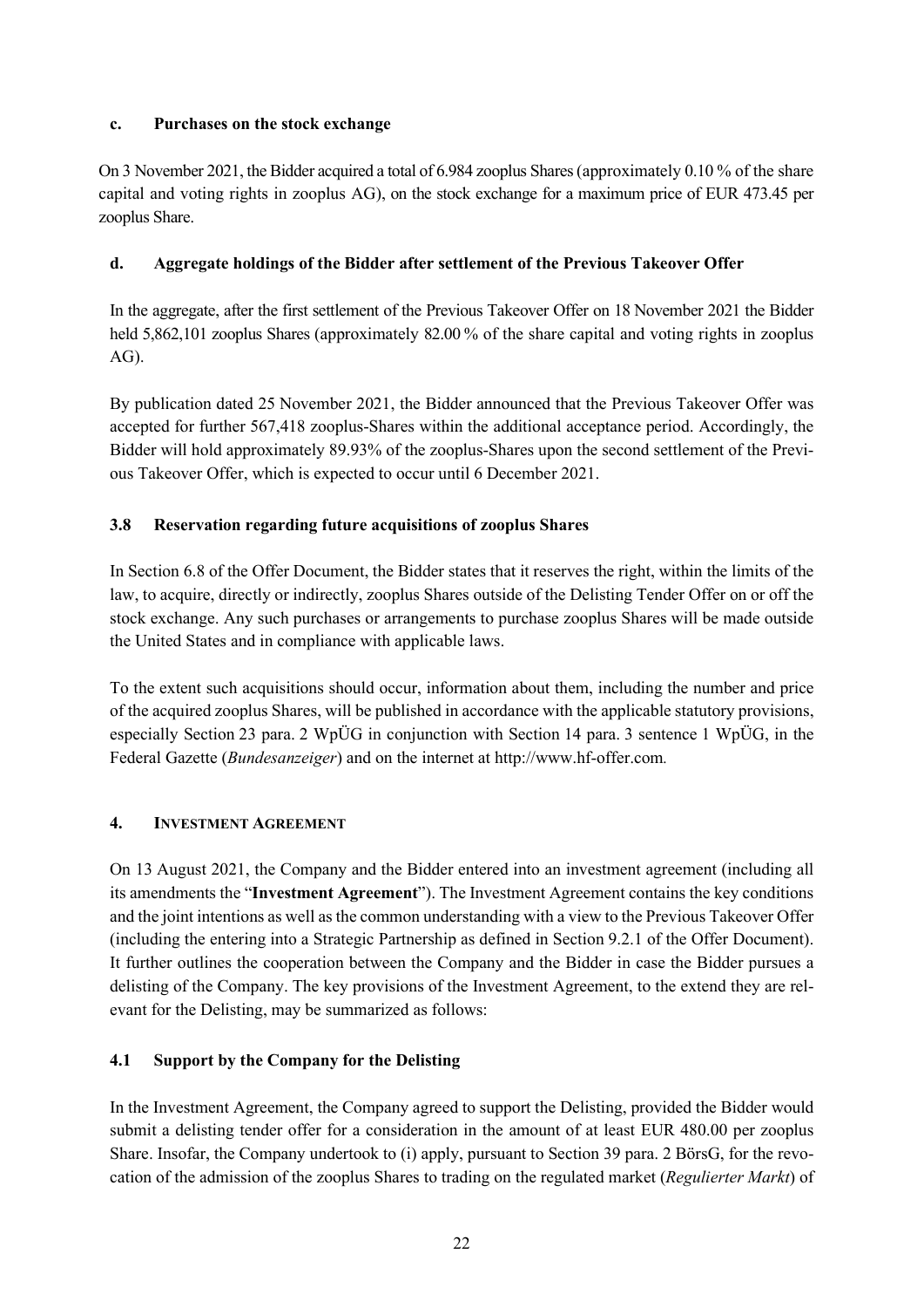#### c. Purchases on the stock exchange

On 3 November 2021, the Bidder acquired a total of 6.984 zooplus Shares (approximately 0.10 % of the share capital and voting rights in zooplus AG), on the stock exchange for a maximum price of EUR 473.45 per zooplus Share.

#### d. Aggregate holdings of the Bidder after settlement of the Previous Takeover Offer

In the aggregate, after the first settlement of the Previous Takeover Offer on 18 November 2021 the Bidder held 5,862,101 zooplus Shares (approximately 82.00 % of the share capital and voting rights in zooplus AG).

By publication dated 25 November 2021, the Bidder announced that the Previous Takeover Offer was accepted for further 567,418 zooplus-Shares within the additional acceptance period. Accordingly, the Bidder will hold approximately 89.93% of the zooplus-Shares upon the second settlement of the Previous Takeover Offer, which is expected to occur until 6 December 2021.

### 3.8 Reservation regarding future acquisitions of zooplus Shares

In Section 6.8 of the Offer Document, the Bidder states that it reserves the right, within the limits of the law, to acquire, directly or indirectly, zooplus Shares outside of the Delisting Tender Offer on or off the stock exchange. Any such purchases or arrangements to purchase zooplus Shares will be made outside the United States and in compliance with applicable laws.

To the extent such acquisitions should occur, information about them, including the number and price of the acquired zooplus Shares, will be published in accordance with the applicable statutory provisions, especially Section 23 para. 2 WpÜG in conjunction with Section 14 para. 3 sentence 1 WpÜG, in the Federal Gazette (*Bundesanzeiger*) and on the internet at http://www.hf-offer.com.

## 4. INVESTMENT AGREEMENT

On 13 August 2021, the Company and the Bidder entered into an investment agreement (including all its amendments the "**Investment Agreement**"). The Investment Agreement contains the key conditions and the joint intentions as well as the common understanding with a view to the Previous Takeover Offer (including the entering into a Strategic Partnership as defined in Section 9.2.1 of the Offer Document). It further outlines the cooperation between the Company and the Bidder in case the Bidder pursues a delisting of the Company. The key provisions of the Investment Agreement, to the extend they are relevant for the Delisting, may be summarized as follows:

### 4.1 Support by the Company for the Delisting

In the Investment Agreement, the Company agreed to support the Delisting, provided the Bidder would submit a delisting tender offer for a consideration in the amount of at least EUR 480.00 per zooplus Share. Insofar, the Company undertook to (i) apply, pursuant to Section 39 para. 2 BörsG, for the revocation of the admission of the zooplus Shares to trading on the regulated market (*Regulierter Markt*) of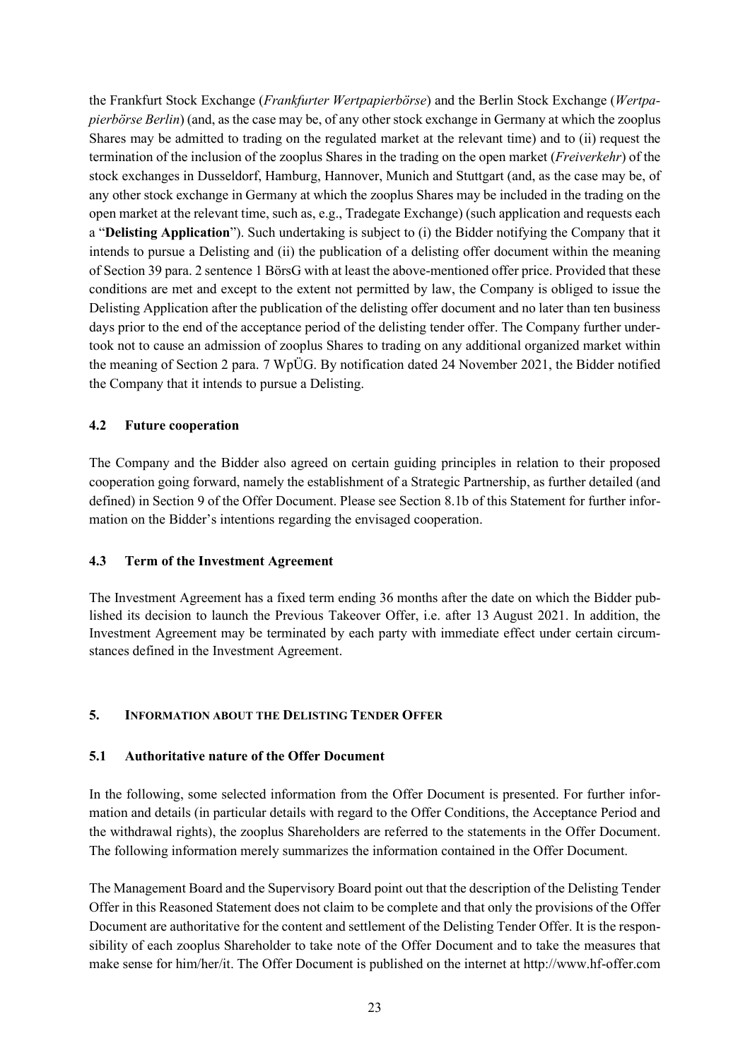the Frankfurt Stock Exchange (*Frankfurter Wertpapierbörse*) and the Berlin Stock Exchange (*Wertpapierbörse Berlin*) (and, as the case may be, of any other stock exchange in Germany at which the zooplus Shares may be admitted to trading on the regulated market at the relevant time) and to (ii) request the termination of the inclusion of the zooplus Shares in the trading on the open market (*Freiverkehr*) of the stock exchanges in Dusseldorf, Hamburg, Hannover, Munich and Stuttgart (and, as the case may be, of any other stock exchange in Germany at which the zooplus Shares may be included in the trading on the open market at the relevant time, such as, e.g., Tradegate Exchange) (such application and requests each a "**Delisting Application**"). Such undertaking is subject to (i) the Bidder notifying the Company that it intends to pursue a Delisting and (ii) the publication of a delisting offer document within the meaning of Section 39 para. 2 sentence 1 BörsG with at least the above-mentioned offer price. Provided that these conditions are met and except to the extent not permitted by law, the Company is obliged to issue the Delisting Application after the publication of the delisting offer document and no later than ten business days prior to the end of the acceptance period of the delisting tender offer. The Company further undertook not to cause an admission of zooplus Shares to trading on any additional organized market within the meaning of Section 2 para. 7 WpÜG. By notification dated 24 November 2021, the Bidder notified the Company that it intends to pursue a Delisting.

### 4.2 Future cooperation

The Company and the Bidder also agreed on certain guiding principles in relation to their proposed cooperation going forward, namely the establishment of a Strategic Partnership, as further detailed (and defined) in Section 9 of the Offer Document. Please see Section 8.1b of this Statement for further information on the Bidder's intentions regarding the envisaged cooperation.

### 4.3 Term of the Investment Agreement

The Investment Agreement has a fixed term ending 36 months after the date on which the Bidder published its decision to launch the Previous Takeover Offer, i.e. after 13 August 2021. In addition, the Investment Agreement may be terminated by each party with immediate effect under certain circumstances defined in the Investment Agreement.

## 5. Information about the Delisting Tender Offer

### 5.1 Authoritative nature of the Offer Document

In the following, some selected information from the Offer Document is presented. For further information and details (in particular details with regard to the Offer Conditions, the Acceptance Period and the withdrawal rights), the zooplus Shareholders are referred to the statements in the Offer Document. The following information merely summarizes the information contained in the Offer Document.

The Management Board and the Supervisory Board point out that the description of the Delisting Tender Offer in this Reasoned Statement does not claim to be complete and that only the provisions of the Offer Document are authoritative for the content and settlement of the Delisting Tender Offer. It is the responsibility of each zooplus Shareholder to take note of the Offer Document and to take the measures that make sense for him/her/it. The Offer Document is published on the internet at http://www.hf-offer.com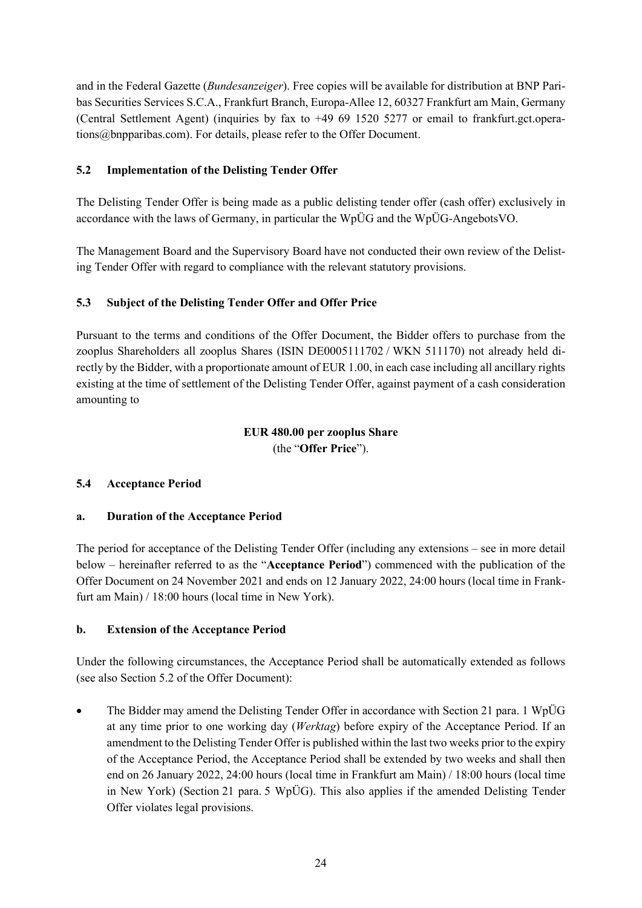and in the Federal Gazette (*Bundesanzeiger*). Free copies will be available for distribution at BNP Paribas Securities Services S.C.A., Frankfurt Branch, Europa-Allee 12, 60327 Frankfurt am Main, Germany (Central Settlement Agent) (inquiries by fax to +49 69 1520 5277 or email to frankfurt.gct.operations@bnpparibas.com). For details, please refer to the Offer Document.

### 5.2 Implementation of the Delisting Tender Offer

The Delisting Tender Offer is being made as a public delisting tender offer (cash offer) exclusively in accordance with the laws of Germany, in particular the WpÜG and the WpÜG-AngebotsVO.

The Management Board and the Supervisory Board have not conducted their own review of the Delisting Tender Offer with regard to compliance with the relevant statutory provisions.

### 5.3 Subject of the Delisting Tender Offer and Offer Price

Pursuant to the terms and conditions of the Offer Document, the Bidder offers to purchase from the zooplus Shareholders all zooplus Shares (ISIN DE0005111702 / WKN 511170) not already held directly by the Bidder, with a proportionate amount of EUR 1.00, in each case including all ancillary rights existing at the time of settlement of the Delisting Tender Offer, against payment of a cash consideration amounting to

**EUR 480.00 per zooplus Share**
(the "**Offer Price**").

### 5.4 Acceptance Period

#### a. Duration of the Acceptance Period

The period for acceptance of the Delisting Tender Offer (including any extensions – see in more detail below – hereinafter referred to as the "**Acceptance Period**") commenced with the publication of the Offer Document on 24 November 2021 and ends on 12 January 2022, 24:00 hours (local time in Frankfurt am Main) / 18:00 hours (local time in New York).

#### b. Extension of the Acceptance Period

Under the following circumstances, the Acceptance Period shall be automatically extended as follows (see also Section 5.2 of the Offer Document):

- The Bidder may amend the Delisting Tender Offer in accordance with Section 21 para. 1 WpÜG at any time prior to one working day (*Werktag*) before expiry of the Acceptance Period. If an amendment to the Delisting Tender Offer is published within the last two weeks prior to the expiry of the Acceptance Period, the Acceptance Period shall be extended by two weeks and shall then end on 26 January 2022, 24:00 hours (local time in Frankfurt am Main) / 18:00 hours (local time in New York) (Section 21 para. 5 WpÜG). This also applies if the amended Delisting Tender Offer violates legal provisions.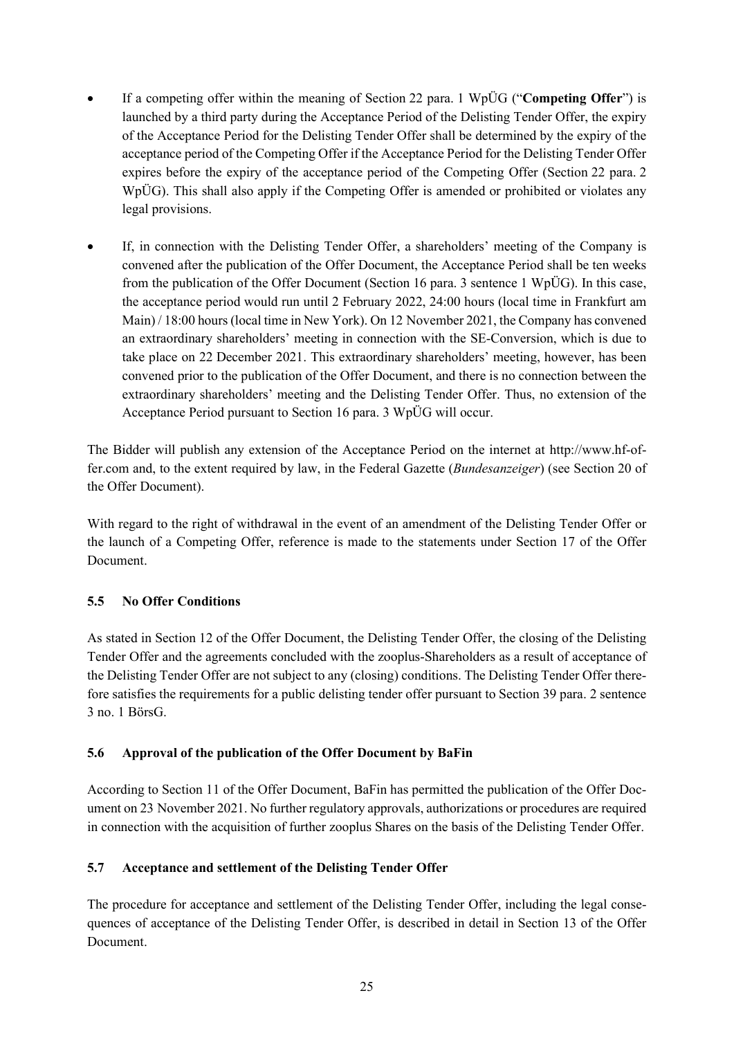- If a competing offer within the meaning of Section 22 para. 1 WpÜG ("**Competing Offer**") is launched by a third party during the Acceptance Period of the Delisting Tender Offer, the expiry of the Acceptance Period for the Delisting Tender Offer shall be determined by the expiry of the acceptance period of the Competing Offer if the Acceptance Period for the Delisting Tender Offer expires before the expiry of the acceptance period of the Competing Offer (Section 22 para. 2 WpÜG). This shall also apply if the Competing Offer is amended or prohibited or violates any legal provisions.

- If, in connection with the Delisting Tender Offer, a shareholders' meeting of the Company is convened after the publication of the Offer Document, the Acceptance Period shall be ten weeks from the publication of the Offer Document (Section 16 para. 3 sentence 1 WpÜG). In this case, the acceptance period would run until 2 February 2022, 24:00 hours (local time in Frankfurt am Main) / 18:00 hours (local time in New York). On 12 November 2021, the Company has convened an extraordinary shareholders' meeting in connection with the SE-Conversion, which is due to take place on 22 December 2021. This extraordinary shareholders' meeting, however, has been convened prior to the publication of the Offer Document, and there is no connection between the extraordinary shareholders' meeting and the Delisting Tender Offer. Thus, no extension of the Acceptance Period pursuant to Section 16 para. 3 WpÜG will occur.

The Bidder will publish any extension of the Acceptance Period on the internet at http://www.hf-offer.com and, to the extent required by law, in the Federal Gazette (*Bundesanzeiger*) (see Section 20 of the Offer Document).

With regard to the right of withdrawal in the event of an amendment of the Delisting Tender Offer or the launch of a Competing Offer, reference is made to the statements under Section 17 of the Offer Document.

### 5.5 No Offer Conditions

As stated in Section 12 of the Offer Document, the Delisting Tender Offer, the closing of the Delisting Tender Offer and the agreements concluded with the zooplus-Shareholders as a result of acceptance of the Delisting Tender Offer are not subject to any (closing) conditions. The Delisting Tender Offer therefore satisfies the requirements for a public delisting tender offer pursuant to Section 39 para. 2 sentence 3 no. 1 BörsG.

### 5.6 Approval of the publication of the Offer Document by BaFin

According to Section 11 of the Offer Document, BaFin has permitted the publication of the Offer Document on 23 November 2021. No further regulatory approvals, authorizations or procedures are required in connection with the acquisition of further zooplus Shares on the basis of the Delisting Tender Offer.

### 5.7 Acceptance and settlement of the Delisting Tender Offer

The procedure for acceptance and settlement of the Delisting Tender Offer, including the legal consequences of acceptance of the Delisting Tender Offer, is described in detail in Section 13 of the Offer Document.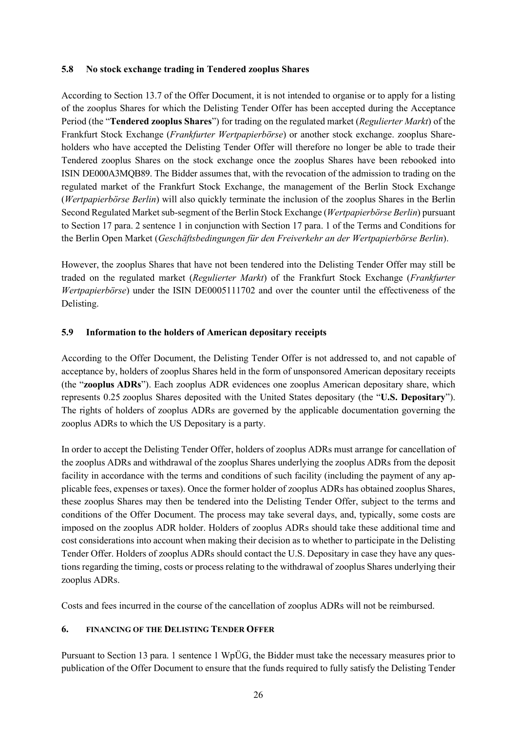### 5.8 No stock exchange trading in Tendered zooplus Shares

According to Section 13.7 of the Offer Document, it is not intended to organise or to apply for a listing of the zooplus Shares for which the Delisting Tender Offer has been accepted during the Acceptance Period (the "**Tendered zooplus Shares**") for trading on the regulated market (*Regulierter Markt*) of the Frankfurt Stock Exchange (*Frankfurter Wertpapierbörse*) or another stock exchange. zooplus Shareholders who have accepted the Delisting Tender Offer will therefore no longer be able to trade their Tendered zooplus Shares on the stock exchange once the zooplus Shares have been rebooked into ISIN DE000A3MQB89. The Bidder assumes that, with the revocation of the admission to trading on the regulated market of the Frankfurt Stock Exchange, the management of the Berlin Stock Exchange (*Wertpapierbörse Berlin*) will also quickly terminate the inclusion of the zooplus Shares in the Berlin Second Regulated Market sub-segment of the Berlin Stock Exchange (*Wertpapierbörse Berlin*) pursuant to Section 17 para. 2 sentence 1 in conjunction with Section 17 para. 1 of the Terms and Conditions for the Berlin Open Market (*Geschäftsbedingungen für den Freiverkehr an der Wertpapierbörse Berlin*).

However, the zooplus Shares that have not been tendered into the Delisting Tender Offer may still be traded on the regulated market (*Regulierter Markt*) of the Frankfurt Stock Exchange (*Frankfurter Wertpapierbörse*) under the ISIN DE0005111702 and over the counter until the effectiveness of the Delisting.

### 5.9 Information to the holders of American depositary receipts

According to the Offer Document, the Delisting Tender Offer is not addressed to, and not capable of acceptance by, holders of zooplus Shares held in the form of unsponsored American depositary receipts (the "**zooplus ADRs**"). Each zooplus ADR evidences one zooplus American depositary share, which represents 0.25 zooplus Shares deposited with the United States depositary (the "**U.S. Depositary**"). The rights of holders of zooplus ADRs are governed by the applicable documentation governing the zooplus ADRs to which the US Depositary is a party.

In order to accept the Delisting Tender Offer, holders of zooplus ADRs must arrange for cancellation of the zooplus ADRs and withdrawal of the zooplus Shares underlying the zooplus ADRs from the deposit facility in accordance with the terms and conditions of such facility (including the payment of any applicable fees, expenses or taxes). Once the former holder of zooplus ADRs has obtained zooplus Shares, these zooplus Shares may then be tendered into the Delisting Tender Offer, subject to the terms and conditions of the Offer Document. The process may take several days, and, typically, some costs are imposed on the zooplus ADR holder. Holders of zooplus ADRs should take these additional time and cost considerations into account when making their decision as to whether to participate in the Delisting Tender Offer. Holders of zooplus ADRs should contact the U.S. Depositary in case they have any questions regarding the timing, costs or process relating to the withdrawal of zooplus Shares underlying their zooplus ADRs.

Costs and fees incurred in the course of the cancellation of zooplus ADRs will not be reimbursed.

## 6. FINANCING OF THE DELISTING TENDER OFFER

Pursuant to Section 13 para. 1 sentence 1 WpÜG, the Bidder must take the necessary measures prior to publication of the Offer Document to ensure that the funds required to fully satisfy the Delisting Tender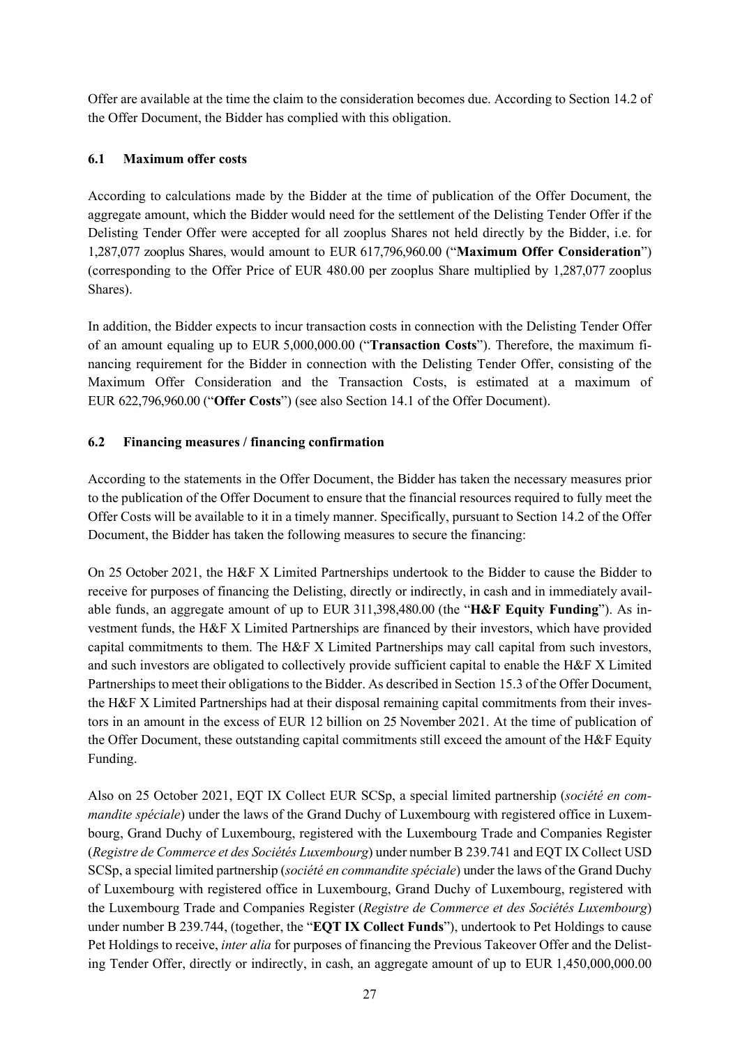Offer are available at the time the claim to the consideration becomes due. According to Section 14.2 of the Offer Document, the Bidder has complied with this obligation.

### 6.1 Maximum offer costs

According to calculations made by the Bidder at the time of publication of the Offer Document, the aggregate amount, which the Bidder would need for the settlement of the Delisting Tender Offer if the Delisting Tender Offer were accepted for all zooplus Shares not held directly by the Bidder, i.e. for 1,287,077 zooplus Shares, would amount to EUR 617,796,960.00 ("**Maximum Offer Consideration**") (corresponding to the Offer Price of EUR 480.00 per zooplus Share multiplied by 1,287,077 zooplus Shares).

In addition, the Bidder expects to incur transaction costs in connection with the Delisting Tender Offer of an amount equaling up to EUR 5,000,000.00 ("**Transaction Costs**"). Therefore, the maximum financing requirement for the Bidder in connection with the Delisting Tender Offer, consisting of the Maximum Offer Consideration and the Transaction Costs, is estimated at a maximum of EUR 622,796,960.00 ("**Offer Costs**") (see also Section 14.1 of the Offer Document).

### 6.2 Financing measures / financing confirmation

According to the statements in the Offer Document, the Bidder has taken the necessary measures prior to the publication of the Offer Document to ensure that the financial resources required to fully meet the Offer Costs will be available to it in a timely manner. Specifically, pursuant to Section 14.2 of the Offer Document, the Bidder has taken the following measures to secure the financing:

On 25 October 2021, the H&F X Limited Partnerships undertook to the Bidder to cause the Bidder to receive for purposes of financing the Delisting, directly or indirectly, in cash and in immediately available funds, an aggregate amount of up to EUR 311,398,480.00 (the "**H&F Equity Funding**"). As investment funds, the H&F X Limited Partnerships are financed by their investors, which have provided capital commitments to them. The H&F X Limited Partnerships may call capital from such investors, and such investors are obligated to collectively provide sufficient capital to enable the H&F X Limited Partnerships to meet their obligations to the Bidder. As described in Section 15.3 of the Offer Document, the H&F X Limited Partnerships had at their disposal remaining capital commitments from their investors in an amount in the excess of EUR 12 billion on 25 November 2021. At the time of publication of the Offer Document, these outstanding capital commitments still exceed the amount of the H&F Equity Funding.

Also on 25 October 2021, EQT IX Collect EUR SCSp, a special limited partnership (*société en commandite spéciale*) under the laws of the Grand Duchy of Luxembourg with registered office in Luxembourg, Grand Duchy of Luxembourg, registered with the Luxembourg Trade and Companies Register (*Registre de Commerce et des Sociétés Luxembourg*) under number B 239.741 and EQT IX Collect USD SCSp, a special limited partnership (*société en commandite spéciale*) under the laws of the Grand Duchy of Luxembourg with registered office in Luxembourg, Grand Duchy of Luxembourg, registered with the Luxembourg Trade and Companies Register (*Registre de Commerce et des Sociétés Luxembourg*) under number B 239.744, (together, the "**EQT IX Collect Funds**"), undertook to Pet Holdings to cause Pet Holdings to receive, *inter alia* for purposes of financing the Previous Takeover Offer and the Delisting Tender Offer, directly or indirectly, in cash, an aggregate amount of up to EUR 1,450,000,000.00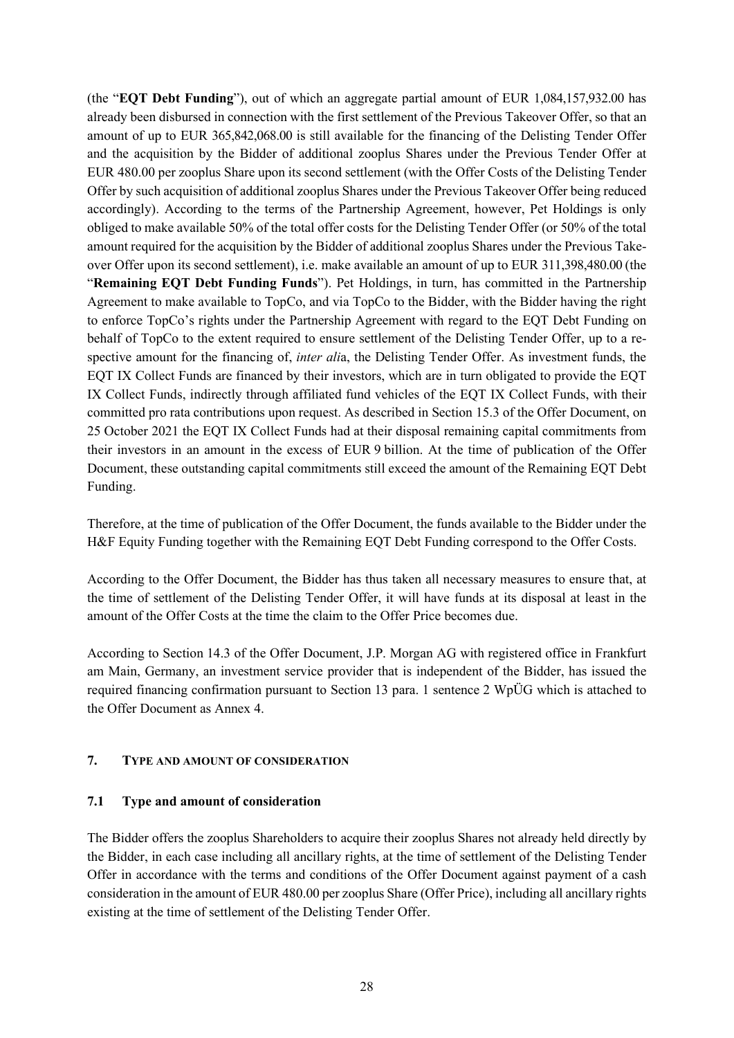(the "**EQT Debt Funding**"), out of which an aggregate partial amount of EUR 1,084,157,932.00 has already been disbursed in connection with the first settlement of the Previous Takeover Offer, so that an amount of up to EUR 365,842,068.00 is still available for the financing of the Delisting Tender Offer and the acquisition by the Bidder of additional zooplus Shares under the Previous Tender Offer at EUR 480.00 per zooplus Share upon its second settlement (with the Offer Costs of the Delisting Tender Offer by such acquisition of additional zooplus Shares under the Previous Takeover Offer being reduced accordingly). According to the terms of the Partnership Agreement, however, Pet Holdings is only obliged to make available 50% of the total offer costs for the Delisting Tender Offer (or 50% of the total amount required for the acquisition by the Bidder of additional zooplus Shares under the Previous Takeover Offer upon its second settlement), i.e. make available an amount of up to EUR 311,398,480.00 (the "**Remaining EQT Debt Funding Funds**"). Pet Holdings, in turn, has committed in the Partnership Agreement to make available to TopCo, and via TopCo to the Bidder, with the Bidder having the right to enforce TopCo's rights under the Partnership Agreement with regard to the EQT Debt Funding on behalf of TopCo to the extent required to ensure settlement of the Delisting Tender Offer, up to a respective amount for the financing of, *inter alia*, the Delisting Tender Offer. As investment funds, the EQT IX Collect Funds are financed by their investors, which are in turn obligated to provide the EQT IX Collect Funds, indirectly through affiliated fund vehicles of the EQT IX Collect Funds, with their committed pro rata contributions upon request. As described in Section 15.3 of the Offer Document, on 25 October 2021 the EQT IX Collect Funds had at their disposal remaining capital commitments from their investors in an amount in the excess of EUR 9 billion. At the time of publication of the Offer Document, these outstanding capital commitments still exceed the amount of the Remaining EQT Debt Funding.

Therefore, at the time of publication of the Offer Document, the funds available to the Bidder under the H&F Equity Funding together with the Remaining EQT Debt Funding correspond to the Offer Costs.

According to the Offer Document, the Bidder has thus taken all necessary measures to ensure that, at the time of settlement of the Delisting Tender Offer, it will have funds at its disposal at least in the amount of the Offer Costs at the time the claim to the Offer Price becomes due.

According to Section 14.3 of the Offer Document, J.P. Morgan AG with registered office in Frankfurt am Main, Germany, an investment service provider that is independent of the Bidder, has issued the required financing confirmation pursuant to Section 13 para. 1 sentence 2 WpÜG which is attached to the Offer Document as Annex 4.

## 7. TYPE AND AMOUNT OF CONSIDERATION

### 7.1 Type and amount of consideration

The Bidder offers the zooplus Shareholders to acquire their zooplus Shares not already held directly by the Bidder, in each case including all ancillary rights, at the time of settlement of the Delisting Tender Offer in accordance with the terms and conditions of the Offer Document against payment of a cash consideration in the amount of EUR 480.00 per zooplus Share (Offer Price), including all ancillary rights existing at the time of settlement of the Delisting Tender Offer.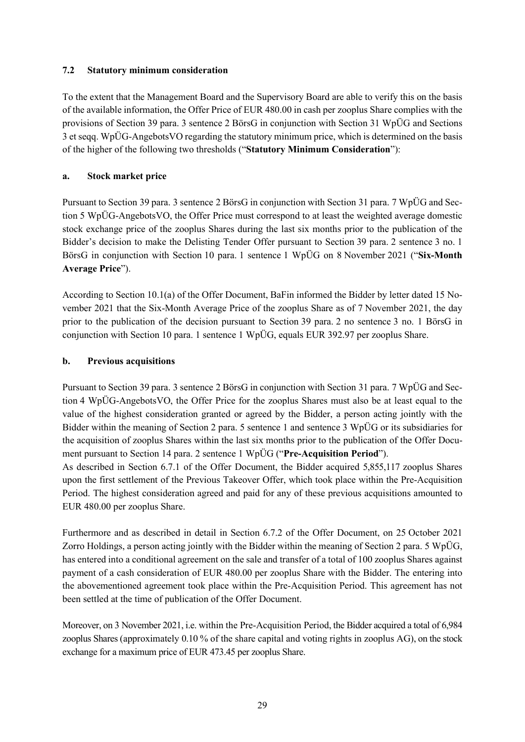### 7.2 Statutory minimum consideration

To the extent that the Management Board and the Supervisory Board are able to verify this on the basis of the available information, the Offer Price of EUR 480.00 in cash per zooplus Share complies with the provisions of Section 39 para. 3 sentence 2 BörsG in conjunction with Section 31 WpÜG and Sections 3 et seqq. WpÜG-AngebotsVO regarding the statutory minimum price, which is determined on the basis of the higher of the following two thresholds ("**Statutory Minimum Consideration**"):

#### a. Stock market price

Pursuant to Section 39 para. 3 sentence 2 BörsG in conjunction with Section 31 para. 7 WpÜG and Section 5 WpÜG-AngebotsVO, the Offer Price must correspond to at least the weighted average domestic stock exchange price of the zooplus Shares during the last six months prior to the publication of the Bidder's decision to make the Delisting Tender Offer pursuant to Section 39 para. 2 sentence 3 no. 1 BörsG in conjunction with Section 10 para. 1 sentence 1 WpÜG on 8 November 2021 ("**Six-Month Average Price**").

According to Section 10.1(a) of the Offer Document, BaFin informed the Bidder by letter dated 15 November 2021 that the Six-Month Average Price of the zooplus Share as of 7 November 2021, the day prior to the publication of the decision pursuant to Section 39 para. 2 no sentence 3 no. 1 BörsG in conjunction with Section 10 para. 1 sentence 1 WpÜG, equals EUR 392.97 per zooplus Share.

#### b. Previous acquisitions

Pursuant to Section 39 para. 3 sentence 2 BörsG in conjunction with Section 31 para. 7 WpÜG and Section 4 WpÜG-AngebotsVO, the Offer Price for the zooplus Shares must also be at least equal to the value of the highest consideration granted or agreed by the Bidder, a person acting jointly with the Bidder within the meaning of Section 2 para. 5 sentence 1 and sentence 3 WpÜG or its subsidiaries for the acquisition of zooplus Shares within the last six months prior to the publication of the Offer Document pursuant to Section 14 para. 2 sentence 1 WpÜG ("**Pre-Acquisition Period**").

As described in Section 6.7.1 of the Offer Document, the Bidder acquired 5,855,117 zooplus Shares upon the first settlement of the Previous Takeover Offer, which took place within the Pre-Acquisition Period. The highest consideration agreed and paid for any of these previous acquisitions amounted to EUR 480.00 per zooplus Share.

Furthermore and as described in detail in Section 6.7.2 of the Offer Document, on 25 October 2021 Zorro Holdings, a person acting jointly with the Bidder within the meaning of Section 2 para. 5 WpÜG, has entered into a conditional agreement on the sale and transfer of a total of 100 zooplus Shares against payment of a cash consideration of EUR 480.00 per zooplus Share with the Bidder. The entering into the abovementioned agreement took place within the Pre-Acquisition Period. This agreement has not been settled at the time of publication of the Offer Document.

Moreover, on 3 November 2021, i.e. within the Pre-Acquisition Period, the Bidder acquired a total of 6,984 zooplus Shares (approximately 0.10 % of the share capital and voting rights in zooplus AG), on the stock exchange for a maximum price of EUR 473.45 per zooplus Share.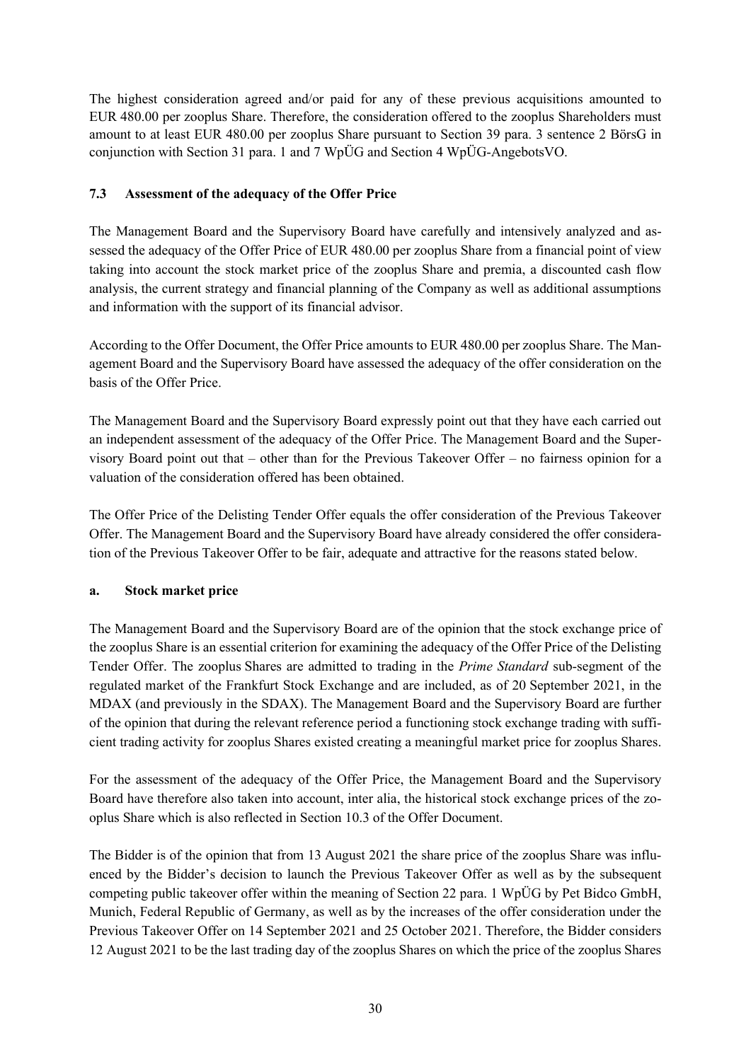The highest consideration agreed and/or paid for any of these previous acquisitions amounted to EUR 480.00 per zooplus Share. Therefore, the consideration offered to the zooplus Shareholders must amount to at least EUR 480.00 per zooplus Share pursuant to Section 39 para. 3 sentence 2 BörsG in conjunction with Section 31 para. 1 and 7 WpÜG and Section 4 WpÜG-AngebotsVO.

### 7.3 Assessment of the adequacy of the Offer Price

The Management Board and the Supervisory Board have carefully and intensively analyzed and assessed the adequacy of the Offer Price of EUR 480.00 per zooplus Share from a financial point of view taking into account the stock market price of the zooplus Share and premia, a discounted cash flow analysis, the current strategy and financial planning of the Company as well as additional assumptions and information with the support of its financial advisor.

According to the Offer Document, the Offer Price amounts to EUR 480.00 per zooplus Share. The Management Board and the Supervisory Board have assessed the adequacy of the offer consideration on the basis of the Offer Price.

The Management Board and the Supervisory Board expressly point out that they have each carried out an independent assessment of the adequacy of the Offer Price. The Management Board and the Supervisory Board point out that – other than for the Previous Takeover Offer – no fairness opinion for a valuation of the consideration offered has been obtained.

The Offer Price of the Delisting Tender Offer equals the offer consideration of the Previous Takeover Offer. The Management Board and the Supervisory Board have already considered the offer consideration of the Previous Takeover Offer to be fair, adequate and attractive for the reasons stated below.

#### a. Stock market price

The Management Board and the Supervisory Board are of the opinion that the stock exchange price of the zooplus Share is an essential criterion for examining the adequacy of the Offer Price of the Delisting Tender Offer. The zooplus Shares are admitted to trading in the *Prime Standard* sub-segment of the regulated market of the Frankfurt Stock Exchange and are included, as of 20 September 2021, in the MDAX (and previously in the SDAX). The Management Board and the Supervisory Board are further of the opinion that during the relevant reference period a functioning stock exchange trading with sufficient trading activity for zooplus Shares existed creating a meaningful market price for zooplus Shares.

For the assessment of the adequacy of the Offer Price, the Management Board and the Supervisory Board have therefore also taken into account, inter alia, the historical stock exchange prices of the zooplus Share which is also reflected in Section 10.3 of the Offer Document.

The Bidder is of the opinion that from 13 August 2021 the share price of the zooplus Share was influenced by the Bidder's decision to launch the Previous Takeover Offer as well as by the subsequent competing public takeover offer within the meaning of Section 22 para. 1 WpÜG by Pet Bidco GmbH, Munich, Federal Republic of Germany, as well as by the increases of the offer consideration under the Previous Takeover Offer on 14 September 2021 and 25 October 2021. Therefore, the Bidder considers 12 August 2021 to be the last trading day of the zooplus Shares on which the price of the zooplus Shares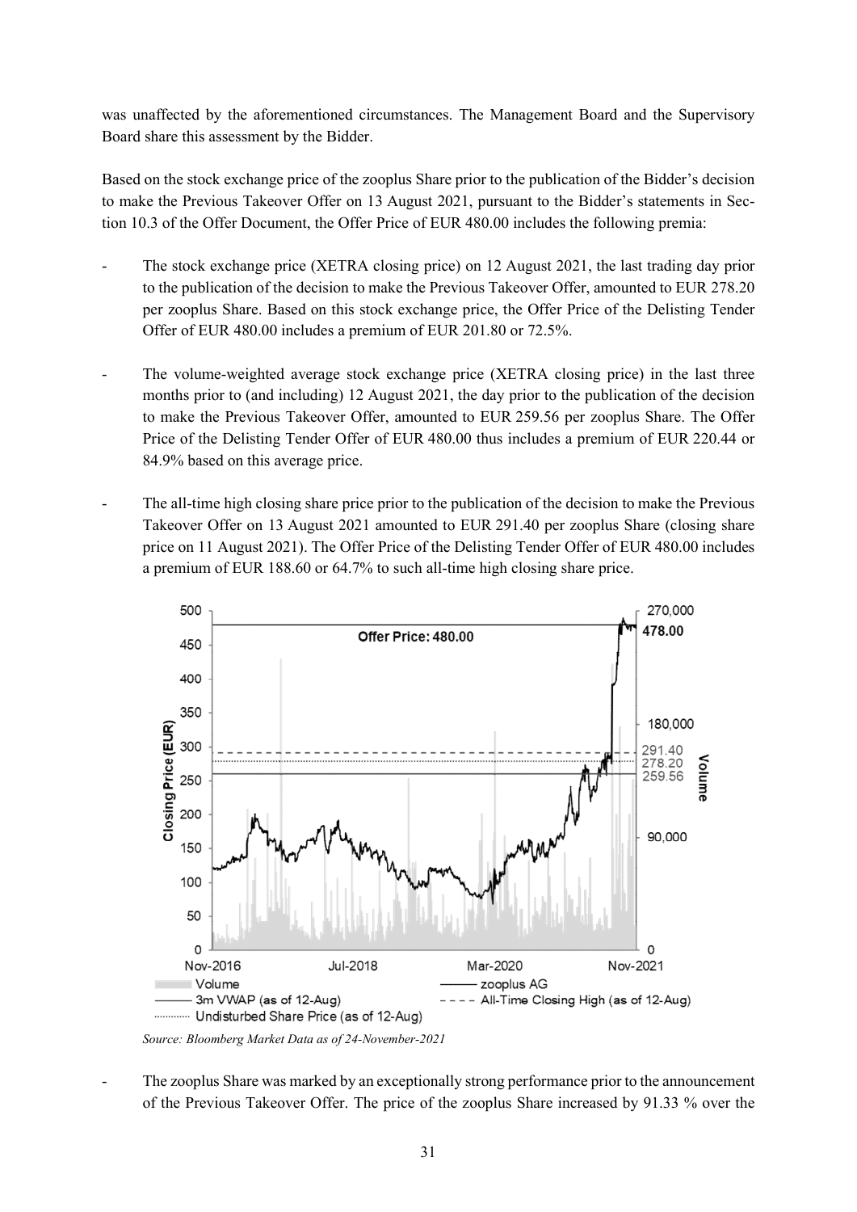was unaffected by the aforementioned circumstances. The Management Board and the Supervisory Board share this assessment by the Bidder.

Based on the stock exchange price of the zooplus Share prior to the publication of the Bidder's decision to make the Previous Takeover Offer on 13 August 2021, pursuant to the Bidder's statements in Section 10.3 of the Offer Document, the Offer Price of EUR 480.00 includes the following premia:

- The stock exchange price (XETRA closing price) on 12 August 2021, the last trading day prior to the publication of the decision to make the Previous Takeover Offer, amounted to EUR 278.20 per zooplus Share. Based on this stock exchange price, the Offer Price of the Delisting Tender Offer of EUR 480.00 includes a premium of EUR 201.80 or 72.5%.

- The volume-weighted average stock exchange price (XETRA closing price) in the last three months prior to (and including) 12 August 2021, the day prior to the publication of the decision to make the Previous Takeover Offer, amounted to EUR 259.56 per zooplus Share. The Offer Price of the Delisting Tender Offer of EUR 480.00 thus includes a premium of EUR 220.44 or 84.9% based on this average price.

- The all-time high closing share price prior to the publication of the decision to make the Previous Takeover Offer on 13 August 2021 amounted to EUR 291.40 per zooplus Share (closing share price on 11 August 2021). The Offer Price of the Delisting Tender Offer of EUR 480.00 includes a premium of EUR 188.60 or 64.7% to such all-time high closing share price.

*Source: Bloomberg Market Data as of 24-November-2021*

- The zooplus Share was marked by an exceptionally strong performance prior to the announcement of the Previous Takeover Offer. The price of the zooplus Share increased by 91.33 % over the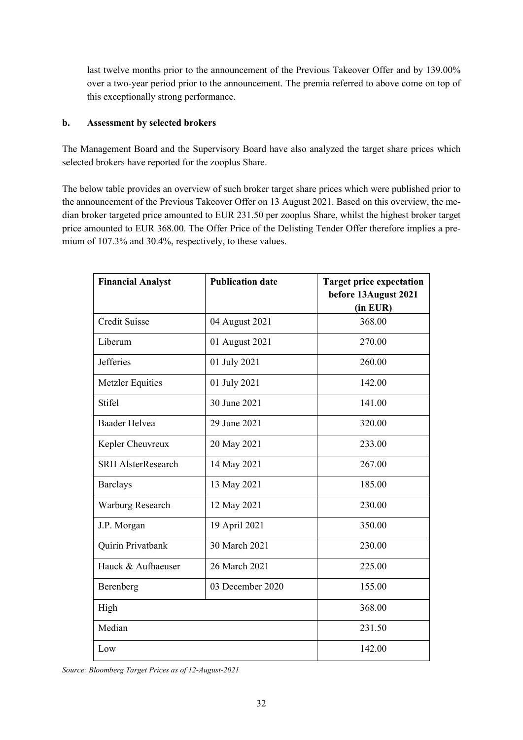last twelve months prior to the announcement of the Previous Takeover Offer and by 139.00% over a two-year period prior to the announcement. The premia referred to above come on top of this exceptionally strong performance.

**b. Assessment by selected brokers**

The Management Board and the Supervisory Board have also analyzed the target share prices which selected brokers have reported for the zooplus Share.

The below table provides an overview of such broker target share prices which were published prior to the announcement of the Previous Takeover Offer on 13 August 2021. Based on this overview, the median broker targeted price amounted to EUR 231.50 per zooplus Share, whilst the highest broker target price amounted to EUR 368.00. The Offer Price of the Delisting Tender Offer therefore implies a premium of 107.3% and 30.4%, respectively, to these values.

| **Financial Analyst** | **Publication date** | **Target price expectation before 13August 2021 (in EUR)** |
|---|---|---|
| Credit Suisse | 04 August 2021 | 368.00 |
| Liberum | 01 August 2021 | 270.00 |
| Jefferies | 01 July 2021 | 260.00 |
| Metzler Equities | 01 July 2021 | 142.00 |
| Stifel | 30 June 2021 | 141.00 |
| Baader Helvea | 29 June 2021 | 320.00 |
| Kepler Cheuvreux | 20 May 2021 | 233.00 |
| SRH AlsterResearch | 14 May 2021 | 267.00 |
| Barclays | 13 May 2021 | 185.00 |
| Warburg Research | 12 May 2021 | 230.00 |
| J.P. Morgan | 19 April 2021 | 350.00 |
| Quirin Privatbank | 30 March 2021 | 230.00 |
| Hauck & Aufhaeuser | 26 March 2021 | 225.00 |
| Berenberg | 03 December 2020 | 155.00 |
| High | | 368.00 |
| Median | | 231.50 |
| Low | | 142.00 |

*Source: Bloomberg Target Prices as of 12-August-2021*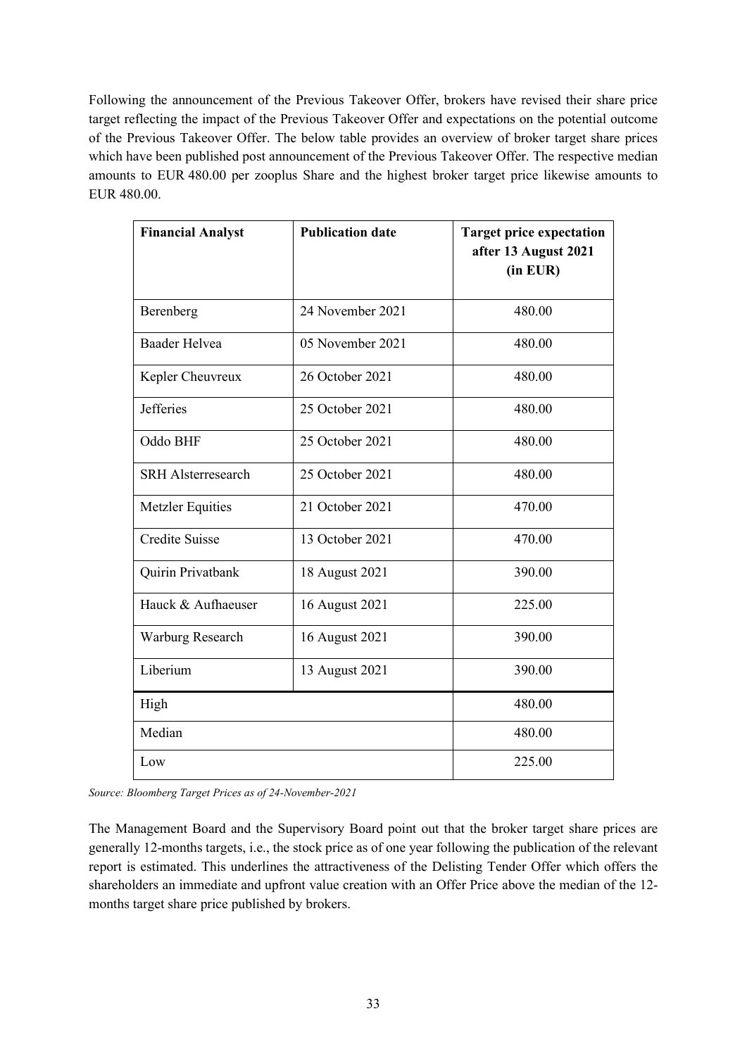Following the announcement of the Previous Takeover Offer, brokers have revised their share price target reflecting the impact of the Previous Takeover Offer and expectations on the potential outcome of the Previous Takeover Offer. The below table provides an overview of broker target share prices which have been published post announcement of the Previous Takeover Offer. The respective median amounts to EUR 480.00 per zooplus Share and the highest broker target price likewise amounts to EUR 480.00.

| **Financial Analyst** | **Publication date** | **Target price expectation after 13 August 2021 (in EUR)** |
|---|---|---|
| Berenberg | 24 November 2021 | 480.00 |
| Baader Helvea | 05 November 2021 | 480.00 |
| Kepler Cheuvreux | 26 October 2021 | 480.00 |
| Jefferies | 25 October 2021 | 480.00 |
| Oddo BHF | 25 October 2021 | 480.00 |
| SRH Alsterresearch | 25 October 2021 | 480.00 |
| Metzler Equities | 21 October 2021 | 470.00 |
| Credite Suisse | 13 October 2021 | 470.00 |
| Quirin Privatbank | 18 August 2021 | 390.00 |
| Hauck & Aufhaeuser | 16 August 2021 | 225.00 |
| Warburg Research | 16 August 2021 | 390.00 |
| Liberium | 13 August 2021 | 390.00 |
| High | | 480.00 |
| Median | | 480.00 |
| Low | | 225.00 |

*Source: Bloomberg Target Prices as of 24-November-2021*

The Management Board and the Supervisory Board point out that the broker target share prices are generally 12-months targets, i.e., the stock price as of one year following the publication of the relevant report is estimated. This underlines the attractiveness of the Delisting Tender Offer which offers the shareholders an immediate and upfront value creation with an Offer Price above the median of the 12-months target share price published by brokers.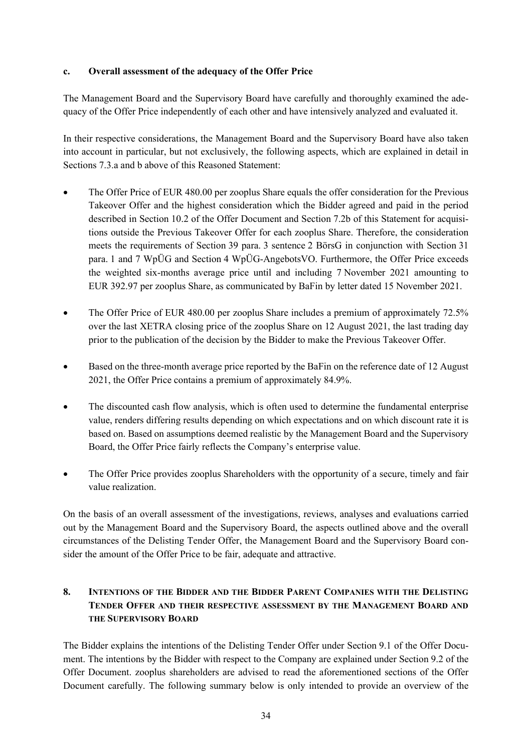#### c. Overall assessment of the adequacy of the Offer Price

The Management Board and the Supervisory Board have carefully and thoroughly examined the adequacy of the Offer Price independently of each other and have intensively analyzed and evaluated it.

In their respective considerations, the Management Board and the Supervisory Board have also taken into account in particular, but not exclusively, the following aspects, which are explained in detail in Sections 7.3.a and b above of this Reasoned Statement:

- The Offer Price of EUR 480.00 per zooplus Share equals the offer consideration for the Previous Takeover Offer and the highest consideration which the Bidder agreed and paid in the period described in Section 10.2 of the Offer Document and Section 7.2b of this Statement for acquisitions outside the Previous Takeover Offer for each zooplus Share. Therefore, the consideration meets the requirements of Section 39 para. 3 sentence 2 BörsG in conjunction with Section 31 para. 1 and 7 WpÜG and Section 4 WpÜG-AngebotsVO. Furthermore, the Offer Price exceeds the weighted six-months average price until and including 7 November 2021 amounting to EUR 392.97 per zooplus Share, as communicated by BaFin by letter dated 15 November 2021.
- The Offer Price of EUR 480.00 per zooplus Share includes a premium of approximately 72.5% over the last XETRA closing price of the zooplus Share on 12 August 2021, the last trading day prior to the publication of the decision by the Bidder to make the Previous Takeover Offer.
- Based on the three-month average price reported by the BaFin on the reference date of 12 August 2021, the Offer Price contains a premium of approximately 84.9%.
- The discounted cash flow analysis, which is often used to determine the fundamental enterprise value, renders differing results depending on which expectations and on which discount rate it is based on. Based on assumptions deemed realistic by the Management Board and the Supervisory Board, the Offer Price fairly reflects the Company's enterprise value.
- The Offer Price provides zooplus Shareholders with the opportunity of a secure, timely and fair value realization.

On the basis of an overall assessment of the investigations, reviews, analyses and evaluations carried out by the Management Board and the Supervisory Board, the aspects outlined above and the overall circumstances of the Delisting Tender Offer, the Management Board and the Supervisory Board consider the amount of the Offer Price to be fair, adequate and attractive.

## 8. INTENTIONS OF THE BIDDER AND THE BIDDER PARENT COMPANIES WITH THE DELISTING TENDER OFFER AND THEIR RESPECTIVE ASSESSMENT BY THE MANAGEMENT BOARD AND THE SUPERVISORY BOARD

The Bidder explains the intentions of the Delisting Tender Offer under Section 9.1 of the Offer Document. The intentions by the Bidder with respect to the Company are explained under Section 9.2 of the Offer Document. zooplus shareholders are advised to read the aforementioned sections of the Offer Document carefully. The following summary below is only intended to provide an overview of the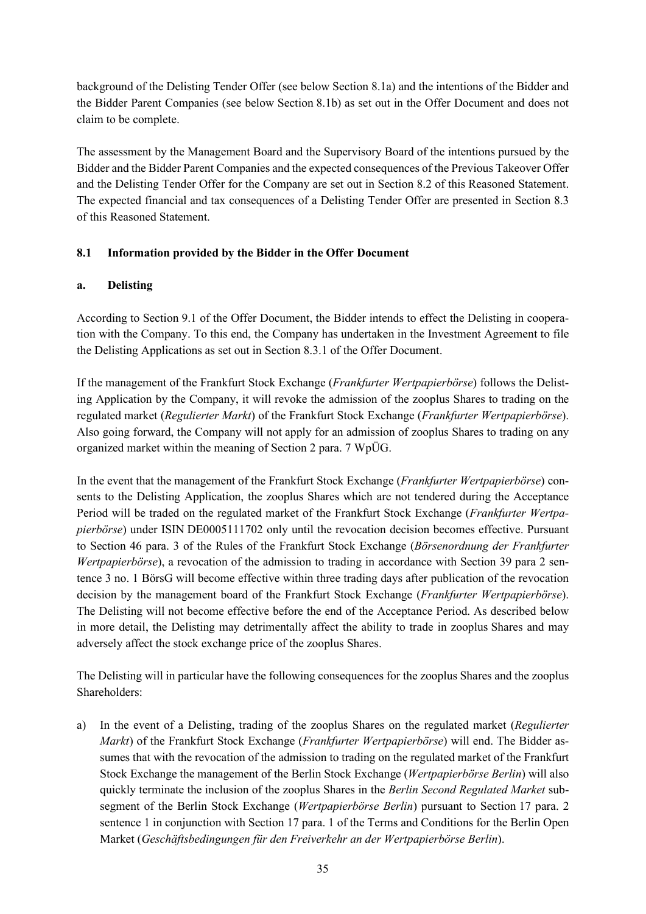background of the Delisting Tender Offer (see below Section 8.1a) and the intentions of the Bidder and the Bidder Parent Companies (see below Section 8.1b) as set out in the Offer Document and does not claim to be complete.

The assessment by the Management Board and the Supervisory Board of the intentions pursued by the Bidder and the Bidder Parent Companies and the expected consequences of the Previous Takeover Offer and the Delisting Tender Offer for the Company are set out in Section 8.2 of this Reasoned Statement. The expected financial and tax consequences of a Delisting Tender Offer are presented in Section 8.3 of this Reasoned Statement.

### 8.1 Information provided by the Bidder in the Offer Document

#### a. Delisting

According to Section 9.1 of the Offer Document, the Bidder intends to effect the Delisting in cooperation with the Company. To this end, the Company has undertaken in the Investment Agreement to file the Delisting Applications as set out in Section 8.3.1 of the Offer Document.

If the management of the Frankfurt Stock Exchange (*Frankfurter Wertpapierbörse*) follows the Delisting Application by the Company, it will revoke the admission of the zooplus Shares to trading on the regulated market (*Regulierter Markt*) of the Frankfurt Stock Exchange (*Frankfurter Wertpapierbörse*). Also going forward, the Company will not apply for an admission of zooplus Shares to trading on any organized market within the meaning of Section 2 para. 7 WpÜG.

In the event that the management of the Frankfurt Stock Exchange (*Frankfurter Wertpapierbörse*) consents to the Delisting Application, the zooplus Shares which are not tendered during the Acceptance Period will be traded on the regulated market of the Frankfurt Stock Exchange (*Frankfurter Wertpapierbörse*) under ISIN DE0005111702 only until the revocation decision becomes effective. Pursuant to Section 46 para. 3 of the Rules of the Frankfurt Stock Exchange (*Börsenordnung der Frankfurter Wertpapierbörse*), a revocation of the admission to trading in accordance with Section 39 para 2 sentence 3 no. 1 BörsG will become effective within three trading days after publication of the revocation decision by the management board of the Frankfurt Stock Exchange (*Frankfurter Wertpapierbörse*). The Delisting will not become effective before the end of the Acceptance Period. As described below in more detail, the Delisting may detrimentally affect the ability to trade in zooplus Shares and may adversely affect the stock exchange price of the zooplus Shares.

The Delisting will in particular have the following consequences for the zooplus Shares and the zooplus Shareholders:

a) In the event of a Delisting, trading of the zooplus Shares on the regulated market (*Regulierter Markt*) of the Frankfurt Stock Exchange (*Frankfurter Wertpapierbörse*) will end. The Bidder assumes that with the revocation of the admission to trading on the regulated market of the Frankfurt Stock Exchange the management of the Berlin Stock Exchange (*Wertpapierbörse Berlin*) will also quickly terminate the inclusion of the zooplus Shares in the *Berlin Second Regulated Market* subsegment of the Berlin Stock Exchange (*Wertpapierbörse Berlin*) pursuant to Section 17 para. 2 sentence 1 in conjunction with Section 17 para. 1 of the Terms and Conditions for the Berlin Open Market (*Geschäftsbedingungen für den Freiverkehr an der Wertpapierbörse Berlin*).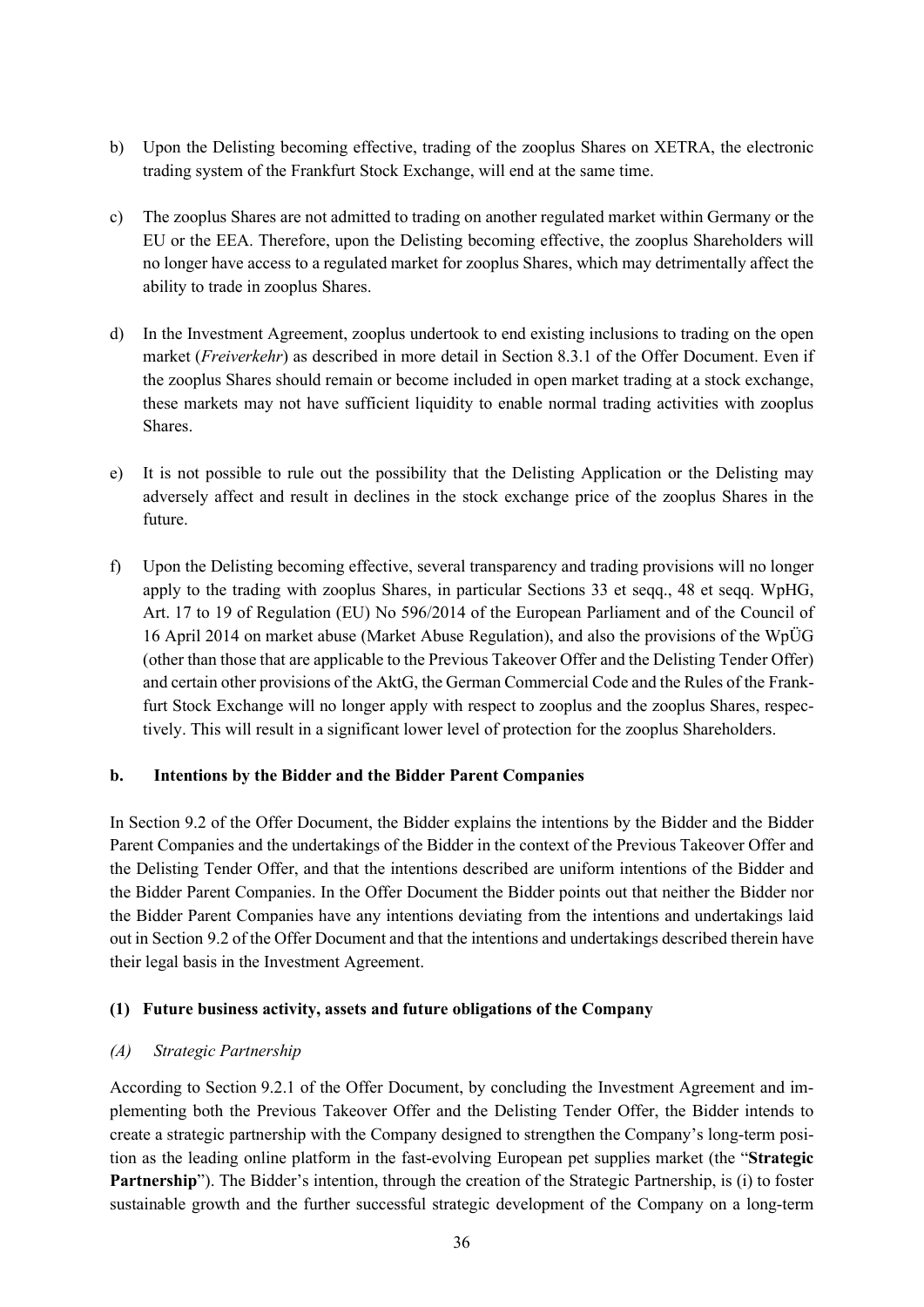b) Upon the Delisting becoming effective, trading of the zooplus Shares on XETRA, the electronic trading system of the Frankfurt Stock Exchange, will end at the same time.

c) The zooplus Shares are not admitted to trading on another regulated market within Germany or the EU or the EEA. Therefore, upon the Delisting becoming effective, the zooplus Shareholders will no longer have access to a regulated market for zooplus Shares, which may detrimentally affect the ability to trade in zooplus Shares.

d) In the Investment Agreement, zooplus undertook to end existing inclusions to trading on the open market (*Freiverkehr*) as described in more detail in Section 8.3.1 of the Offer Document. Even if the zooplus Shares should remain or become included in open market trading at a stock exchange, these markets may not have sufficient liquidity to enable normal trading activities with zooplus Shares.

e) It is not possible to rule out the possibility that the Delisting Application or the Delisting may adversely affect and result in declines in the stock exchange price of the zooplus Shares in the future.

f) Upon the Delisting becoming effective, several transparency and trading provisions will no longer apply to the trading with zooplus Shares, in particular Sections 33 et seqq., 48 et seqq. WpHG, Art. 17 to 19 of Regulation (EU) No 596/2014 of the European Parliament and of the Council of 16 April 2014 on market abuse (Market Abuse Regulation), and also the provisions of the WpÜG (other than those that are applicable to the Previous Takeover Offer and the Delisting Tender Offer) and certain other provisions of the AktG, the German Commercial Code and the Rules of the Frankfurt Stock Exchange will no longer apply with respect to zooplus and the zooplus Shares, respectively. This will result in a significant lower level of protection for the zooplus Shareholders.

### b. Intentions by the Bidder and the Bidder Parent Companies

In Section 9.2 of the Offer Document, the Bidder explains the intentions by the Bidder and the Bidder Parent Companies and the undertakings of the Bidder in the context of the Previous Takeover Offer and the Delisting Tender Offer, and that the intentions described are uniform intentions of the Bidder and the Bidder Parent Companies. In the Offer Document the Bidder points out that neither the Bidder nor the Bidder Parent Companies have any intentions deviating from the intentions and undertakings laid out in Section 9.2 of the Offer Document and that the intentions and undertakings described therein have their legal basis in the Investment Agreement.

#### (1) Future business activity, assets and future obligations of the Company

*(A) Strategic Partnership*

According to Section 9.2.1 of the Offer Document, by concluding the Investment Agreement and implementing both the Previous Takeover Offer and the Delisting Tender Offer, the Bidder intends to create a strategic partnership with the Company designed to strengthen the Company's long-term position as the leading online platform in the fast-evolving European pet supplies market (the "**Strategic Partnership**"). The Bidder's intention, through the creation of the Strategic Partnership, is (i) to foster sustainable growth and the further successful strategic development of the Company on a long-term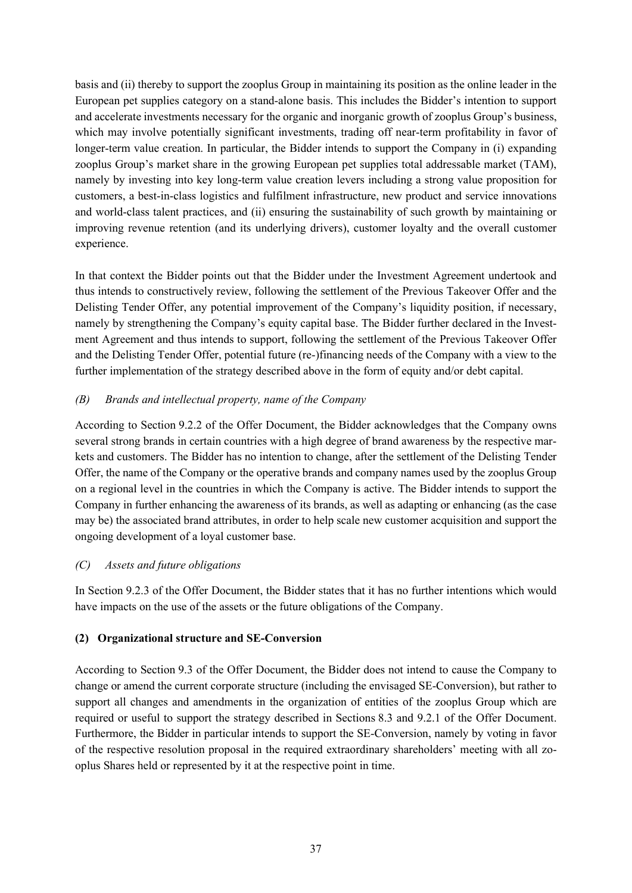basis and (ii) thereby to support the zooplus Group in maintaining its position as the online leader in the European pet supplies category on a stand-alone basis. This includes the Bidder's intention to support and accelerate investments necessary for the organic and inorganic growth of zooplus Group's business, which may involve potentially significant investments, trading off near-term profitability in favor of longer-term value creation. In particular, the Bidder intends to support the Company in (i) expanding zooplus Group's market share in the growing European pet supplies total addressable market (TAM), namely by investing into key long-term value creation levers including a strong value proposition for customers, a best-in-class logistics and fulfilment infrastructure, new product and service innovations and world-class talent practices, and (ii) ensuring the sustainability of such growth by maintaining or improving revenue retention (and its underlying drivers), customer loyalty and the overall customer experience.

In that context the Bidder points out that the Bidder under the Investment Agreement undertook and thus intends to constructively review, following the settlement of the Previous Takeover Offer and the Delisting Tender Offer, any potential improvement of the Company's liquidity position, if necessary, namely by strengthening the Company's equity capital base. The Bidder further declared in the Investment Agreement and thus intends to support, following the settlement of the Previous Takeover Offer and the Delisting Tender Offer, potential future (re-)financing needs of the Company with a view to the further implementation of the strategy described above in the form of equity and/or debt capital.

*(B) Brands and intellectual property, name of the Company*

According to Section 9.2.2 of the Offer Document, the Bidder acknowledges that the Company owns several strong brands in certain countries with a high degree of brand awareness by the respective markets and customers. The Bidder has no intention to change, after the settlement of the Delisting Tender Offer, the name of the Company or the operative brands and company names used by the zooplus Group on a regional level in the countries in which the Company is active. The Bidder intends to support the Company in further enhancing the awareness of its brands, as well as adapting or enhancing (as the case may be) the associated brand attributes, in order to help scale new customer acquisition and support the ongoing development of a loyal customer base.

*(C) Assets and future obligations*

In Section 9.2.3 of the Offer Document, the Bidder states that it has no further intentions which would have impacts on the use of the assets or the future obligations of the Company.

**(2) Organizational structure and SE-Conversion**

According to Section 9.3 of the Offer Document, the Bidder does not intend to cause the Company to change or amend the current corporate structure (including the envisaged SE-Conversion), but rather to support all changes and amendments in the organization of entities of the zooplus Group which are required or useful to support the strategy described in Sections 8.3 and 9.2.1 of the Offer Document. Furthermore, the Bidder in particular intends to support the SE-Conversion, namely by voting in favor of the respective resolution proposal in the required extraordinary shareholders' meeting with all zooplus Shares held or represented by it at the respective point in time.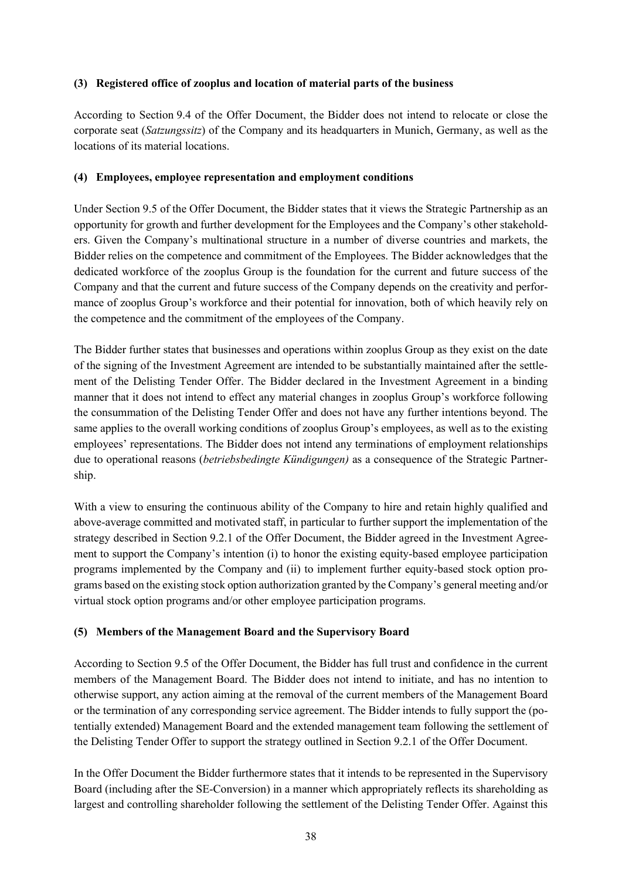**(3) Registered office of zooplus and location of material parts of the business**

According to Section 9.4 of the Offer Document, the Bidder does not intend to relocate or close the corporate seat (*Satzungssitz*) of the Company and its headquarters in Munich, Germany, as well as the locations of its material locations.

**(4) Employees, employee representation and employment conditions**

Under Section 9.5 of the Offer Document, the Bidder states that it views the Strategic Partnership as an opportunity for growth and further development for the Employees and the Company's other stakeholders. Given the Company's multinational structure in a number of diverse countries and markets, the Bidder relies on the competence and commitment of the Employees. The Bidder acknowledges that the dedicated workforce of the zooplus Group is the foundation for the current and future success of the Company and that the current and future success of the Company depends on the creativity and performance of zooplus Group's workforce and their potential for innovation, both of which heavily rely on the competence and the commitment of the employees of the Company.

The Bidder further states that businesses and operations within zooplus Group as they exist on the date of the signing of the Investment Agreement are intended to be substantially maintained after the settlement of the Delisting Tender Offer. The Bidder declared in the Investment Agreement in a binding manner that it does not intend to effect any material changes in zooplus Group's workforce following the consummation of the Delisting Tender Offer and does not have any further intentions beyond. The same applies to the overall working conditions of zooplus Group's employees, as well as to the existing employees' representations. The Bidder does not intend any terminations of employment relationships due to operational reasons (*betriebsbedingte Kündigungen)* as a consequence of the Strategic Partnership.

With a view to ensuring the continuous ability of the Company to hire and retain highly qualified and above-average committed and motivated staff, in particular to further support the implementation of the strategy described in Section 9.2.1 of the Offer Document, the Bidder agreed in the Investment Agreement to support the Company's intention (i) to honor the existing equity-based employee participation programs implemented by the Company and (ii) to implement further equity-based stock option programs based on the existing stock option authorization granted by the Company's general meeting and/or virtual stock option programs and/or other employee participation programs.

**(5) Members of the Management Board and the Supervisory Board**

According to Section 9.5 of the Offer Document, the Bidder has full trust and confidence in the current members of the Management Board. The Bidder does not intend to initiate, and has no intention to otherwise support, any action aiming at the removal of the current members of the Management Board or the termination of any corresponding service agreement. The Bidder intends to fully support the (potentially extended) Management Board and the extended management team following the settlement of the Delisting Tender Offer to support the strategy outlined in Section 9.2.1 of the Offer Document.

In the Offer Document the Bidder furthermore states that it intends to be represented in the Supervisory Board (including after the SE-Conversion) in a manner which appropriately reflects its shareholding as largest and controlling shareholder following the settlement of the Delisting Tender Offer. Against this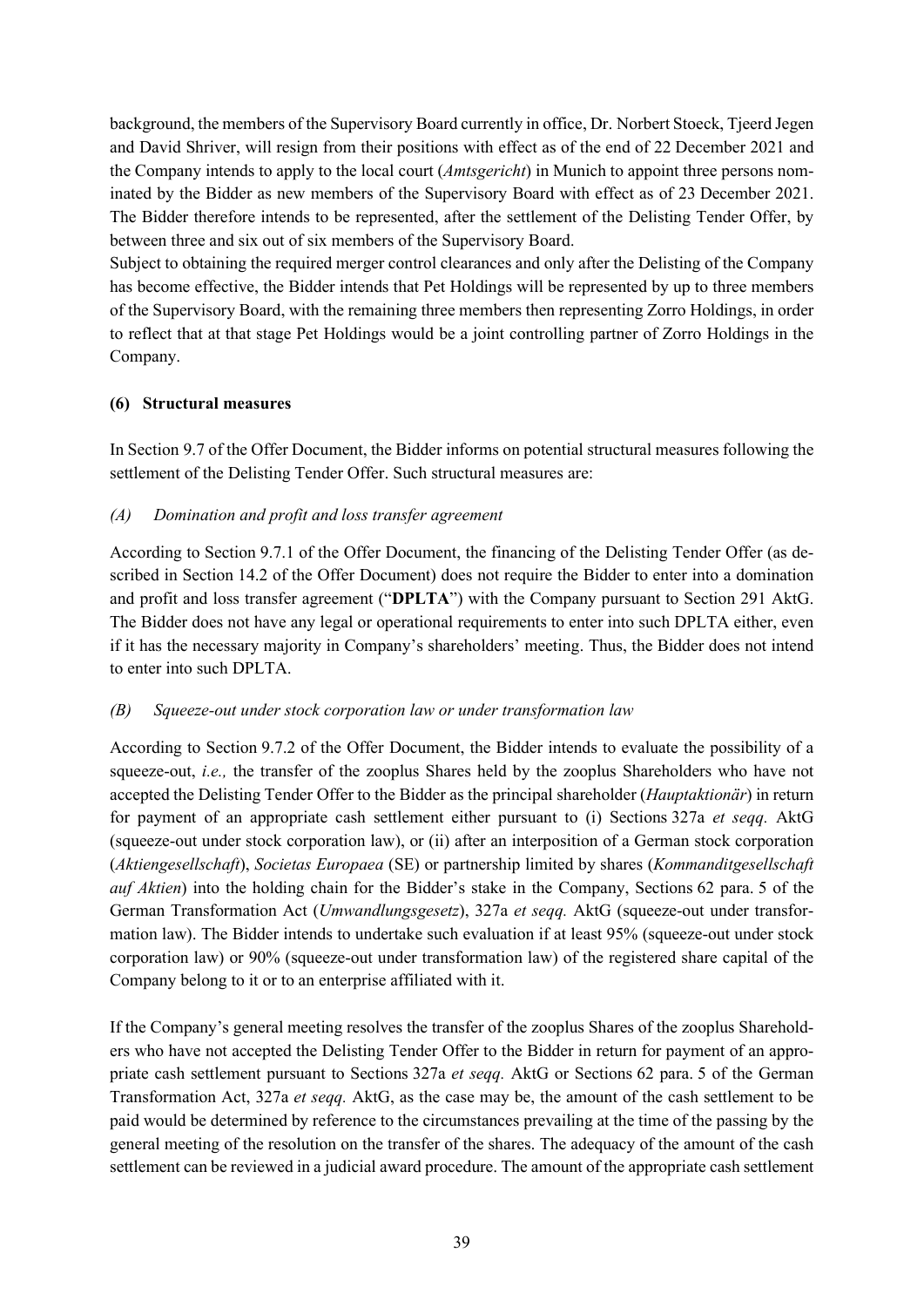background, the members of the Supervisory Board currently in office, Dr. Norbert Stoeck, Tjeerd Jegen and David Shriver, will resign from their positions with effect as of the end of 22 December 2021 and the Company intends to apply to the local court (*Amtsgericht*) in Munich to appoint three persons nominated by the Bidder as new members of the Supervisory Board with effect as of 23 December 2021. The Bidder therefore intends to be represented, after the settlement of the Delisting Tender Offer, by between three and six out of six members of the Supervisory Board.

Subject to obtaining the required merger control clearances and only after the Delisting of the Company has become effective, the Bidder intends that Pet Holdings will be represented by up to three members of the Supervisory Board, with the remaining three members then representing Zorro Holdings, in order to reflect that at that stage Pet Holdings would be a joint controlling partner of Zorro Holdings in the Company.

**(6) Structural measures**

In Section 9.7 of the Offer Document, the Bidder informs on potential structural measures following the settlement of the Delisting Tender Offer. Such structural measures are:

*(A) Domination and profit and loss transfer agreement*

According to Section 9.7.1 of the Offer Document, the financing of the Delisting Tender Offer (as described in Section 14.2 of the Offer Document) does not require the Bidder to enter into a domination and profit and loss transfer agreement ("**DPLTA**") with the Company pursuant to Section 291 AktG. The Bidder does not have any legal or operational requirements to enter into such DPLTA either, even if it has the necessary majority in Company's shareholders' meeting. Thus, the Bidder does not intend to enter into such DPLTA.

*(B) Squeeze-out under stock corporation law or under transformation law*

According to Section 9.7.2 of the Offer Document, the Bidder intends to evaluate the possibility of a squeeze-out, *i.e.,* the transfer of the zooplus Shares held by the zooplus Shareholders who have not accepted the Delisting Tender Offer to the Bidder as the principal shareholder (*Hauptaktionär*) in return for payment of an appropriate cash settlement either pursuant to (i) Sections 327a *et seqq.* AktG (squeeze-out under stock corporation law), or (ii) after an interposition of a German stock corporation (*Aktiengesellschaft*), *Societas Europaea* (SE) or partnership limited by shares (*Kommanditgesellschaft auf Aktien*) into the holding chain for the Bidder's stake in the Company, Sections 62 para. 5 of the German Transformation Act (*Umwandlungsgesetz*), 327a *et seqq.* AktG (squeeze-out under transformation law). The Bidder intends to undertake such evaluation if at least 95% (squeeze-out under stock corporation law) or 90% (squeeze-out under transformation law) of the registered share capital of the Company belong to it or to an enterprise affiliated with it.

If the Company's general meeting resolves the transfer of the zooplus Shares of the zooplus Shareholders who have not accepted the Delisting Tender Offer to the Bidder in return for payment of an appropriate cash settlement pursuant to Sections 327a *et seqq.* AktG or Sections 62 para. 5 of the German Transformation Act, 327a *et seqq.* AktG, as the case may be, the amount of the cash settlement to be paid would be determined by reference to the circumstances prevailing at the time of the passing by the general meeting of the resolution on the transfer of the shares. The adequacy of the amount of the cash settlement can be reviewed in a judicial award procedure. The amount of the appropriate cash settlement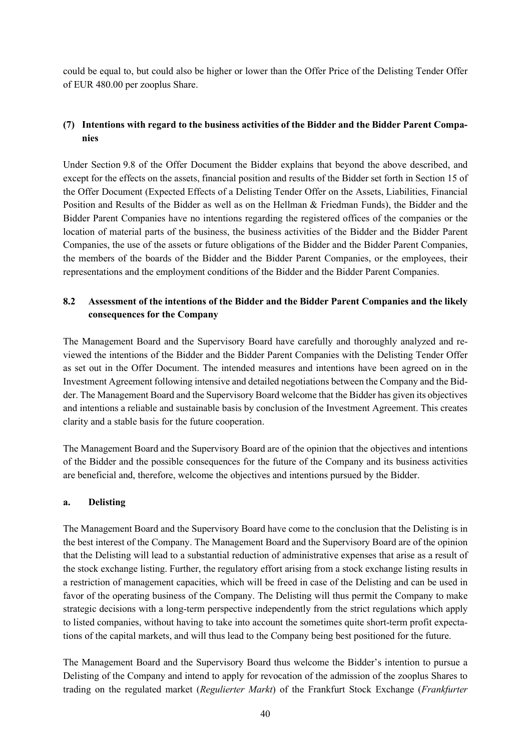could be equal to, but could also be higher or lower than the Offer Price of the Delisting Tender Offer of EUR 480.00 per zooplus Share.

### (7) Intentions with regard to the business activities of the Bidder and the Bidder Parent Companies

Under Section 9.8 of the Offer Document the Bidder explains that beyond the above described, and except for the effects on the assets, financial position and results of the Bidder set forth in Section 15 of the Offer Document (Expected Effects of a Delisting Tender Offer on the Assets, Liabilities, Financial Position and Results of the Bidder as well as on the Hellman & Friedman Funds), the Bidder and the Bidder Parent Companies have no intentions regarding the registered offices of the companies or the location of material parts of the business, the business activities of the Bidder and the Bidder Parent Companies, the use of the assets or future obligations of the Bidder and the Bidder Parent Companies, the members of the boards of the Bidder and the Bidder Parent Companies, or the employees, their representations and the employment conditions of the Bidder and the Bidder Parent Companies.

## 8.2 Assessment of the intentions of the Bidder and the Bidder Parent Companies and the likely consequences for the Company

The Management Board and the Supervisory Board have carefully and thoroughly analyzed and reviewed the intentions of the Bidder and the Bidder Parent Companies with the Delisting Tender Offer as set out in the Offer Document. The intended measures and intentions have been agreed on in the Investment Agreement following intensive and detailed negotiations between the Company and the Bidder. The Management Board and the Supervisory Board welcome that the Bidder has given its objectives and intentions a reliable and sustainable basis by conclusion of the Investment Agreement. This creates clarity and a stable basis for the future cooperation.

The Management Board and the Supervisory Board are of the opinion that the objectives and intentions of the Bidder and the possible consequences for the future of the Company and its business activities are beneficial and, therefore, welcome the objectives and intentions pursued by the Bidder.

### a. Delisting

The Management Board and the Supervisory Board have come to the conclusion that the Delisting is in the best interest of the Company. The Management Board and the Supervisory Board are of the opinion that the Delisting will lead to a substantial reduction of administrative expenses that arise as a result of the stock exchange listing. Further, the regulatory effort arising from a stock exchange listing results in a restriction of management capacities, which will be freed in case of the Delisting and can be used in favor of the operating business of the Company. The Delisting will thus permit the Company to make strategic decisions with a long-term perspective independently from the strict regulations which apply to listed companies, without having to take into account the sometimes quite short-term profit expectations of the capital markets, and will thus lead to the Company being best positioned for the future.

The Management Board and the Supervisory Board thus welcome the Bidder's intention to pursue a Delisting of the Company and intend to apply for revocation of the admission of the zooplus Shares to trading on the regulated market (*Regulierter Markt*) of the Frankfurt Stock Exchange (*Frankfurter*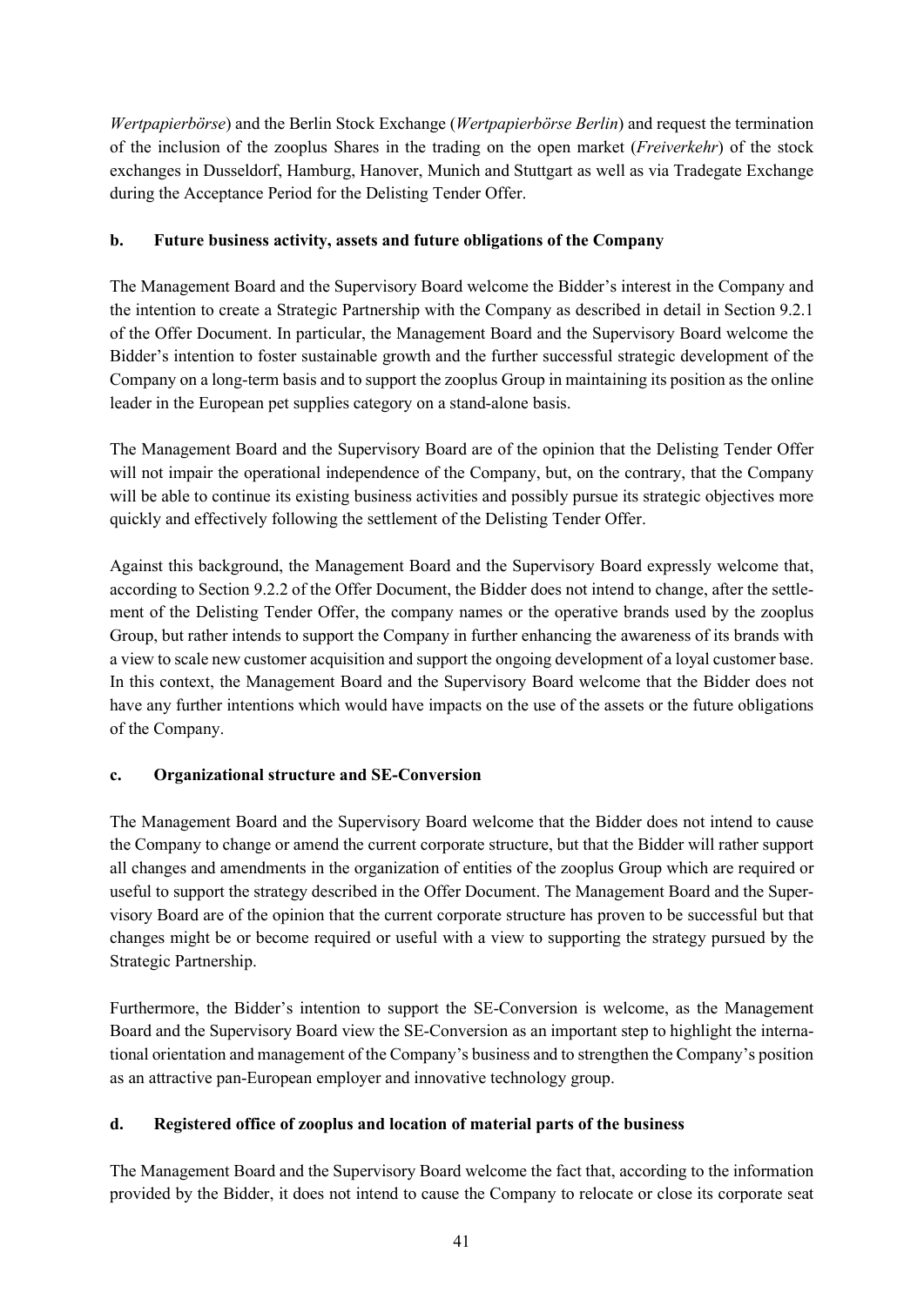*Wertpapierbörse*) and the Berlin Stock Exchange (*Wertpapierbörse Berlin*) and request the termination of the inclusion of the zooplus Shares in the trading on the open market (*Freiverkehr*) of the stock exchanges in Dusseldorf, Hamburg, Hanover, Munich and Stuttgart as well as via Tradegate Exchange during the Acceptance Period for the Delisting Tender Offer.

**b. Future business activity, assets and future obligations of the Company**

The Management Board and the Supervisory Board welcome the Bidder's interest in the Company and the intention to create a Strategic Partnership with the Company as described in detail in Section 9.2.1 of the Offer Document. In particular, the Management Board and the Supervisory Board welcome the Bidder's intention to foster sustainable growth and the further successful strategic development of the Company on a long-term basis and to support the zooplus Group in maintaining its position as the online leader in the European pet supplies category on a stand-alone basis.

The Management Board and the Supervisory Board are of the opinion that the Delisting Tender Offer will not impair the operational independence of the Company, but, on the contrary, that the Company will be able to continue its existing business activities and possibly pursue its strategic objectives more quickly and effectively following the settlement of the Delisting Tender Offer.

Against this background, the Management Board and the Supervisory Board expressly welcome that, according to Section 9.2.2 of the Offer Document, the Bidder does not intend to change, after the settlement of the Delisting Tender Offer, the company names or the operative brands used by the zooplus Group, but rather intends to support the Company in further enhancing the awareness of its brands with a view to scale new customer acquisition and support the ongoing development of a loyal customer base. In this context, the Management Board and the Supervisory Board welcome that the Bidder does not have any further intentions which would have impacts on the use of the assets or the future obligations of the Company.

**c. Organizational structure and SE-Conversion**

The Management Board and the Supervisory Board welcome that the Bidder does not intend to cause the Company to change or amend the current corporate structure, but that the Bidder will rather support all changes and amendments in the organization of entities of the zooplus Group which are required or useful to support the strategy described in the Offer Document. The Management Board and the Supervisory Board are of the opinion that the current corporate structure has proven to be successful but that changes might be or become required or useful with a view to supporting the strategy pursued by the Strategic Partnership.

Furthermore, the Bidder's intention to support the SE-Conversion is welcome, as the Management Board and the Supervisory Board view the SE-Conversion as an important step to highlight the international orientation and management of the Company's business and to strengthen the Company's position as an attractive pan-European employer and innovative technology group.

**d. Registered office of zooplus and location of material parts of the business**

The Management Board and the Supervisory Board welcome the fact that, according to the information provided by the Bidder, it does not intend to cause the Company to relocate or close its corporate seat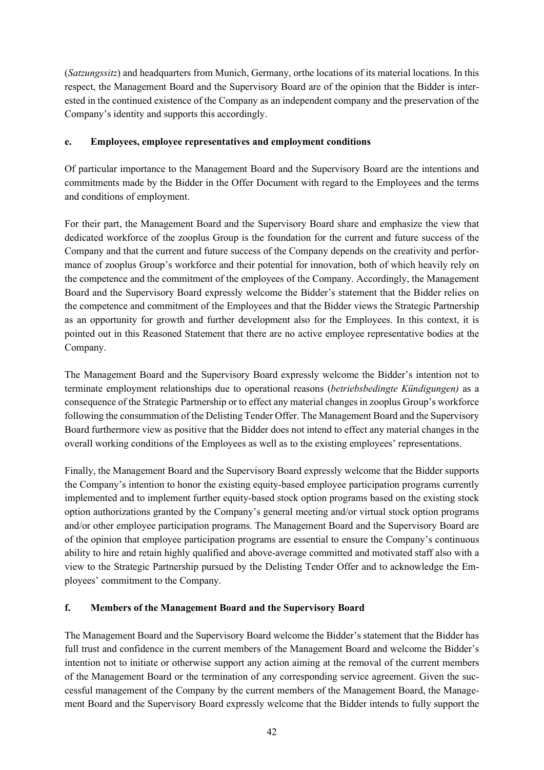(*Satzungssitz*) and headquarters from Munich, Germany, orthe locations of its material locations. In this respect, the Management Board and the Supervisory Board are of the opinion that the Bidder is interested in the continued existence of the Company as an independent company and the preservation of the Company's identity and supports this accordingly.

### e. Employees, employee representatives and employment conditions

Of particular importance to the Management Board and the Supervisory Board are the intentions and commitments made by the Bidder in the Offer Document with regard to the Employees and the terms and conditions of employment.

For their part, the Management Board and the Supervisory Board share and emphasize the view that dedicated workforce of the zooplus Group is the foundation for the current and future success of the Company and that the current and future success of the Company depends on the creativity and performance of zooplus Group's workforce and their potential for innovation, both of which heavily rely on the competence and the commitment of the employees of the Company. Accordingly, the Management Board and the Supervisory Board expressly welcome the Bidder's statement that the Bidder relies on the competence and commitment of the Employees and that the Bidder views the Strategic Partnership as an opportunity for growth and further development also for the Employees. In this context, it is pointed out in this Reasoned Statement that there are no active employee representative bodies at the Company.

The Management Board and the Supervisory Board expressly welcome the Bidder's intention not to terminate employment relationships due to operational reasons (*betriebsbedingte Kündigungen)* as a consequence of the Strategic Partnership or to effect any material changes in zooplus Group's workforce following the consummation of the Delisting Tender Offer. The Management Board and the Supervisory Board furthermore view as positive that the Bidder does not intend to effect any material changes in the overall working conditions of the Employees as well as to the existing employees' representations.

Finally, the Management Board and the Supervisory Board expressly welcome that the Bidder supports the Company's intention to honor the existing equity-based employee participation programs currently implemented and to implement further equity-based stock option programs based on the existing stock option authorizations granted by the Company's general meeting and/or virtual stock option programs and/or other employee participation programs. The Management Board and the Supervisory Board are of the opinion that employee participation programs are essential to ensure the Company's continuous ability to hire and retain highly qualified and above-average committed and motivated staff also with a view to the Strategic Partnership pursued by the Delisting Tender Offer and to acknowledge the Employees' commitment to the Company.

### f. Members of the Management Board and the Supervisory Board

The Management Board and the Supervisory Board welcome the Bidder's statement that the Bidder has full trust and confidence in the current members of the Management Board and welcome the Bidder's intention not to initiate or otherwise support any action aiming at the removal of the current members of the Management Board or the termination of any corresponding service agreement. Given the successful management of the Company by the current members of the Management Board, the Management Board and the Supervisory Board expressly welcome that the Bidder intends to fully support the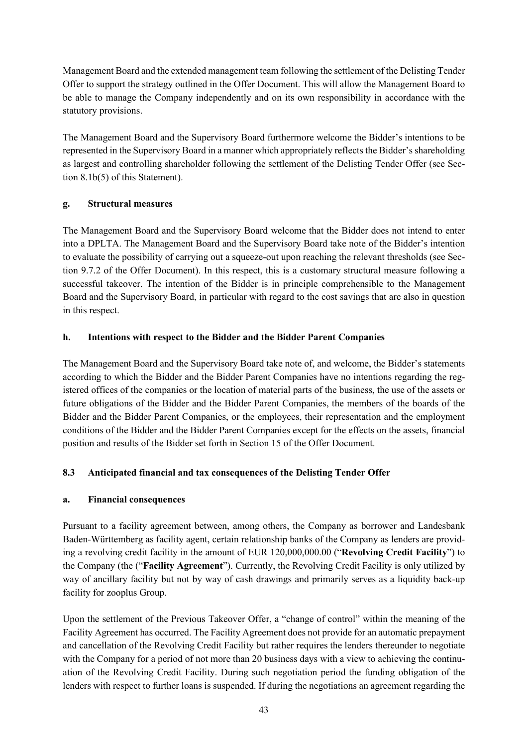Management Board and the extended management team following the settlement of the Delisting Tender Offer to support the strategy outlined in the Offer Document. This will allow the Management Board to be able to manage the Company independently and on its own responsibility in accordance with the statutory provisions.

The Management Board and the Supervisory Board furthermore welcome the Bidder's intentions to be represented in the Supervisory Board in a manner which appropriately reflects the Bidder's shareholding as largest and controlling shareholder following the settlement of the Delisting Tender Offer (see Section 8.1b(5) of this Statement).

#### g. Structural measures

The Management Board and the Supervisory Board welcome that the Bidder does not intend to enter into a DPLTA. The Management Board and the Supervisory Board take note of the Bidder's intention to evaluate the possibility of carrying out a squeeze-out upon reaching the relevant thresholds (see Section 9.7.2 of the Offer Document). In this respect, this is a customary structural measure following a successful takeover. The intention of the Bidder is in principle comprehensible to the Management Board and the Supervisory Board, in particular with regard to the cost savings that are also in question in this respect.

#### h. Intentions with respect to the Bidder and the Bidder Parent Companies

The Management Board and the Supervisory Board take note of, and welcome, the Bidder's statements according to which the Bidder and the Bidder Parent Companies have no intentions regarding the registered offices of the companies or the location of material parts of the business, the use of the assets or future obligations of the Bidder and the Bidder Parent Companies, the members of the boards of the Bidder and the Bidder Parent Companies, or the employees, their representation and the employment conditions of the Bidder and the Bidder Parent Companies except for the effects on the assets, financial position and results of the Bidder set forth in Section 15 of the Offer Document.

### 8.3 Anticipated financial and tax consequences of the Delisting Tender Offer

#### a. Financial consequences

Pursuant to a facility agreement between, among others, the Company as borrower and Landesbank Baden-Württemberg as facility agent, certain relationship banks of the Company as lenders are providing a revolving credit facility in the amount of EUR 120,000,000.00 ("**Revolving Credit Facility**") to the Company (the ("**Facility Agreement**"). Currently, the Revolving Credit Facility is only utilized by way of ancillary facility but not by way of cash drawings and primarily serves as a liquidity back-up facility for zooplus Group.

Upon the settlement of the Previous Takeover Offer, a "change of control" within the meaning of the Facility Agreement has occurred. The Facility Agreement does not provide for an automatic prepayment and cancellation of the Revolving Credit Facility but rather requires the lenders thereunder to negotiate with the Company for a period of not more than 20 business days with a view to achieving the continuation of the Revolving Credit Facility. During such negotiation period the funding obligation of the lenders with respect to further loans is suspended. If during the negotiations an agreement regarding the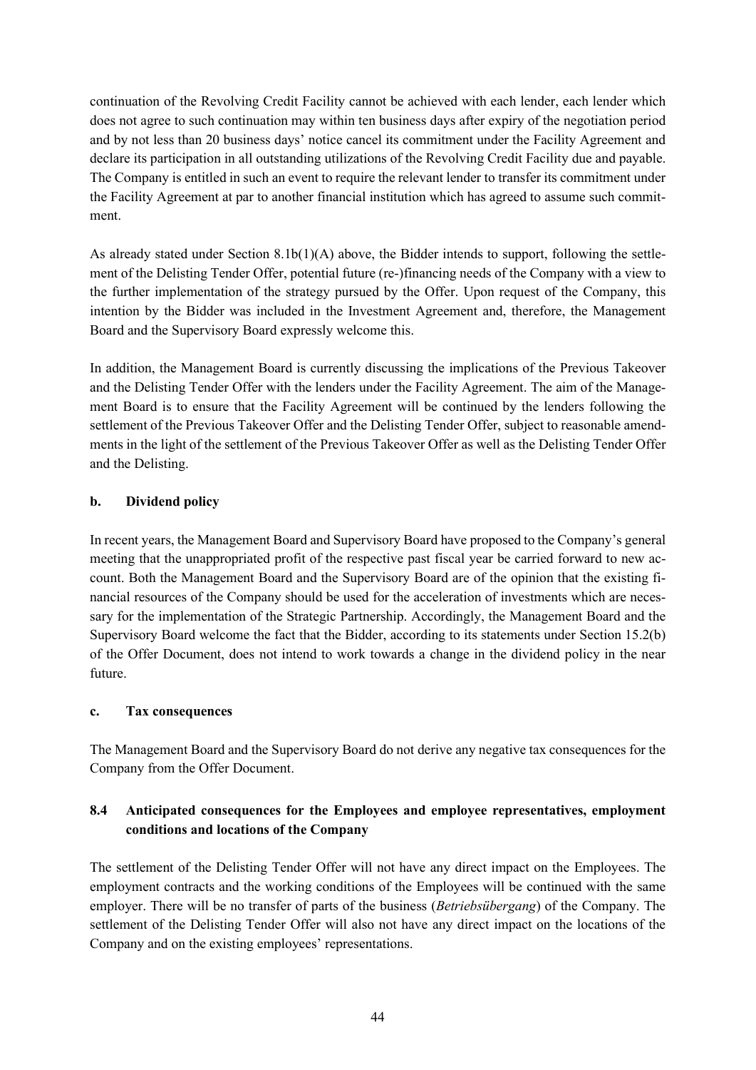continuation of the Revolving Credit Facility cannot be achieved with each lender, each lender which does not agree to such continuation may within ten business days after expiry of the negotiation period and by not less than 20 business days' notice cancel its commitment under the Facility Agreement and declare its participation in all outstanding utilizations of the Revolving Credit Facility due and payable. The Company is entitled in such an event to require the relevant lender to transfer its commitment under the Facility Agreement at par to another financial institution which has agreed to assume such commitment.

As already stated under Section 8.1b(1)(A) above, the Bidder intends to support, following the settlement of the Delisting Tender Offer, potential future (re-)financing needs of the Company with a view to the further implementation of the strategy pursued by the Offer. Upon request of the Company, this intention by the Bidder was included in the Investment Agreement and, therefore, the Management Board and the Supervisory Board expressly welcome this.

In addition, the Management Board is currently discussing the implications of the Previous Takeover and the Delisting Tender Offer with the lenders under the Facility Agreement. The aim of the Management Board is to ensure that the Facility Agreement will be continued by the lenders following the settlement of the Previous Takeover Offer and the Delisting Tender Offer, subject to reasonable amendments in the light of the settlement of the Previous Takeover Offer as well as the Delisting Tender Offer and the Delisting.

### b. Dividend policy

In recent years, the Management Board and Supervisory Board have proposed to the Company's general meeting that the unappropriated profit of the respective past fiscal year be carried forward to new account. Both the Management Board and the Supervisory Board are of the opinion that the existing financial resources of the Company should be used for the acceleration of investments which are necessary for the implementation of the Strategic Partnership. Accordingly, the Management Board and the Supervisory Board welcome the fact that the Bidder, according to its statements under Section 15.2(b) of the Offer Document, does not intend to work towards a change in the dividend policy in the near future.

### c. Tax consequences

The Management Board and the Supervisory Board do not derive any negative tax consequences for the Company from the Offer Document.

## 8.4 Anticipated consequences for the Employees and employee representatives, employment conditions and locations of the Company

The settlement of the Delisting Tender Offer will not have any direct impact on the Employees. The employment contracts and the working conditions of the Employees will be continued with the same employer. There will be no transfer of parts of the business (*Betriebsübergang*) of the Company. The settlement of the Delisting Tender Offer will also not have any direct impact on the locations of the Company and on the existing employees' representations.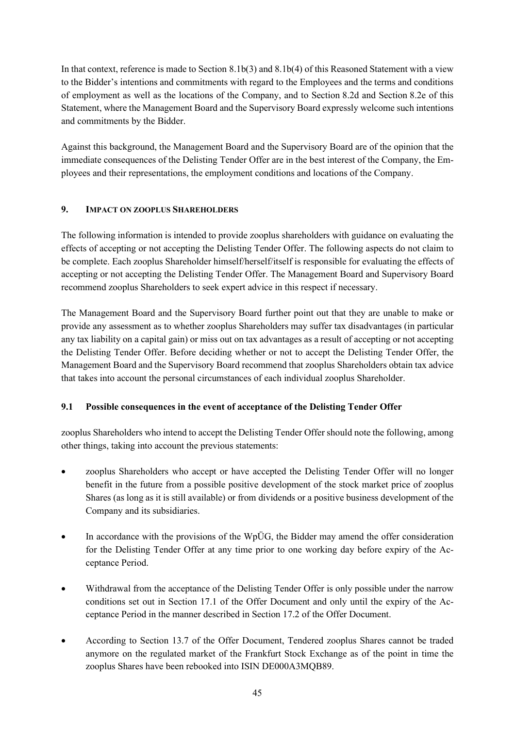In that context, reference is made to Section 8.1b(3) and 8.1b(4) of this Reasoned Statement with a view to the Bidder's intentions and commitments with regard to the Employees and the terms and conditions of employment as well as the locations of the Company, and to Section 8.2d and Section 8.2e of this Statement, where the Management Board and the Supervisory Board expressly welcome such intentions and commitments by the Bidder.

Against this background, the Management Board and the Supervisory Board are of the opinion that the immediate consequences of the Delisting Tender Offer are in the best interest of the Company, the Employees and their representations, the employment conditions and locations of the Company.

## 9. IMPACT ON ZOOPLUS SHAREHOLDERS

The following information is intended to provide zooplus shareholders with guidance on evaluating the effects of accepting or not accepting the Delisting Tender Offer. The following aspects do not claim to be complete. Each zooplus Shareholder himself/herself/itself is responsible for evaluating the effects of accepting or not accepting the Delisting Tender Offer. The Management Board and Supervisory Board recommend zooplus Shareholders to seek expert advice in this respect if necessary.

The Management Board and the Supervisory Board further point out that they are unable to make or provide any assessment as to whether zooplus Shareholders may suffer tax disadvantages (in particular any tax liability on a capital gain) or miss out on tax advantages as a result of accepting or not accepting the Delisting Tender Offer. Before deciding whether or not to accept the Delisting Tender Offer, the Management Board and the Supervisory Board recommend that zooplus Shareholders obtain tax advice that takes into account the personal circumstances of each individual zooplus Shareholder.

### 9.1 Possible consequences in the event of acceptance of the Delisting Tender Offer

zooplus Shareholders who intend to accept the Delisting Tender Offer should note the following, among other things, taking into account the previous statements:

- zooplus Shareholders who accept or have accepted the Delisting Tender Offer will no longer benefit in the future from a possible positive development of the stock market price of zooplus Shares (as long as it is still available) or from dividends or a positive business development of the Company and its subsidiaries.
- In accordance with the provisions of the WpÜG, the Bidder may amend the offer consideration for the Delisting Tender Offer at any time prior to one working day before expiry of the Acceptance Period.
- Withdrawal from the acceptance of the Delisting Tender Offer is only possible under the narrow conditions set out in Section 17.1 of the Offer Document and only until the expiry of the Acceptance Period in the manner described in Section 17.2 of the Offer Document.
- According to Section 13.7 of the Offer Document, Tendered zooplus Shares cannot be traded anymore on the regulated market of the Frankfurt Stock Exchange as of the point in time the zooplus Shares have been rebooked into ISIN DE000A3MQB89.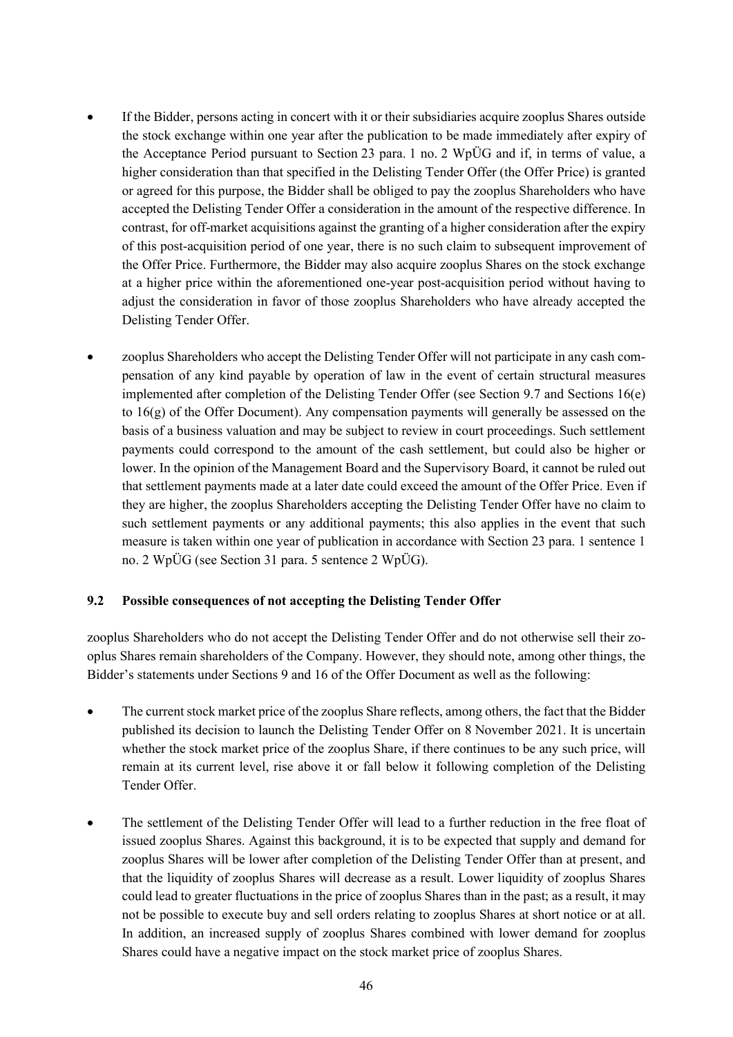- If the Bidder, persons acting in concert with it or their subsidiaries acquire zooplus Shares outside the stock exchange within one year after the publication to be made immediately after expiry of the Acceptance Period pursuant to Section 23 para. 1 no. 2 WpÜG and if, in terms of value, a higher consideration than that specified in the Delisting Tender Offer (the Offer Price) is granted or agreed for this purpose, the Bidder shall be obliged to pay the zooplus Shareholders who have accepted the Delisting Tender Offer a consideration in the amount of the respective difference. In contrast, for off-market acquisitions against the granting of a higher consideration after the expiry of this post-acquisition period of one year, there is no such claim to subsequent improvement of the Offer Price. Furthermore, the Bidder may also acquire zooplus Shares on the stock exchange at a higher price within the aforementioned one-year post-acquisition period without having to adjust the consideration in favor of those zooplus Shareholders who have already accepted the Delisting Tender Offer.

- zooplus Shareholders who accept the Delisting Tender Offer will not participate in any cash compensation of any kind payable by operation of law in the event of certain structural measures implemented after completion of the Delisting Tender Offer (see Section 9.7 and Sections 16(e) to 16(g) of the Offer Document). Any compensation payments will generally be assessed on the basis of a business valuation and may be subject to review in court proceedings. Such settlement payments could correspond to the amount of the cash settlement, but could also be higher or lower. In the opinion of the Management Board and the Supervisory Board, it cannot be ruled out that settlement payments made at a later date could exceed the amount of the Offer Price. Even if they are higher, the zooplus Shareholders accepting the Delisting Tender Offer have no claim to such settlement payments or any additional payments; this also applies in the event that such measure is taken within one year of publication in accordance with Section 23 para. 1 sentence 1 no. 2 WpÜG (see Section 31 para. 5 sentence 2 WpÜG).

### 9.2 Possible consequences of not accepting the Delisting Tender Offer

zooplus Shareholders who do not accept the Delisting Tender Offer and do not otherwise sell their zooplus Shares remain shareholders of the Company. However, they should note, among other things, the Bidder's statements under Sections 9 and 16 of the Offer Document as well as the following:

- The current stock market price of the zooplus Share reflects, among others, the fact that the Bidder published its decision to launch the Delisting Tender Offer on 8 November 2021. It is uncertain whether the stock market price of the zooplus Share, if there continues to be any such price, will remain at its current level, rise above it or fall below it following completion of the Delisting Tender Offer.

- The settlement of the Delisting Tender Offer will lead to a further reduction in the free float of issued zooplus Shares. Against this background, it is to be expected that supply and demand for zooplus Shares will be lower after completion of the Delisting Tender Offer than at present, and that the liquidity of zooplus Shares will decrease as a result. Lower liquidity of zooplus Shares could lead to greater fluctuations in the price of zooplus Shares than in the past; as a result, it may not be possible to execute buy and sell orders relating to zooplus Shares at short notice or at all. In addition, an increased supply of zooplus Shares combined with lower demand for zooplus Shares could have a negative impact on the stock market price of zooplus Shares.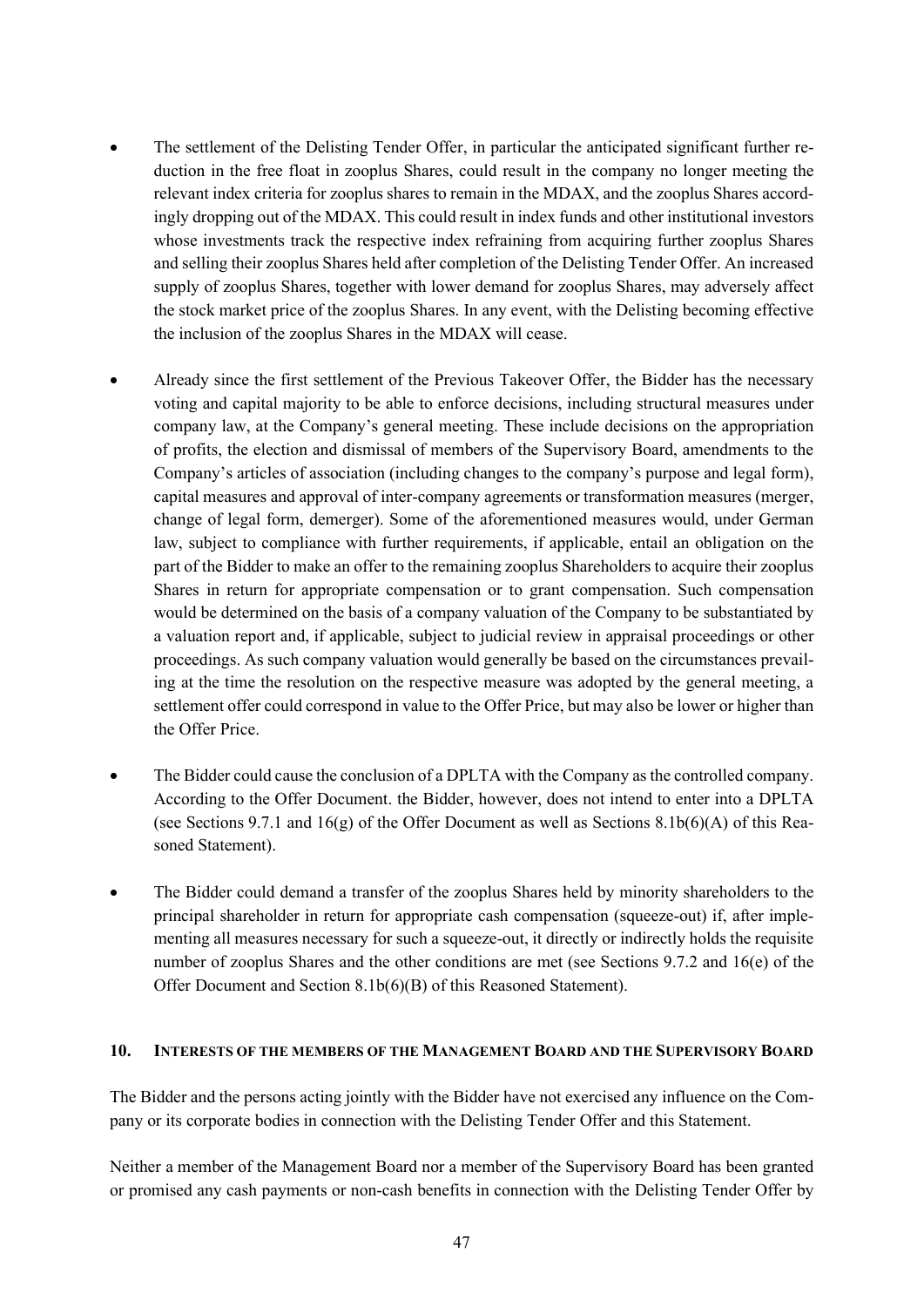- The settlement of the Delisting Tender Offer, in particular the anticipated significant further reduction in the free float in zooplus Shares, could result in the company no longer meeting the relevant index criteria for zooplus shares to remain in the MDAX, and the zooplus Shares accordingly dropping out of the MDAX. This could result in index funds and other institutional investors whose investments track the respective index refraining from acquiring further zooplus Shares and selling their zooplus Shares held after completion of the Delisting Tender Offer. An increased supply of zooplus Shares, together with lower demand for zooplus Shares, may adversely affect the stock market price of the zooplus Shares. In any event, with the Delisting becoming effective the inclusion of the zooplus Shares in the MDAX will cease.

- Already since the first settlement of the Previous Takeover Offer, the Bidder has the necessary voting and capital majority to be able to enforce decisions, including structural measures under company law, at the Company's general meeting. These include decisions on the appropriation of profits, the election and dismissal of members of the Supervisory Board, amendments to the Company's articles of association (including changes to the company's purpose and legal form), capital measures and approval of inter-company agreements or transformation measures (merger, change of legal form, demerger). Some of the aforementioned measures would, under German law, subject to compliance with further requirements, if applicable, entail an obligation on the part of the Bidder to make an offer to the remaining zooplus Shareholders to acquire their zooplus Shares in return for appropriate compensation or to grant compensation. Such compensation would be determined on the basis of a company valuation of the Company to be substantiated by a valuation report and, if applicable, subject to judicial review in appraisal proceedings or other proceedings. As such company valuation would generally be based on the circumstances prevailing at the time the resolution on the respective measure was adopted by the general meeting, a settlement offer could correspond in value to the Offer Price, but may also be lower or higher than the Offer Price.

- The Bidder could cause the conclusion of a DPLTA with the Company as the controlled company. According to the Offer Document. the Bidder, however, does not intend to enter into a DPLTA (see Sections 9.7.1 and 16(g) of the Offer Document as well as Sections 8.1b(6)(A) of this Reasoned Statement).

- The Bidder could demand a transfer of the zooplus Shares held by minority shareholders to the principal shareholder in return for appropriate cash compensation (squeeze-out) if, after implementing all measures necessary for such a squeeze-out, it directly or indirectly holds the requisite number of zooplus Shares and the other conditions are met (see Sections 9.7.2 and 16(e) of the Offer Document and Section 8.1b(6)(B) of this Reasoned Statement).

## 10. INTERESTS OF THE MEMBERS OF THE MANAGEMENT BOARD AND THE SUPERVISORY BOARD

The Bidder and the persons acting jointly with the Bidder have not exercised any influence on the Company or its corporate bodies in connection with the Delisting Tender Offer and this Statement.

Neither a member of the Management Board nor a member of the Supervisory Board has been granted or promised any cash payments or non-cash benefits in connection with the Delisting Tender Offer by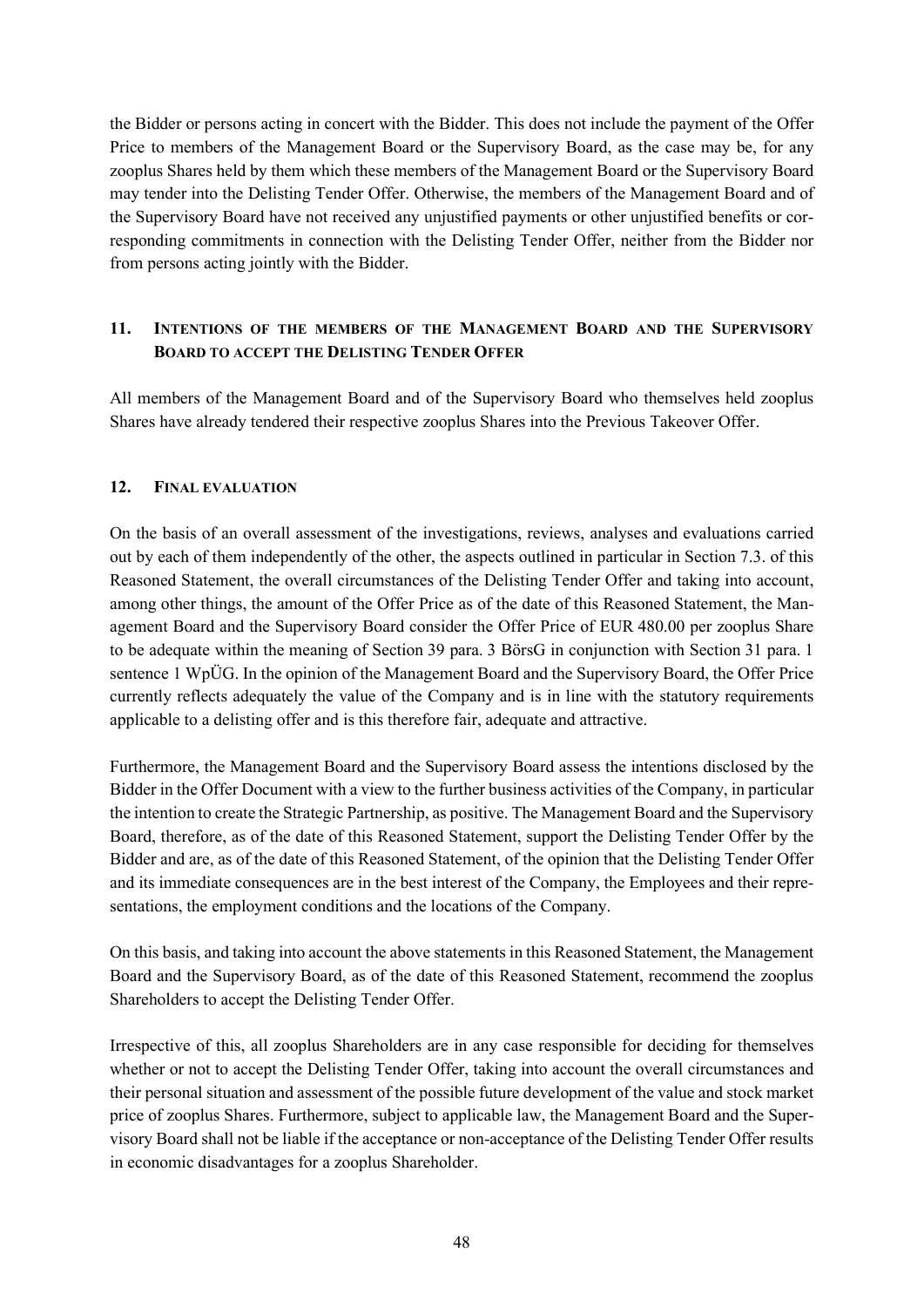the Bidder or persons acting in concert with the Bidder. This does not include the payment of the Offer Price to members of the Management Board or the Supervisory Board, as the case may be, for any zooplus Shares held by them which these members of the Management Board or the Supervisory Board may tender into the Delisting Tender Offer. Otherwise, the members of the Management Board and of the Supervisory Board have not received any unjustified payments or other unjustified benefits or corresponding commitments in connection with the Delisting Tender Offer, neither from the Bidder nor from persons acting jointly with the Bidder.

## 11. INTENTIONS OF THE MEMBERS OF THE MANAGEMENT BOARD AND THE SUPERVISORY BOARD TO ACCEPT THE DELISTING TENDER OFFER

All members of the Management Board and of the Supervisory Board who themselves held zooplus Shares have already tendered their respective zooplus Shares into the Previous Takeover Offer.

## 12. FINAL EVALUATION

On the basis of an overall assessment of the investigations, reviews, analyses and evaluations carried out by each of them independently of the other, the aspects outlined in particular in Section 7.3. of this Reasoned Statement, the overall circumstances of the Delisting Tender Offer and taking into account, among other things, the amount of the Offer Price as of the date of this Reasoned Statement, the Management Board and the Supervisory Board consider the Offer Price of EUR 480.00 per zooplus Share to be adequate within the meaning of Section 39 para. 3 BörsG in conjunction with Section 31 para. 1 sentence 1 WpÜG. In the opinion of the Management Board and the Supervisory Board, the Offer Price currently reflects adequately the value of the Company and is in line with the statutory requirements applicable to a delisting offer and is this therefore fair, adequate and attractive.

Furthermore, the Management Board and the Supervisory Board assess the intentions disclosed by the Bidder in the Offer Document with a view to the further business activities of the Company, in particular the intention to create the Strategic Partnership, as positive. The Management Board and the Supervisory Board, therefore, as of the date of this Reasoned Statement, support the Delisting Tender Offer by the Bidder and are, as of the date of this Reasoned Statement, of the opinion that the Delisting Tender Offer and its immediate consequences are in the best interest of the Company, the Employees and their representations, the employment conditions and the locations of the Company.

On this basis, and taking into account the above statements in this Reasoned Statement, the Management Board and the Supervisory Board, as of the date of this Reasoned Statement, recommend the zooplus Shareholders to accept the Delisting Tender Offer.

Irrespective of this, all zooplus Shareholders are in any case responsible for deciding for themselves whether or not to accept the Delisting Tender Offer, taking into account the overall circumstances and their personal situation and assessment of the possible future development of the value and stock market price of zooplus Shares. Furthermore, subject to applicable law, the Management Board and the Supervisory Board shall not be liable if the acceptance or non-acceptance of the Delisting Tender Offer results in economic disadvantages for a zooplus Shareholder.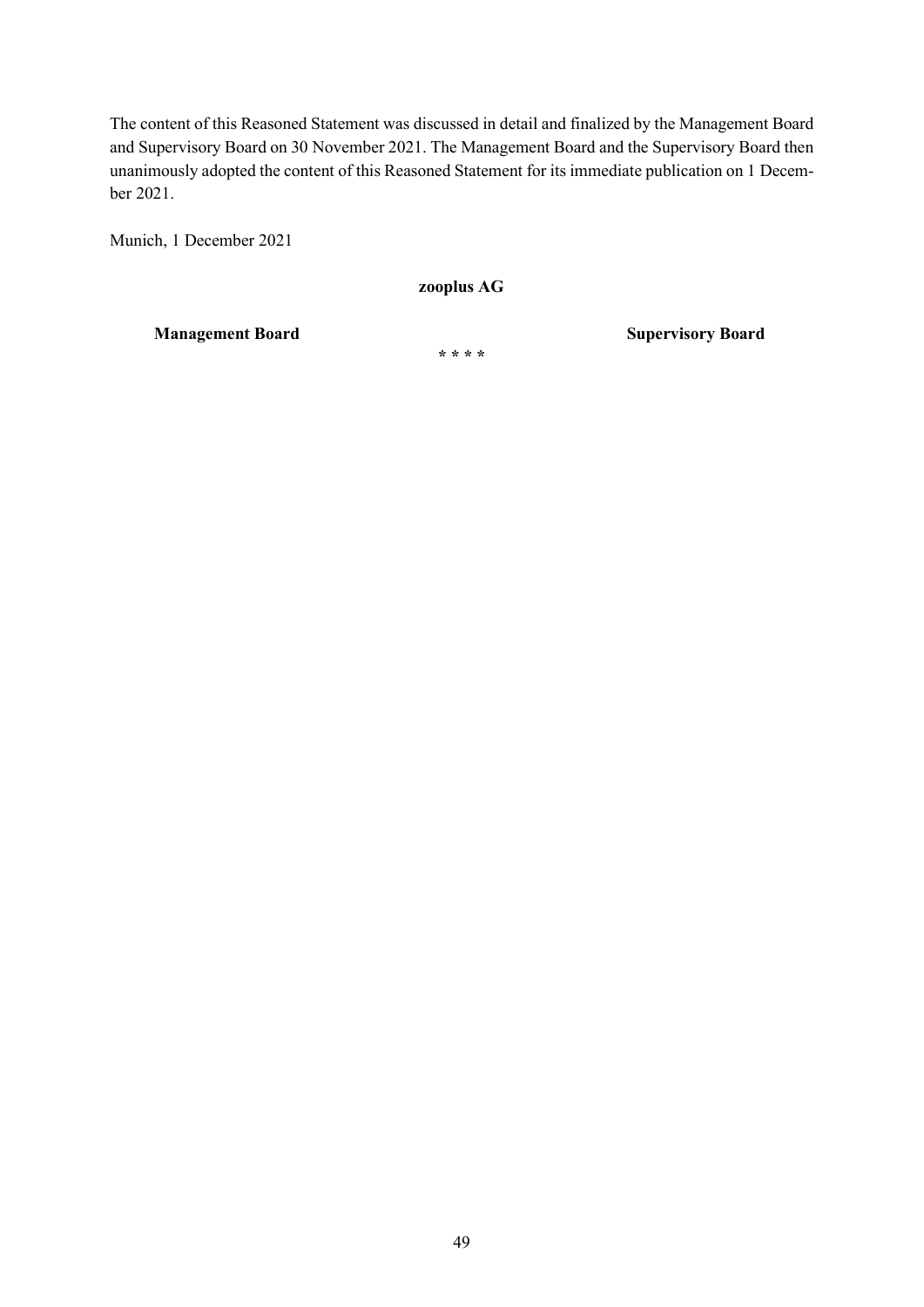The content of this Reasoned Statement was discussed in detail and finalized by the Management Board and Supervisory Board on 30 November 2021. The Management Board and the Supervisory Board then unanimously adopted the content of this Reasoned Statement for its immediate publication on 1 December 2021.

Munich, 1 December 2021

**zooplus AG**

| **Management Board** | **Supervisory Board** |
|---|---|

**\* \* \* \***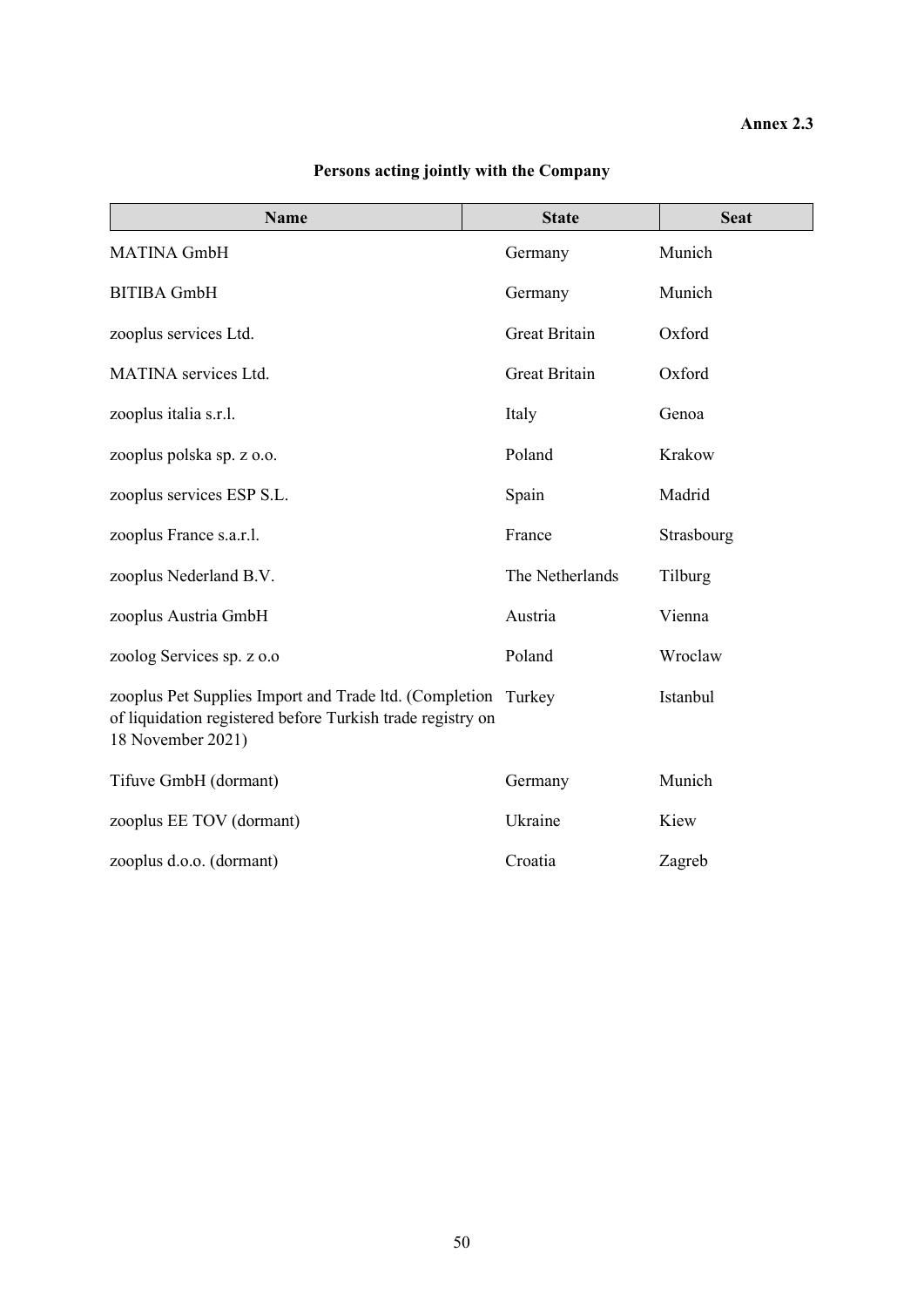**Annex 2.3**

## Persons acting jointly with the Company

| Name | State | Seat |
|---|---|---|
| MATINA GmbH | Germany | Munich |
| BITIBA GmbH | Germany | Munich |
| zooplus services Ltd. | Great Britain | Oxford |
| MATINA services Ltd. | Great Britain | Oxford |
| zooplus italia s.r.l. | Italy | Genoa |
| zooplus polska sp. z o.o. | Poland | Krakow |
| zooplus services ESP S.L. | Spain | Madrid |
| zooplus France s.a.r.l. | France | Strasbourg |
| zooplus Nederland B.V. | The Netherlands | Tilburg |
| zooplus Austria GmbH | Austria | Vienna |
| zoolog Services sp. z o.o | Poland | Wroclaw |
| zooplus Pet Supplies Import and Trade ltd. (Completion of liquidation registered before Turkish trade registry on 18 November 2021) | Turkey | Istanbul |
| Tifuve GmbH (dormant) | Germany | Munich |
| zooplus EE TOV (dormant) | Ukraine | Kiew |
| zooplus d.o.o. (dormant) | Croatia | Zagreb |